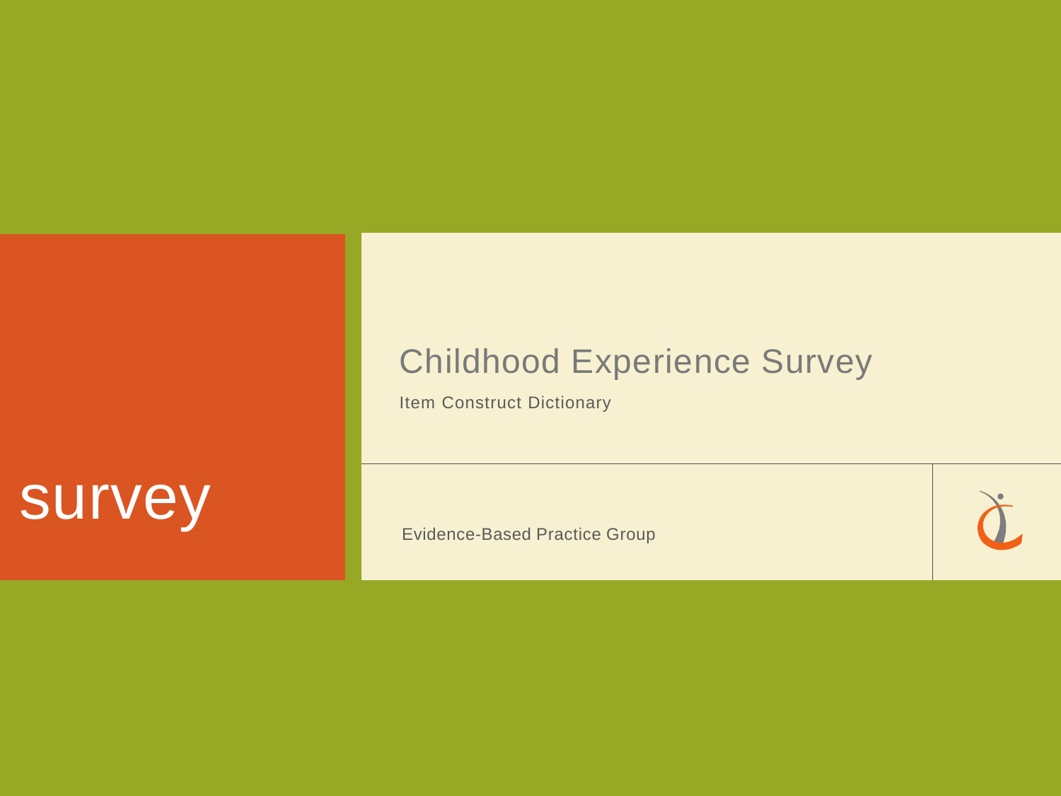survey

# Childhood Experience Survey

Item Construct Dictionary

Evidence-Based Practice Group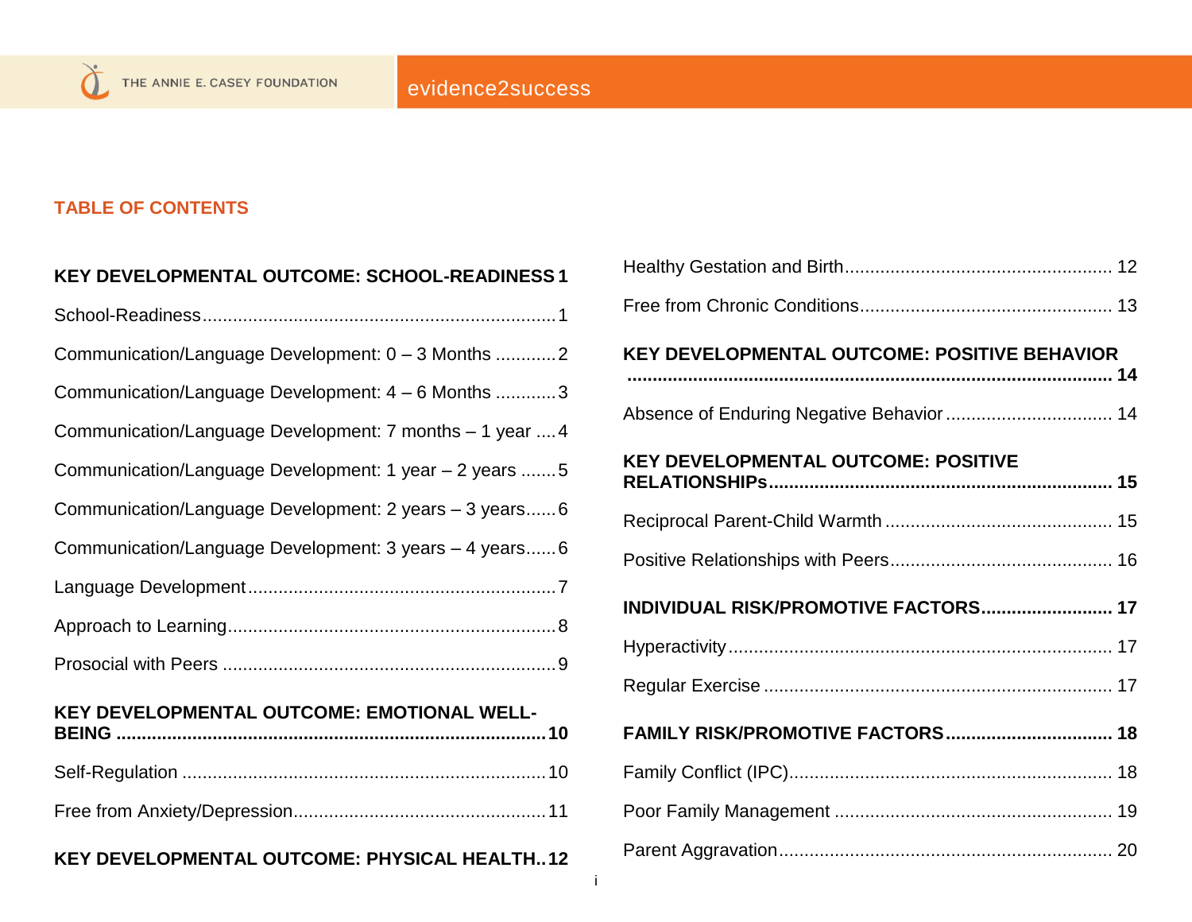## TABLE OF CONTENTS

**KEY DEVELOPMENTAL OUTCOME: SCHOOL-READINESS 1**

School-Readiness ..... 1

Communication/Language Development: 0 – 3 Months ..... 2

Communication/Language Development: 4 – 6 Months ..... 3

Communication/Language Development: 7 months – 1 year ..... 4

Communication/Language Development: 1 year – 2 years ..... 5

Communication/Language Development: 2 years – 3 years ..... 6

Communication/Language Development: 3 years – 4 years ..... 6

Language Development ..... 7

Approach to Learning ..... 8

Prosocial with Peers ..... 9

**KEY DEVELOPMENTAL OUTCOME: EMOTIONAL WELL-BEING ..... 10**

Self-Regulation ..... 10

Free from Anxiety/Depression ..... 11

**KEY DEVELOPMENTAL OUTCOME: PHYSICAL HEALTH ..... 12**

Healthy Gestation and Birth ..... 12

Free from Chronic Conditions ..... 13

**KEY DEVELOPMENTAL OUTCOME: POSITIVE BEHAVIOR ..... 14**

Absence of Enduring Negative Behavior ..... 14

**KEY DEVELOPMENTAL OUTCOME: POSITIVE RELATIONSHIPs ..... 15**

Reciprocal Parent-Child Warmth ..... 15

Positive Relationships with Peers ..... 16

**INDIVIDUAL RISK/PROMOTIVE FACTORS ..... 17**

Hyperactivity ..... 17

Regular Exercise ..... 17

**FAMILY RISK/PROMOTIVE FACTORS ..... 18**

Family Conflict (IPC) ..... 18

Poor Family Management ..... 19

Parent Aggravation ..... 20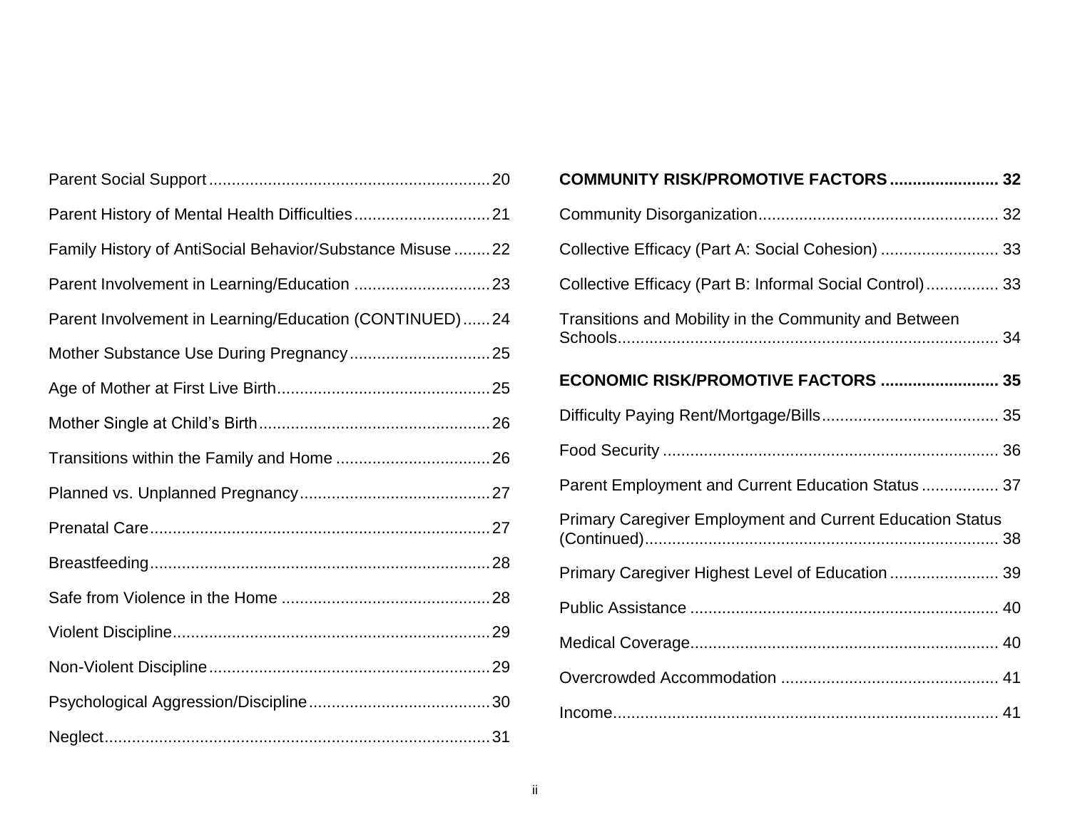Parent Social Support ............................................................ 20

Parent History of Mental Health Difficulties ............................. 21

Family History of AntiSocial Behavior/Substance Misuse ........ 22

Parent Involvement in Learning/Education .............................. 23

Parent Involvement in Learning/Education (CONTINUED) ...... 24

Mother Substance Use During Pregnancy ............................... 25

Age of Mother at First Live Birth .............................................. 25

Mother Single at Child's Birth .................................................. 26

Transitions within the Family and Home .................................. 26

Planned vs. Unplanned Pregnancy .......................................... 27

Prenatal Care .......................................................................... 27

Breastfeeding .......................................................................... 28

Safe from Violence in the Home .............................................. 28

Violent Discipline ..................................................................... 29

Non-Violent Discipline ............................................................. 29

Psychological Aggression/Discipline ........................................ 30

Neglect .................................................................................... 31

**COMMUNITY RISK/PROMOTIVE FACTORS ....................... 32**

Community Disorganization .................................................... 32

Collective Efficacy (Part A: Social Cohesion) .......................... 33

Collective Efficacy (Part B: Informal Social Control) ................ 33

Transitions and Mobility in the Community and Between Schools ................................................................................... 34

**ECONOMIC RISK/PROMOTIVE FACTORS .......................... 35**

Difficulty Paying Rent/Mortgage/Bills ...................................... 35

Food Security ......................................................................... 36

Parent Employment and Current Education Status ................. 37

Primary Caregiver Employment and Current Education Status (Continued) ............................................................................ 38

Primary Caregiver Highest Level of Education ........................ 39

Public Assistance ................................................................... 40

Medical Coverage ................................................................... 40

Overcrowded Accommodation ............................................... 41

Income .................................................................................... 41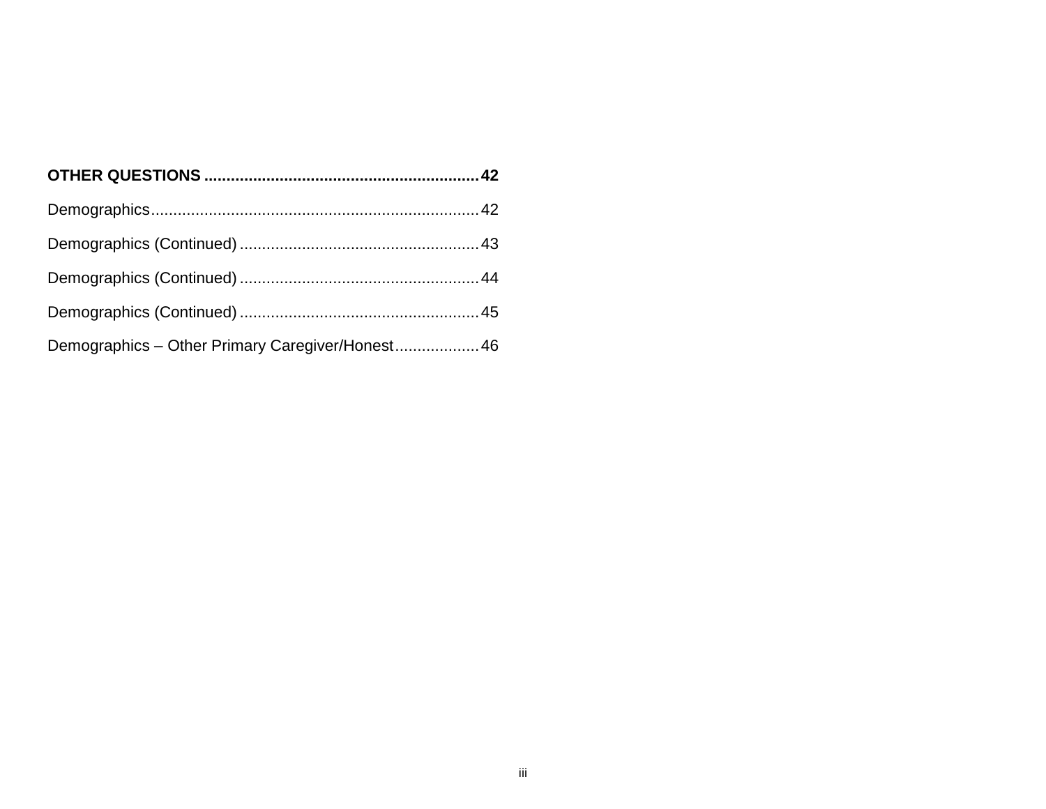**OTHER QUESTIONS ............................................................. 42**

Demographics......................................................................... 42

Demographics (Continued) ...................................................... 43

Demographics (Continued) ...................................................... 44

Demographics (Continued) ...................................................... 45

Demographics – Other Primary Caregiver/Honest ................... 46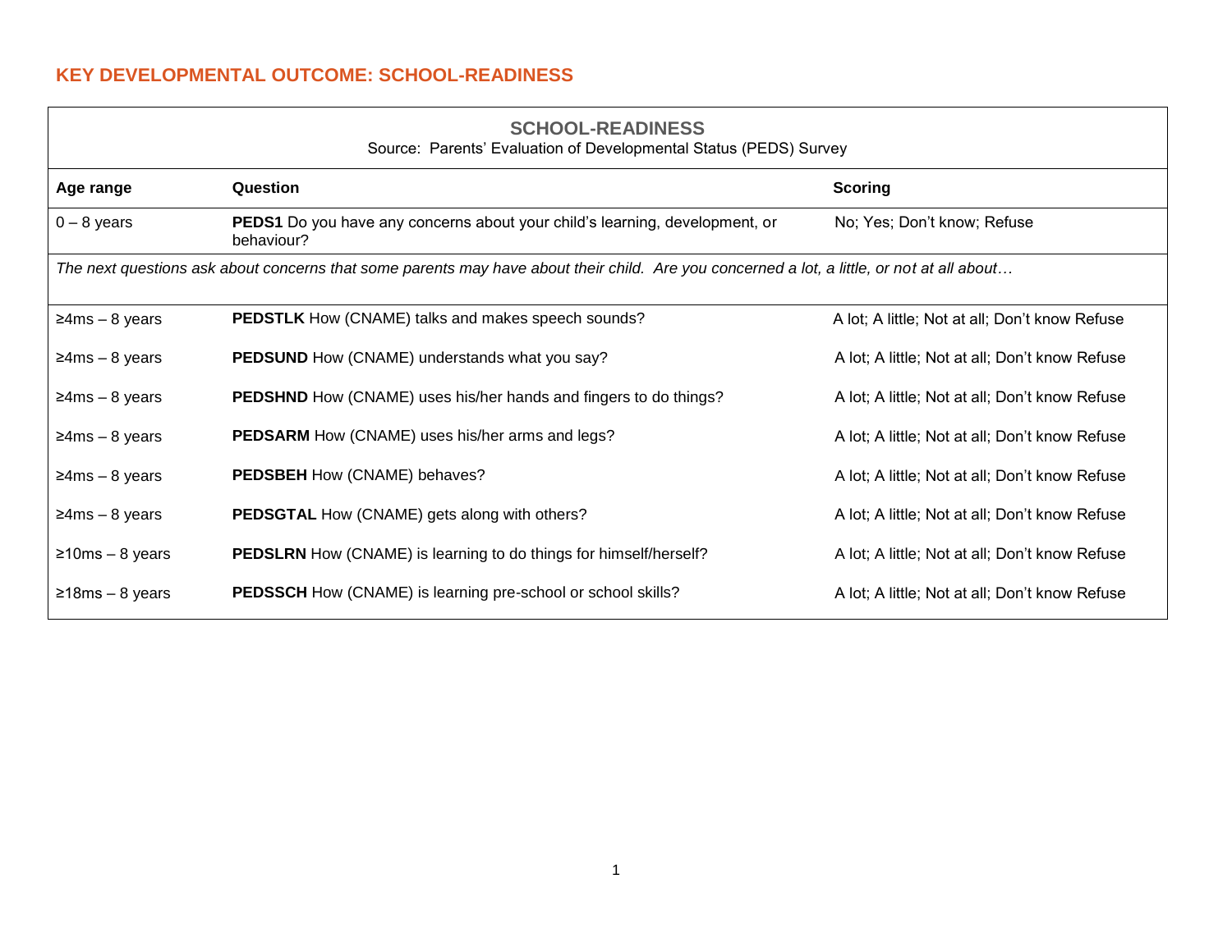## KEY DEVELOPMENTAL OUTCOME: SCHOOL-READINESS

| SCHOOL-READINESS<br>Source: Parents' Evaluation of Developmental Status (PEDS) Survey | | |
|---|---|---|
| **Age range** | **Question** | **Scoring** |
| 0 – 8 years | **PEDS1** Do you have any concerns about your child's learning, development, or behaviour? | No; Yes; Don't know; Refuse |
| *The next questions ask about concerns that some parents may have about their child. Are you concerned a lot, a little, or not at all about…* | | |
| ≥4ms – 8 years | **PEDSTLK** How (CNAME) talks and makes speech sounds? | A lot; A little; Not at all; Don't know Refuse |
| ≥4ms – 8 years | **PEDSUND** How (CNAME) understands what you say? | A lot; A little; Not at all; Don't know Refuse |
| ≥4ms – 8 years | **PEDSHND** How (CNAME) uses his/her hands and fingers to do things? | A lot; A little; Not at all; Don't know Refuse |
| ≥4ms – 8 years | **PEDSARM** How (CNAME) uses his/her arms and legs? | A lot; A little; Not at all; Don't know Refuse |
| ≥4ms – 8 years | **PEDSBEH** How (CNAME) behaves? | A lot; A little; Not at all; Don't know Refuse |
| ≥4ms – 8 years | **PEDSGTAL** How (CNAME) gets along with others? | A lot; A little; Not at all; Don't know Refuse |
| ≥10ms – 8 years | **PEDSLRN** How (CNAME) is learning to do things for himself/herself? | A lot; A little; Not at all; Don't know Refuse |
| ≥18ms – 8 years | **PEDSSCH** How (CNAME) is learning pre-school or school skills? | A lot; A little; Not at all; Don't know Refuse |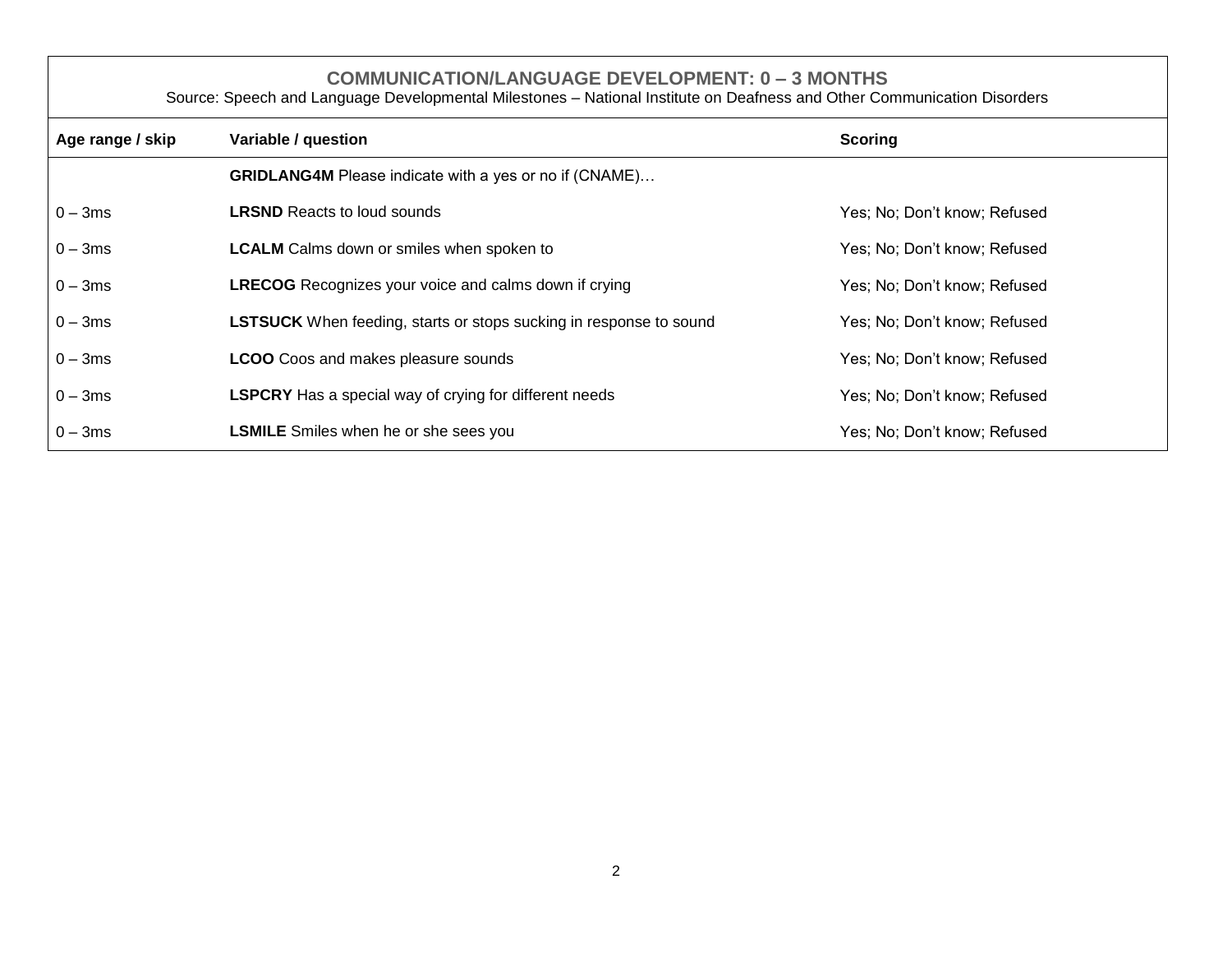## COMMUNICATION/LANGUAGE DEVELOPMENT: 0 – 3 MONTHS

Source: Speech and Language Developmental Milestones – National Institute on Deafness and Other Communication Disorders

| Age range / skip | Variable / question | Scoring |
|---|---|---|
| | **GRIDLANG4M** Please indicate with a yes or no if (CNAME)… | |
| 0 – 3ms | **LRSND** Reacts to loud sounds | Yes; No; Don't know; Refused |
| 0 – 3ms | **LCALM** Calms down or smiles when spoken to | Yes; No; Don't know; Refused |
| 0 – 3ms | **LRECOG** Recognizes your voice and calms down if crying | Yes; No; Don't know; Refused |
| 0 – 3ms | **LSTSUCK** When feeding, starts or stops sucking in response to sound | Yes; No; Don't know; Refused |
| 0 – 3ms | **LCOO** Coos and makes pleasure sounds | Yes; No; Don't know; Refused |
| 0 – 3ms | **LSPCRY** Has a special way of crying for different needs | Yes; No; Don't know; Refused |
| 0 – 3ms | **LSMILE** Smiles when he or she sees you | Yes; No; Don't know; Refused |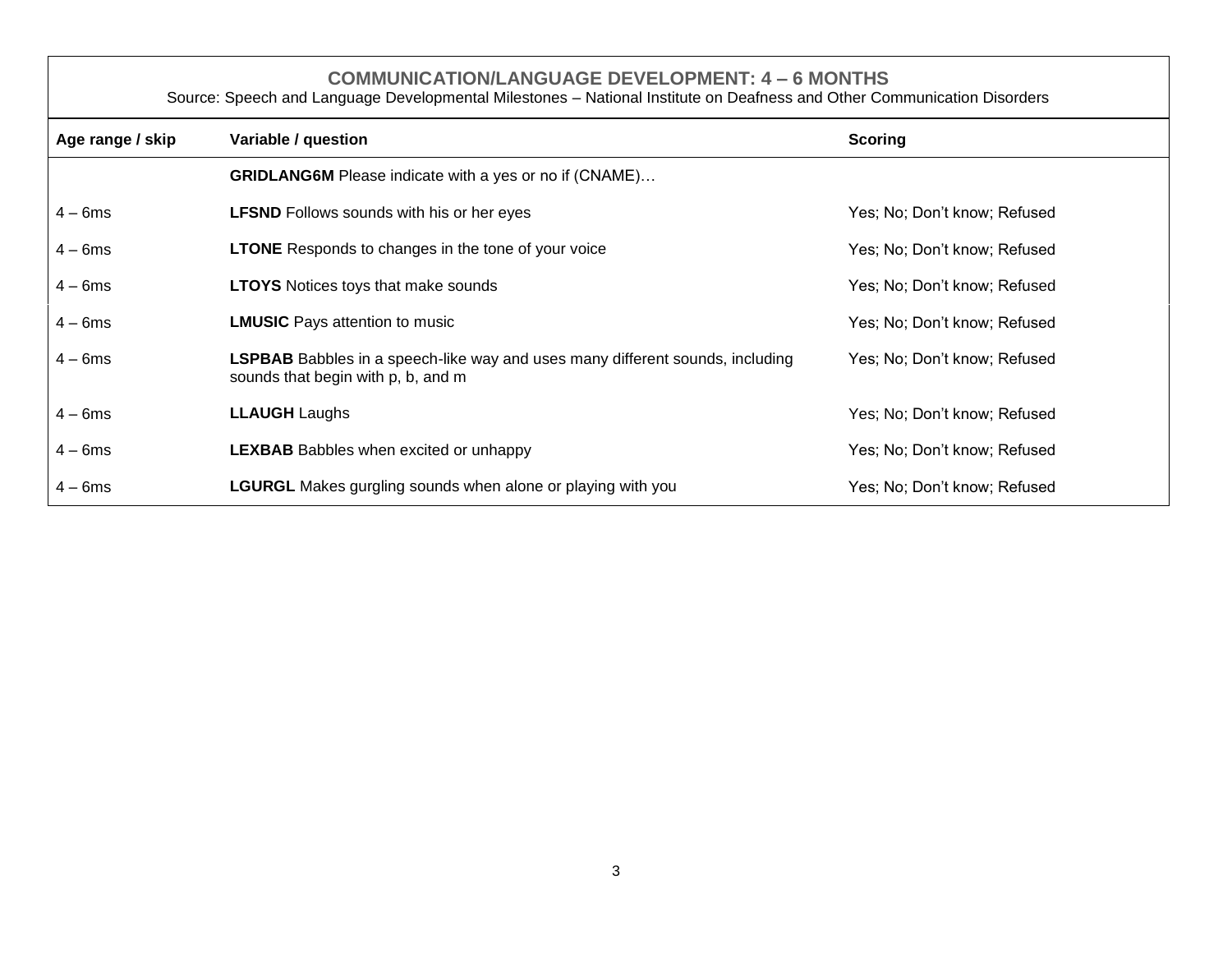## COMMUNICATION/LANGUAGE DEVELOPMENT: 4 – 6 MONTHS

Source: Speech and Language Developmental Milestones – National Institute on Deafness and Other Communication Disorders

| Age range / skip | Variable / question | Scoring |
|---|---|---|
| | **GRIDLANG6M** Please indicate with a yes or no if (CNAME)… | |
| 4 – 6ms | **LFSND** Follows sounds with his or her eyes | Yes; No; Don't know; Refused |
| 4 – 6ms | **LTONE** Responds to changes in the tone of your voice | Yes; No; Don't know; Refused |
| 4 – 6ms | **LTOYS** Notices toys that make sounds | Yes; No; Don't know; Refused |
| 4 – 6ms | **LMUSIC** Pays attention to music | Yes; No; Don't know; Refused |
| 4 – 6ms | **LSPBAB** Babbles in a speech-like way and uses many different sounds, including sounds that begin with p, b, and m | Yes; No; Don't know; Refused |
| 4 – 6ms | **LLAUGH** Laughs | Yes; No; Don't know; Refused |
| 4 – 6ms | **LEXBAB** Babbles when excited or unhappy | Yes; No; Don't know; Refused |
| 4 – 6ms | **LGURGL** Makes gurgling sounds when alone or playing with you | Yes; No; Don't know; Refused |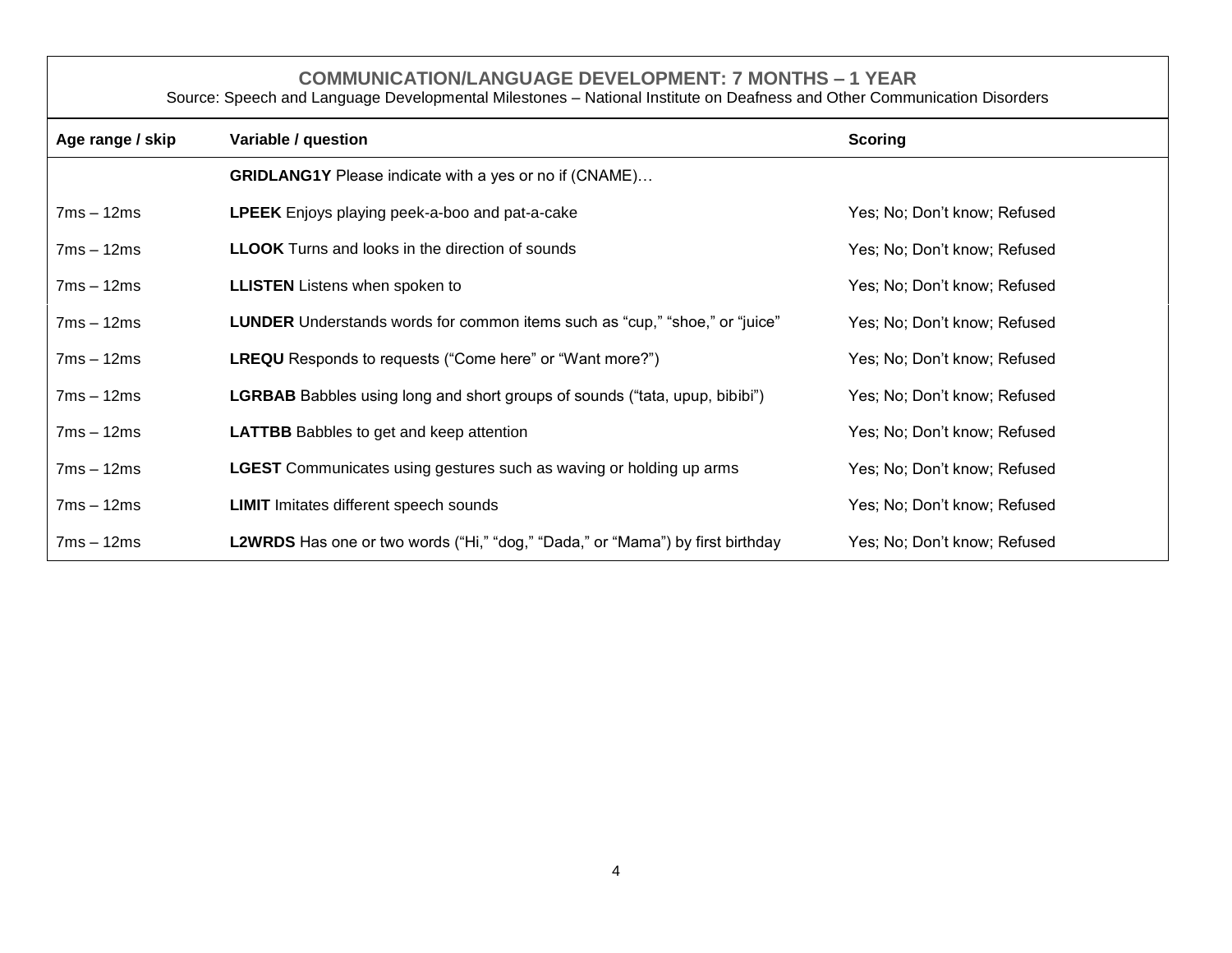## COMMUNICATION/LANGUAGE DEVELOPMENT: 7 MONTHS – 1 YEAR

Source: Speech and Language Developmental Milestones – National Institute on Deafness and Other Communication Disorders

| Age range / skip | Variable / question | Scoring |
|---|---|---|
| | **GRIDLANG1Y** Please indicate with a yes or no if (CNAME)… | |
| 7ms – 12ms | **LPEEK** Enjoys playing peek-a-boo and pat-a-cake | Yes; No; Don't know; Refused |
| 7ms – 12ms | **LLOOK** Turns and looks in the direction of sounds | Yes; No; Don't know; Refused |
| 7ms – 12ms | **LLISTEN** Listens when spoken to | Yes; No; Don't know; Refused |
| 7ms – 12ms | **LUNDER** Understands words for common items such as "cup," "shoe," or "juice" | Yes; No; Don't know; Refused |
| 7ms – 12ms | **LREQU** Responds to requests ("Come here" or "Want more?") | Yes; No; Don't know; Refused |
| 7ms – 12ms | **LGRBAB** Babbles using long and short groups of sounds ("tata, upup, bibibi") | Yes; No; Don't know; Refused |
| 7ms – 12ms | **LATTBB** Babbles to get and keep attention | Yes; No; Don't know; Refused |
| 7ms – 12ms | **LGEST** Communicates using gestures such as waving or holding up arms | Yes; No; Don't know; Refused |
| 7ms – 12ms | **LIMIT** Imitates different speech sounds | Yes; No; Don't know; Refused |
| 7ms – 12ms | **L2WRDS** Has one or two words ("Hi," "dog," "Dada," or "Mama") by first birthday | Yes; No; Don't know; Refused |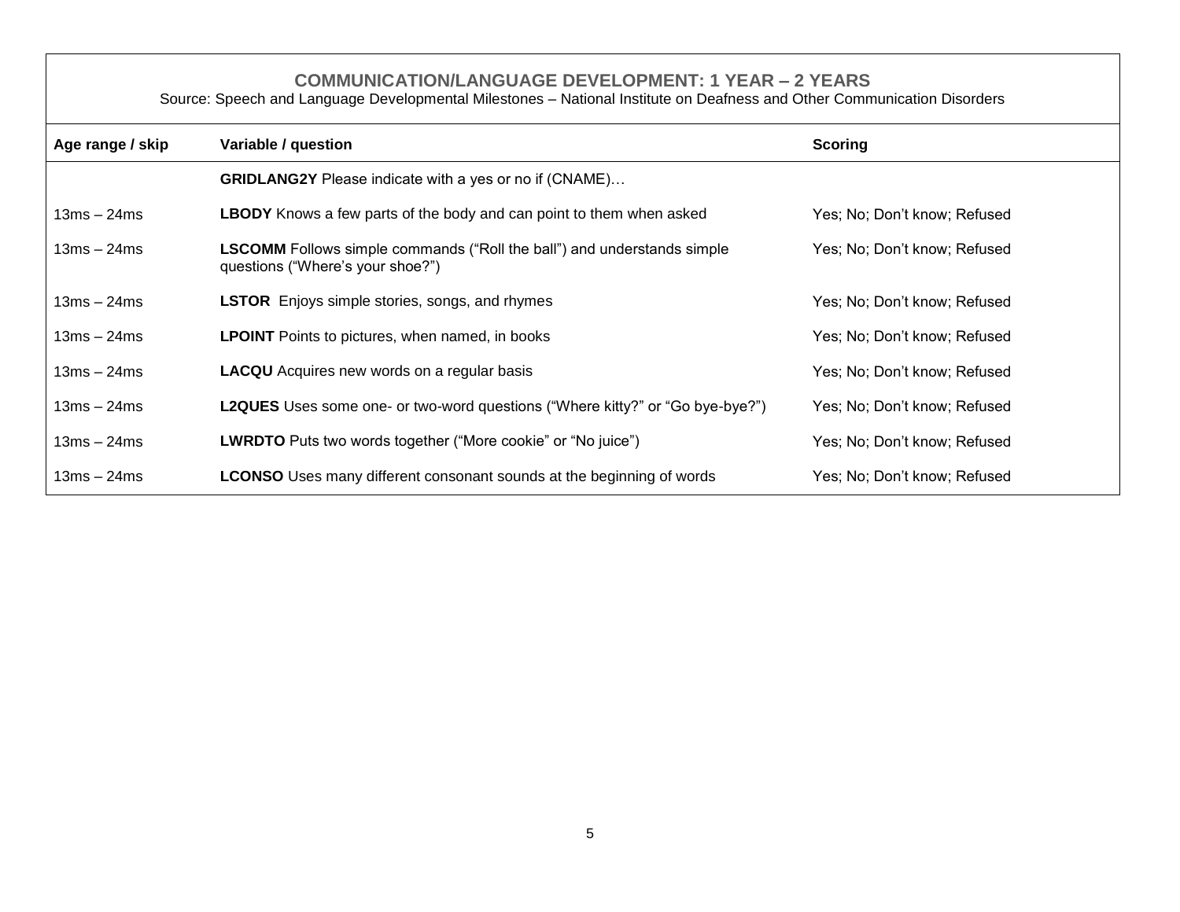## COMMUNICATION/LANGUAGE DEVELOPMENT: 1 YEAR – 2 YEARS

Source: Speech and Language Developmental Milestones – National Institute on Deafness and Other Communication Disorders

| Age range / skip | Variable / question | Scoring |
|---|---|---|
| | **GRIDLANG2Y** Please indicate with a yes or no if (CNAME)… | |
| 13ms – 24ms | **LBODY** Knows a few parts of the body and can point to them when asked | Yes; No; Don't know; Refused |
| 13ms – 24ms | **LSCOMM** Follows simple commands ("Roll the ball") and understands simple questions ("Where's your shoe?") | Yes; No; Don't know; Refused |
| 13ms – 24ms | **LSTOR** Enjoys simple stories, songs, and rhymes | Yes; No; Don't know; Refused |
| 13ms – 24ms | **LPOINT** Points to pictures, when named, in books | Yes; No; Don't know; Refused |
| 13ms – 24ms | **LACQU** Acquires new words on a regular basis | Yes; No; Don't know; Refused |
| 13ms – 24ms | **L2QUES** Uses some one- or two-word questions ("Where kitty?" or "Go bye-bye?") | Yes; No; Don't know; Refused |
| 13ms – 24ms | **LWRDTO** Puts two words together ("More cookie" or "No juice") | Yes; No; Don't know; Refused |
| 13ms – 24ms | **LCONSO** Uses many different consonant sounds at the beginning of words | Yes; No; Don't know; Refused |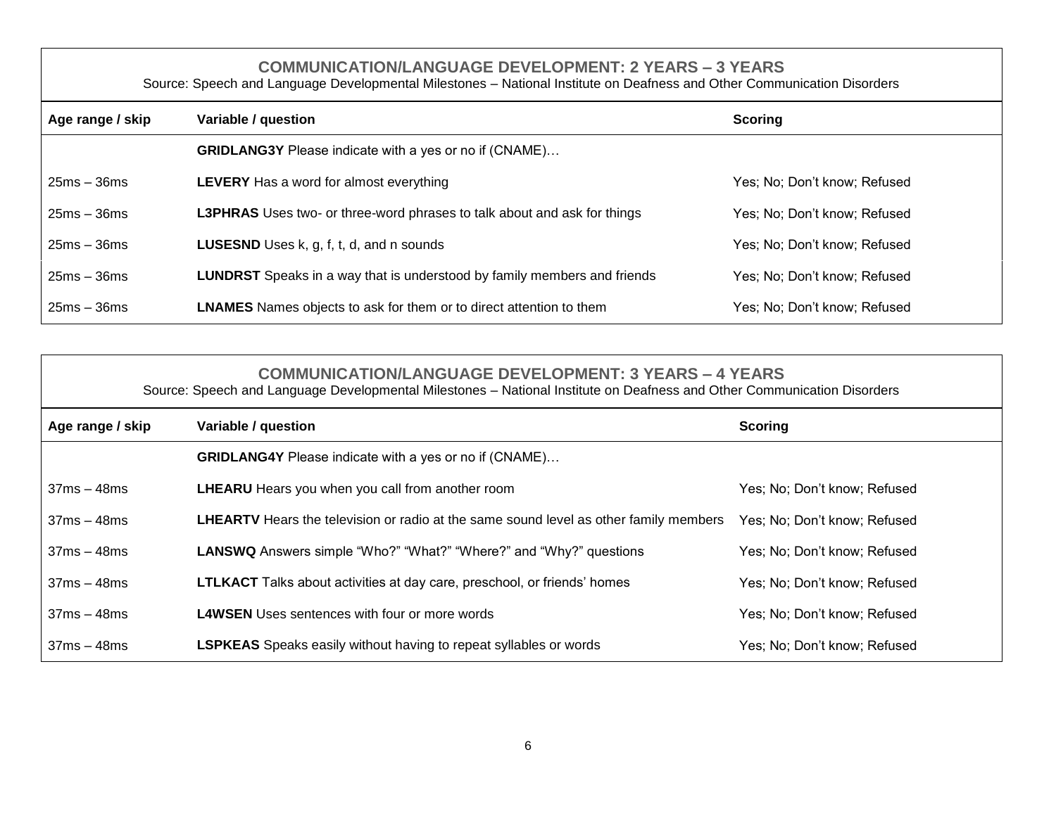## COMMUNICATION/LANGUAGE DEVELOPMENT: 2 YEARS – 3 YEARS

Source: Speech and Language Developmental Milestones – National Institute on Deafness and Other Communication Disorders

| Age range / skip | Variable / question | Scoring |
|---|---|---|
| | **GRIDLANG3Y** Please indicate with a yes or no if (CNAME)… | |
| 25ms – 36ms | **LEVERY** Has a word for almost everything | Yes; No; Don't know; Refused |
| 25ms – 36ms | **L3PHRAS** Uses two- or three-word phrases to talk about and ask for things | Yes; No; Don't know; Refused |
| 25ms – 36ms | **LUSESND** Uses k, g, f, t, d, and n sounds | Yes; No; Don't know; Refused |
| 25ms – 36ms | **LUNDRST** Speaks in a way that is understood by family members and friends | Yes; No; Don't know; Refused |
| 25ms – 36ms | **LNAMES** Names objects to ask for them or to direct attention to them | Yes; No; Don't know; Refused |

## COMMUNICATION/LANGUAGE DEVELOPMENT: 3 YEARS – 4 YEARS

Source: Speech and Language Developmental Milestones – National Institute on Deafness and Other Communication Disorders

| Age range / skip | Variable / question | Scoring |
|---|---|---|
| | **GRIDLANG4Y** Please indicate with a yes or no if (CNAME)… | |
| 37ms – 48ms | **LHEARU** Hears you when you call from another room | Yes; No; Don't know; Refused |
| 37ms – 48ms | **LHEARTV** Hears the television or radio at the same sound level as other family members | Yes; No; Don't know; Refused |
| 37ms – 48ms | **LANSWQ** Answers simple "Who?" "What?" "Where?" and "Why?" questions | Yes; No; Don't know; Refused |
| 37ms – 48ms | **LTLKACT** Talks about activities at day care, preschool, or friends' homes | Yes; No; Don't know; Refused |
| 37ms – 48ms | **L4WSEN** Uses sentences with four or more words | Yes; No; Don't know; Refused |
| 37ms – 48ms | **LSPKEAS** Speaks easily without having to repeat syllables or words | Yes; No; Don't know; Refused |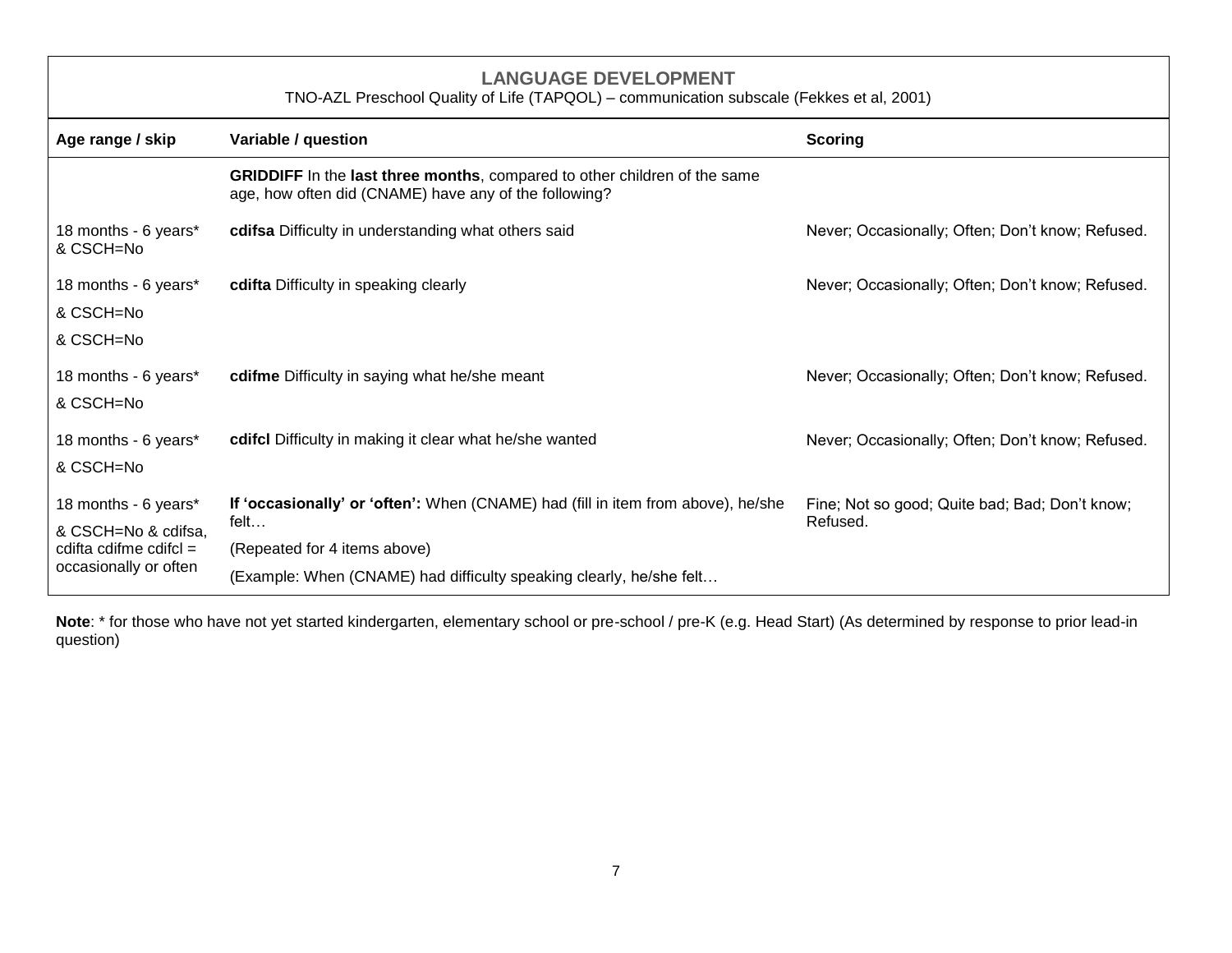## LANGUAGE DEVELOPMENT

TNO-AZL Preschool Quality of Life (TAPQOL) – communication subscale (Fekkes et al, 2001)

| Age range / skip | Variable / question | Scoring |
|---|---|---|
| | **GRIDDIFF** In the **last three months**, compared to other children of the same age, how often did (CNAME) have any of the following? | |
| 18 months - 6 years* & CSCH=No | **cdifsa** Difficulty in understanding what others said | Never; Occasionally; Often; Don't know; Refused. |
| 18 months - 6 years* & CSCH=No & CSCH=No | **cdifta** Difficulty in speaking clearly | Never; Occasionally; Often; Don't know; Refused. |
| 18 months - 6 years* & CSCH=No | **cdifme** Difficulty in saying what he/she meant | Never; Occasionally; Often; Don't know; Refused. |
| 18 months - 6 years* & CSCH=No | **cdifcl** Difficulty in making it clear what he/she wanted | Never; Occasionally; Often; Don't know; Refused. |
| 18 months - 6 years* & CSCH=No & cdifsa, cdifta cdifme cdifcl = occasionally or often | **If 'occasionally' or 'often':** When (CNAME) had (fill in item from above), he/she felt… (Repeated for 4 items above) (Example: When (CNAME) had difficulty speaking clearly, he/she felt… | Fine; Not so good; Quite bad; Bad; Don't know; Refused. |

**Note**: * for those who have not yet started kindergarten, elementary school or pre-school / pre-K (e.g. Head Start) (As determined by response to prior lead-in question)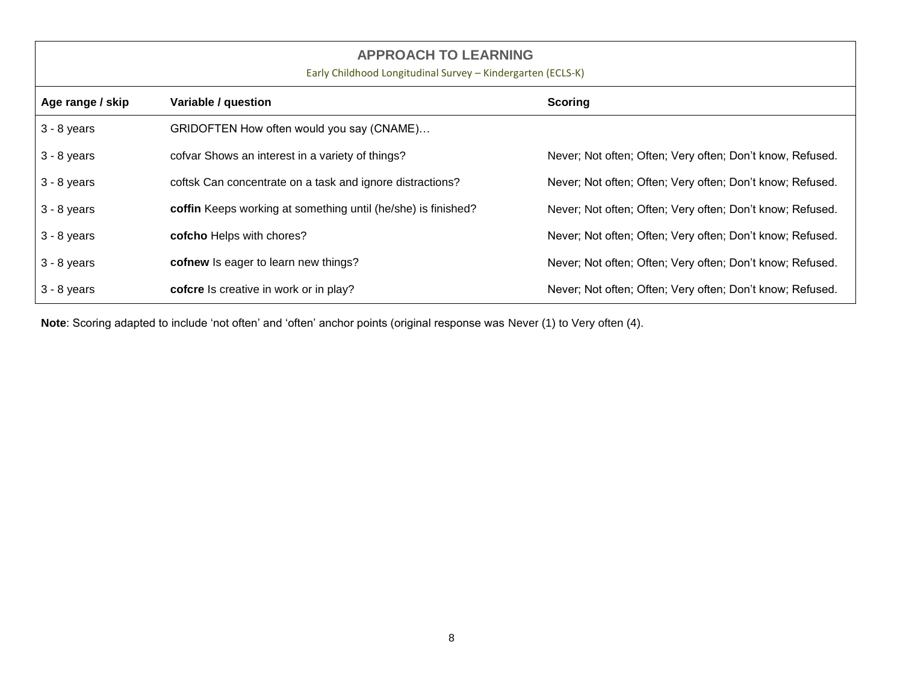## APPROACH TO LEARNING

Early Childhood Longitudinal Survey – Kindergarten (ECLS-K)

| Age range / skip | Variable / question | Scoring |
|---|---|---|
| 3 - 8 years | GRIDOFTEN How often would you say (CNAME)… | |
| 3 - 8 years | cofvar Shows an interest in a variety of things? | Never; Not often; Often; Very often; Don't know, Refused. |
| 3 - 8 years | coftsk Can concentrate on a task and ignore distractions? | Never; Not often; Often; Very often; Don't know; Refused. |
| 3 - 8 years | **coffin** Keeps working at something until (he/she) is finished? | Never; Not often; Often; Very often; Don't know; Refused. |
| 3 - 8 years | **cofcho** Helps with chores? | Never; Not often; Often; Very often; Don't know; Refused. |
| 3 - 8 years | **cofnew** Is eager to learn new things? | Never; Not often; Often; Very often; Don't know; Refused. |
| 3 - 8 years | **cofcre** Is creative in work or in play? | Never; Not often; Often; Very often; Don't know; Refused. |

**Note**: Scoring adapted to include 'not often' and 'often' anchor points (original response was Never (1) to Very often (4).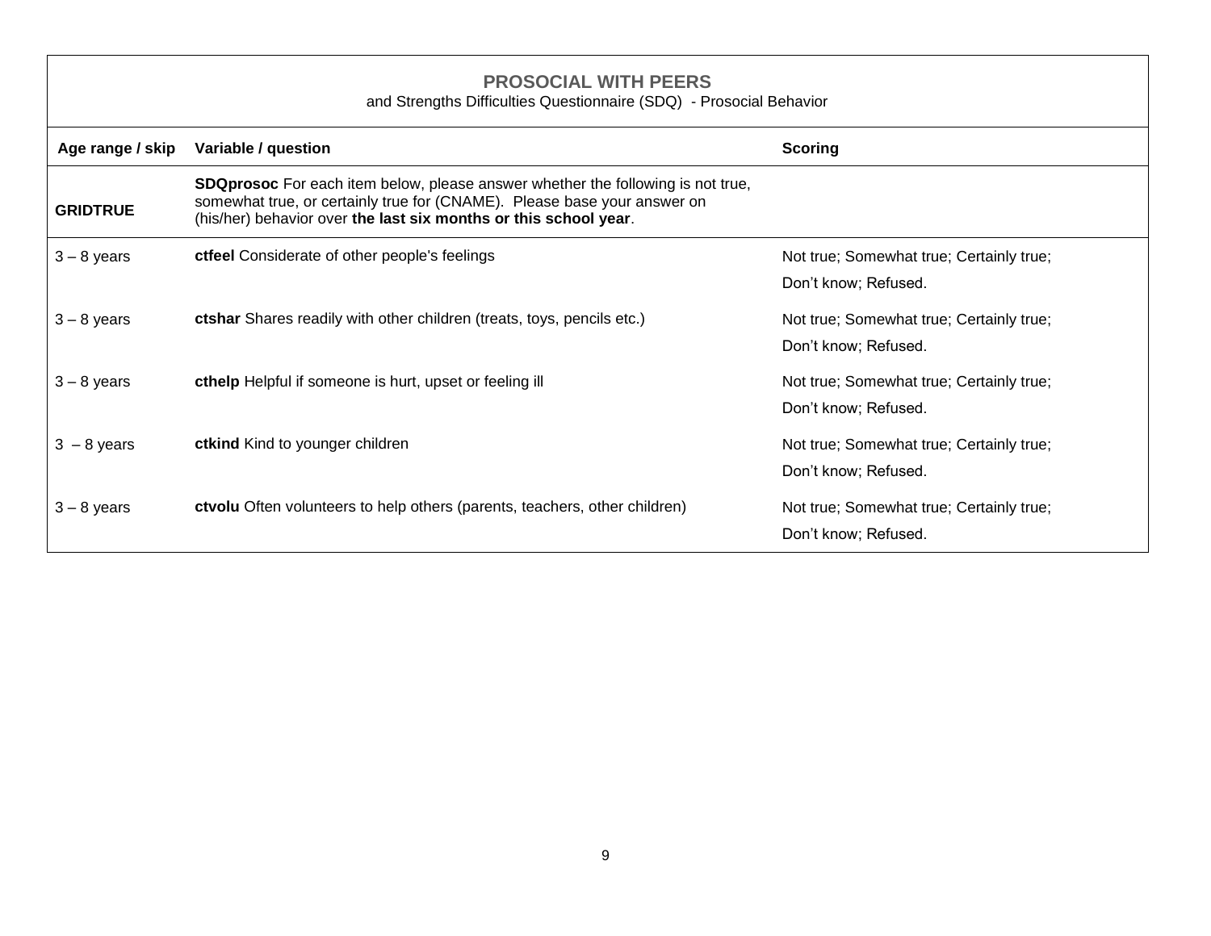## PROSOCIAL WITH PEERS

and Strengths Difficulties Questionnaire (SDQ) - Prosocial Behavior

| Age range / skip | Variable / question | Scoring |
|---|---|---|
| **GRIDTRUE** | **SDQprosoc** For each item below, please answer whether the following is not true, somewhat true, or certainly true for (CNAME). Please base your answer on (his/her) behavior over **the last six months or this school year**. | |
| 3 – 8 years | **ctfeel** Considerate of other people's feelings | Not true; Somewhat true; Certainly true; Don't know; Refused. |
| 3 – 8 years | **ctshar** Shares readily with other children (treats, toys, pencils etc.) | Not true; Somewhat true; Certainly true; Don't know; Refused. |
| 3 – 8 years | **cthelp** Helpful if someone is hurt, upset or feeling ill | Not true; Somewhat true; Certainly true; Don't know; Refused. |
| 3 – 8 years | **ctkind** Kind to younger children | Not true; Somewhat true; Certainly true; Don't know; Refused. |
| 3 – 8 years | **ctvolu** Often volunteers to help others (parents, teachers, other children) | Not true; Somewhat true; Certainly true; Don't know; Refused. |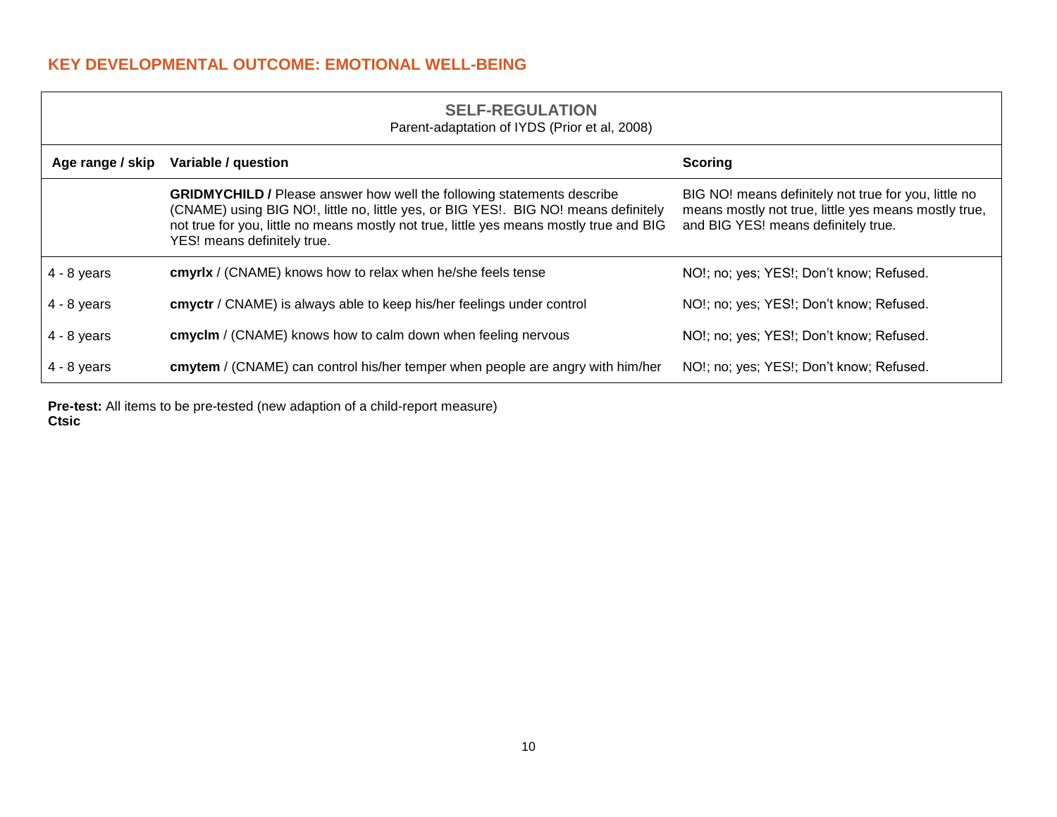## KEY DEVELOPMENTAL OUTCOME: EMOTIONAL WELL-BEING

| SELF-REGULATION<br>Parent-adaptation of IYDS (Prior et al, 2008) | | |
|---|---|---|
| **Age range / skip** | **Variable / question** | **Scoring** |
| | **GRIDMYCHILD /** Please answer how well the following statements describe (CNAME) using BIG NO!, little no, little yes, or BIG YES!. BIG NO! means definitely not true for you, little no means mostly not true, little yes means mostly true and BIG YES! means definitely true. | BIG NO! means definitely not true for you, little no means mostly not true, little yes means mostly true, and BIG YES! means definitely true. |
| 4 - 8 years | **cmyrlx** / (CNAME) knows how to relax when he/she feels tense | NO!; no; yes; YES!; Don't know; Refused. |
| 4 - 8 years | **cmyctr** / CNAME) is always able to keep his/her feelings under control | NO!; no; yes; YES!; Don't know; Refused. |
| 4 - 8 years | **cmyclm** / (CNAME) knows how to calm down when feeling nervous | NO!; no; yes; YES!; Don't know; Refused. |
| 4 - 8 years | **cmytem** / (CNAME) can control his/her temper when people are angry with him/her | NO!; no; yes; YES!; Don't know; Refused. |

**Pre-test:** All items to be pre-tested (new adaption of a child-report measure)
**Ctsic**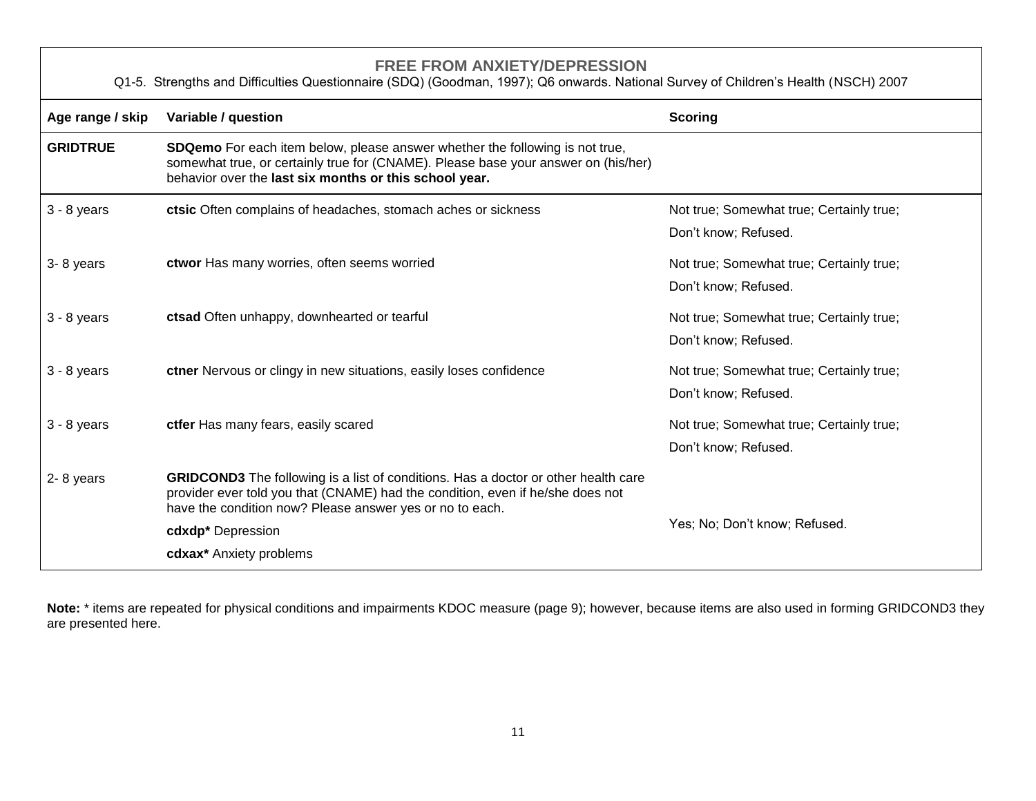## FREE FROM ANXIETY/DEPRESSION

Q1-5. Strengths and Difficulties Questionnaire (SDQ) (Goodman, 1997); Q6 onwards. National Survey of Children's Health (NSCH) 2007

| Age range / skip | Variable / question | Scoring |
|---|---|---|
| **GRIDTRUE** | **SDQemo** For each item below, please answer whether the following is not true, somewhat true, or certainly true for (CNAME). Please base your answer on (his/her) behavior over the **last six months or this school year.** | |
| 3 - 8 years | **ctsic** Often complains of headaches, stomach aches or sickness | Not true; Somewhat true; Certainly true; Don't know; Refused. |
| 3- 8 years | **ctwor** Has many worries, often seems worried | Not true; Somewhat true; Certainly true; Don't know; Refused. |
| 3 - 8 years | **ctsad** Often unhappy, downhearted or tearful | Not true; Somewhat true; Certainly true; Don't know; Refused. |
| 3 - 8 years | **ctner** Nervous or clingy in new situations, easily loses confidence | Not true; Somewhat true; Certainly true; Don't know; Refused. |
| 3 - 8 years | **ctfer** Has many fears, easily scared | Not true; Somewhat true; Certainly true; Don't know; Refused. |
| 2- 8 years | **GRIDCOND3** The following is a list of conditions. Has a doctor or other health care provider ever told you that (CNAME) had the condition, even if he/she does not have the condition now? Please answer yes or no to each.<br>**cdxdp*** Depression<br>**cdxax*** Anxiety problems | Yes; No; Don't know; Refused. |

**Note:** * items are repeated for physical conditions and impairments KDOC measure (page 9); however, because items are also used in forming GRIDCOND3 they are presented here.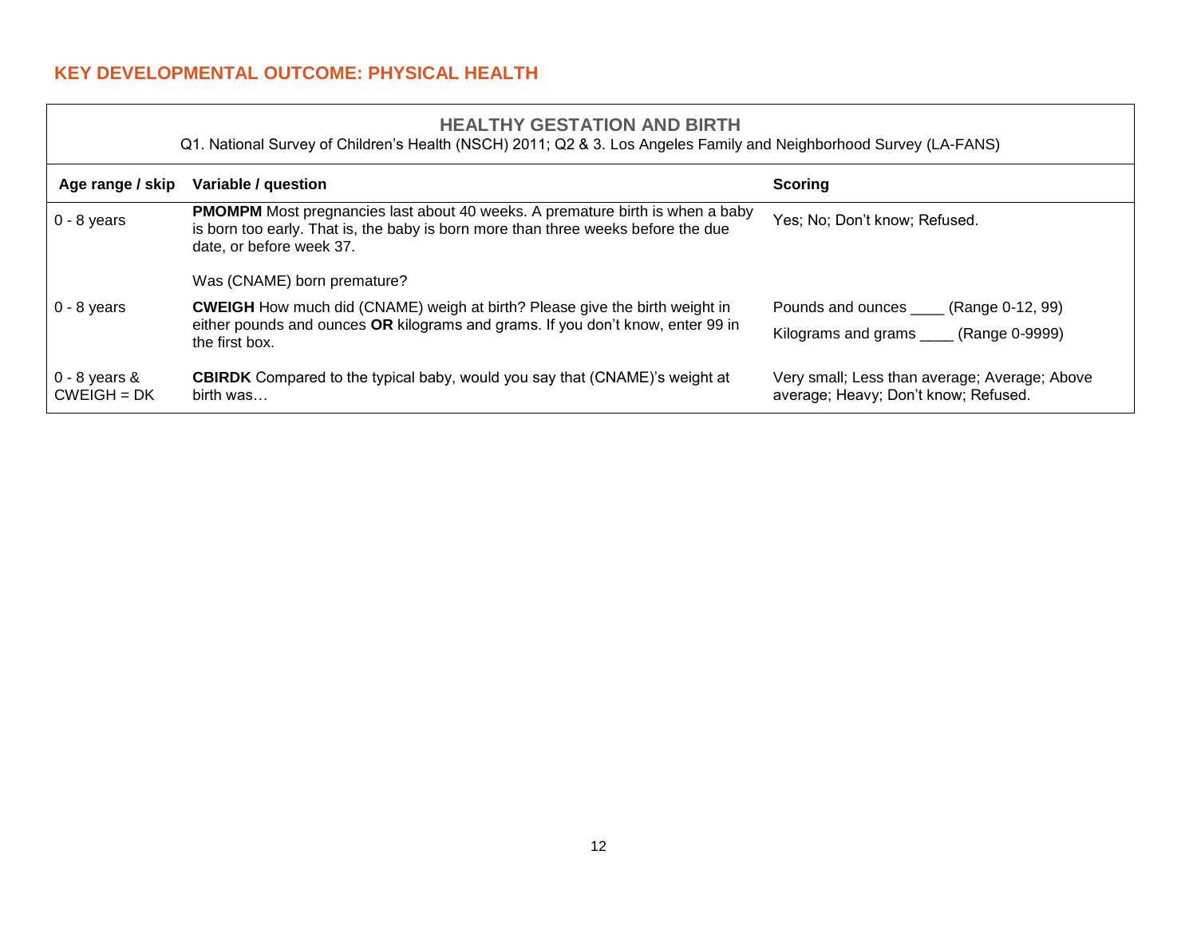## KEY DEVELOPMENTAL OUTCOME: PHYSICAL HEALTH

### HEALTHY GESTATION AND BIRTH

Q1. National Survey of Children's Health (NSCH) 2011; Q2 & 3. Los Angeles Family and Neighborhood Survey (LA-FANS)

| Age range / skip | Variable / question | Scoring |
|---|---|---|
| 0 - 8 years | **PMOMPM** Most pregnancies last about 40 weeks. A premature birth is when a baby is born too early. That is, the baby is born more than three weeks before the due date, or before week 37.<br><br>Was (CNAME) born premature? | Yes; No; Don't know; Refused. |
| 0 - 8 years | **CWEIGH** How much did (CNAME) weigh at birth? Please give the birth weight in either pounds and ounces **OR** kilograms and grams. If you don't know, enter 99 in the first box. | Pounds and ounces ____ (Range 0-12, 99)<br><br>Kilograms and grams ____ (Range 0-9999) |
| 0 - 8 years & CWEIGH = DK | **CBIRDK** Compared to the typical baby, would you say that (CNAME)'s weight at birth was… | Very small; Less than average; Average; Above average; Heavy; Don't know; Refused. |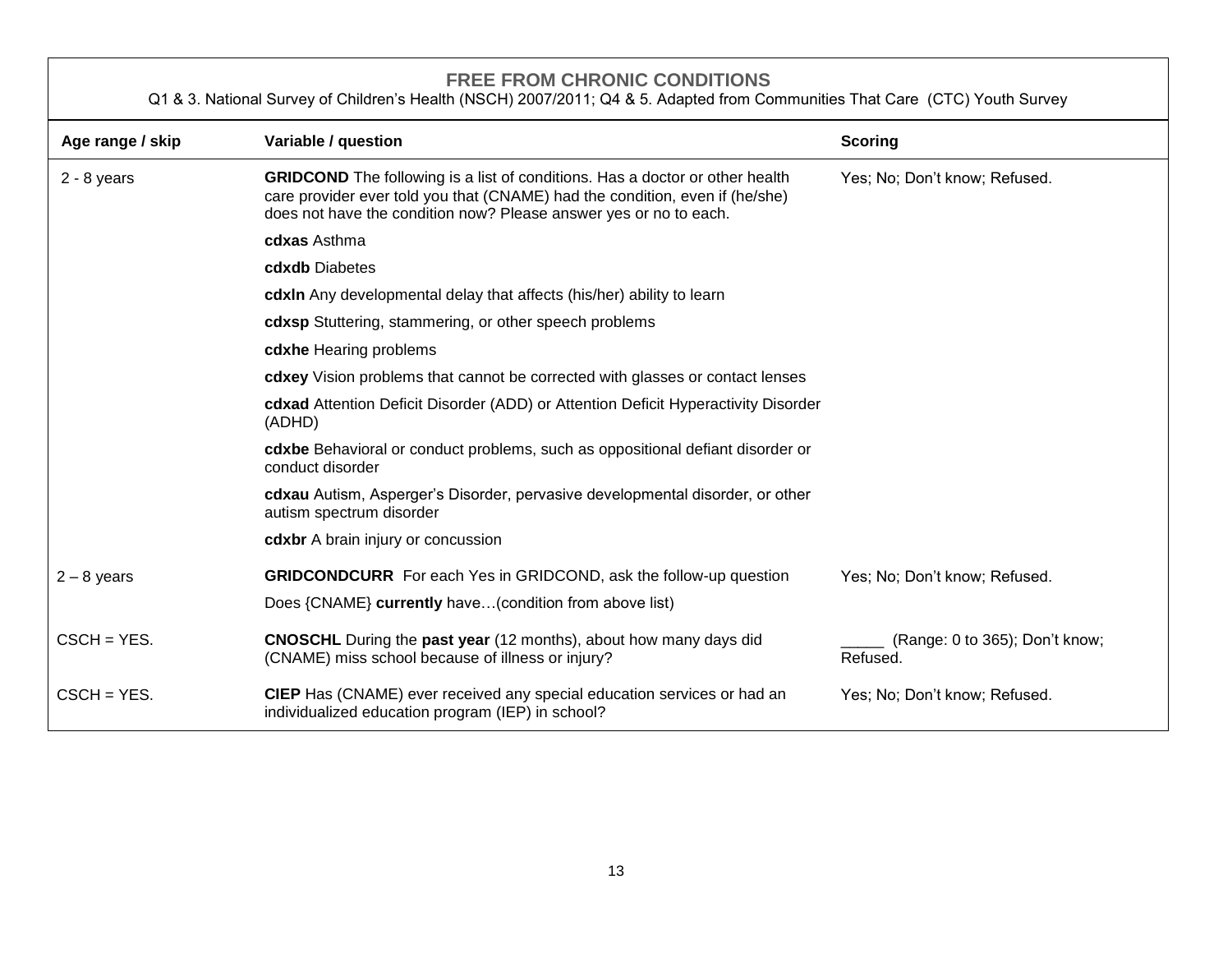## FREE FROM CHRONIC CONDITIONS

Q1 & 3. National Survey of Children's Health (NSCH) 2007/2011; Q4 & 5. Adapted from Communities That Care (CTC) Youth Survey

| Age range / skip | Variable / question | Scoring |
|---|---|---|
| 2 - 8 years | **GRIDCOND** The following is a list of conditions. Has a doctor or other health care provider ever told you that (CNAME) had the condition, even if (he/she) does not have the condition now? Please answer yes or no to each. | Yes; No; Don't know; Refused. |
| | **cdxas** Asthma | |
| | **cdxdb** Diabetes | |
| | **cdxln** Any developmental delay that affects (his/her) ability to learn | |
| | **cdxsp** Stuttering, stammering, or other speech problems | |
| | **cdxhe** Hearing problems | |
| | **cdxey** Vision problems that cannot be corrected with glasses or contact lenses | |
| | **cdxad** Attention Deficit Disorder (ADD) or Attention Deficit Hyperactivity Disorder (ADHD) | |
| | **cdxbe** Behavioral or conduct problems, such as oppositional defiant disorder or conduct disorder | |
| | **cdxau** Autism, Asperger's Disorder, pervasive developmental disorder, or other autism spectrum disorder | |
| | **cdxbr** A brain injury or concussion | |
| 2 – 8 years | **GRIDCONDCURR** For each Yes in GRIDCOND, ask the follow-up question<br>Does {CNAME} **currently** have…(condition from above list) | Yes; No; Don't know; Refused. |
| CSCH = YES. | **CNOSCHL** During the **past year** (12 months), about how many days did (CNAME) miss school because of illness or injury? | _____ (Range: 0 to 365); Don't know; Refused. |
| CSCH = YES. | **CIEP** Has (CNAME) ever received any special education services or had an individualized education program (IEP) in school? | Yes; No; Don't know; Refused. |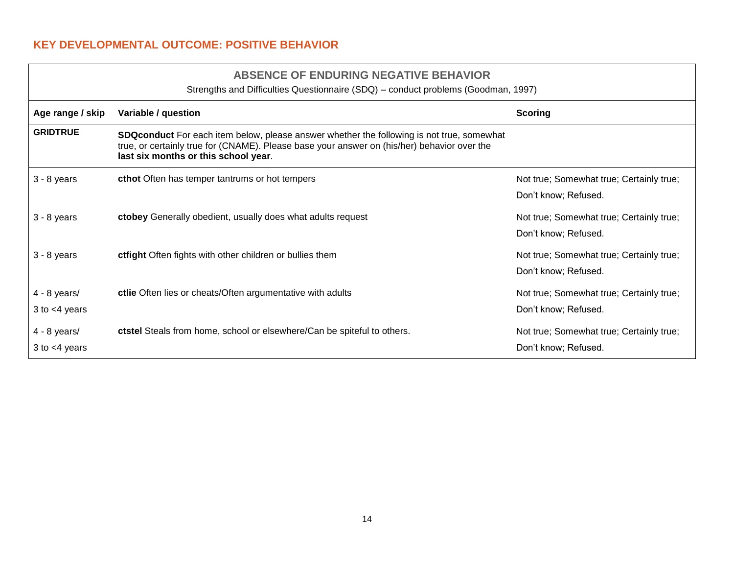## KEY DEVELOPMENTAL OUTCOME: POSITIVE BEHAVIOR

| ABSENCE OF ENDURING NEGATIVE BEHAVIOR<br>Strengths and Difficulties Questionnaire (SDQ) – conduct problems (Goodman, 1997) | | |
|---|---|---|
| **Age range / skip** | **Variable / question** | **Scoring** |
| **GRIDTRUE** | **SDQconduct** For each item below, please answer whether the following is not true, somewhat true, or certainly true for (CNAME). Please base your answer on (his/her) behavior over the **last six months or this school year**. | |
| 3 - 8 years | **cthot** Often has temper tantrums or hot tempers | Not true; Somewhat true; Certainly true; Don't know; Refused. |
| 3 - 8 years | **ctobey** Generally obedient, usually does what adults request | Not true; Somewhat true; Certainly true; Don't know; Refused. |
| 3 - 8 years | **ctfight** Often fights with other children or bullies them | Not true; Somewhat true; Certainly true; Don't know; Refused. |
| 4 - 8 years/<br>3 to <4 years | **ctlie** Often lies or cheats/Often argumentative with adults | Not true; Somewhat true; Certainly true; Don't know; Refused. |
| 4 - 8 years/<br>3 to <4 years | **ctstel** Steals from home, school or elsewhere/Can be spiteful to others. | Not true; Somewhat true; Certainly true; Don't know; Refused. |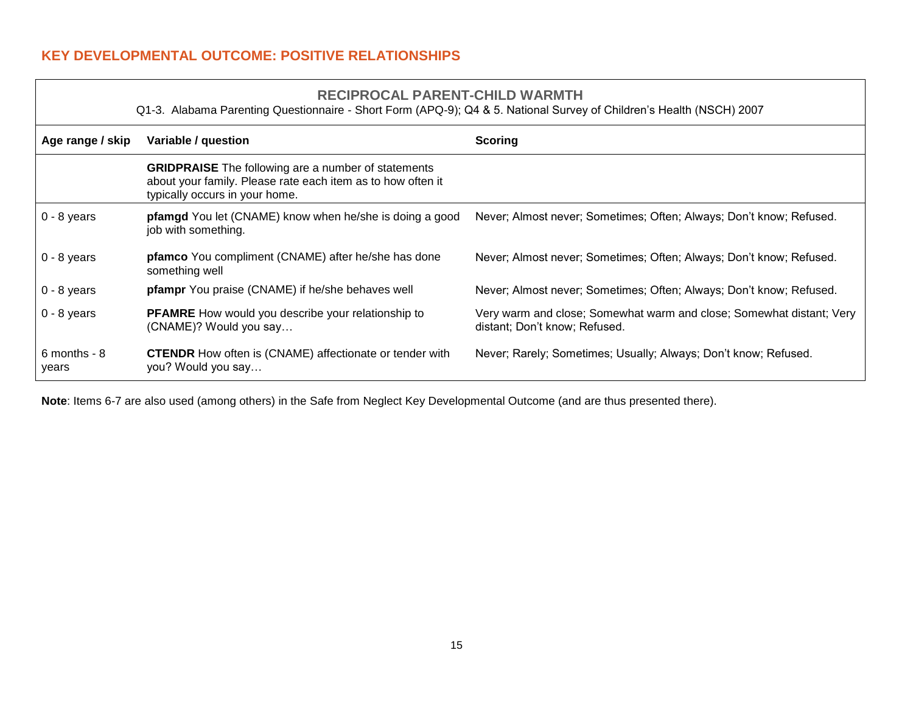## KEY DEVELOPMENTAL OUTCOME: POSITIVE RELATIONSHIPS

### RECIPROCAL PARENT-CHILD WARMTH

Q1-3. Alabama Parenting Questionnaire - Short Form (APQ-9); Q4 & 5. National Survey of Children's Health (NSCH) 2007

| Age range / skip | Variable / question | Scoring |
|---|---|---|
| | **GRIDPRAISE** The following are a number of statements about your family. Please rate each item as to how often it typically occurs in your home. | |
| 0 - 8 years | **pfamgd** You let (CNAME) know when he/she is doing a good job with something. | Never; Almost never; Sometimes; Often; Always; Don't know; Refused. |
| 0 - 8 years | **pfamco** You compliment (CNAME) after he/she has done something well | Never; Almost never; Sometimes; Often; Always; Don't know; Refused. |
| 0 - 8 years | **pfampr** You praise (CNAME) if he/she behaves well | Never; Almost never; Sometimes; Often; Always; Don't know; Refused. |
| 0 - 8 years | **PFAMRE** How would you describe your relationship to (CNAME)? Would you say… | Very warm and close; Somewhat warm and close; Somewhat distant; Very distant; Don't know; Refused. |
| 6 months - 8 years | **CTENDR** How often is (CNAME) affectionate or tender with you? Would you say… | Never; Rarely; Sometimes; Usually; Always; Don't know; Refused. |

**Note**: Items 6-7 are also used (among others) in the Safe from Neglect Key Developmental Outcome (and are thus presented there).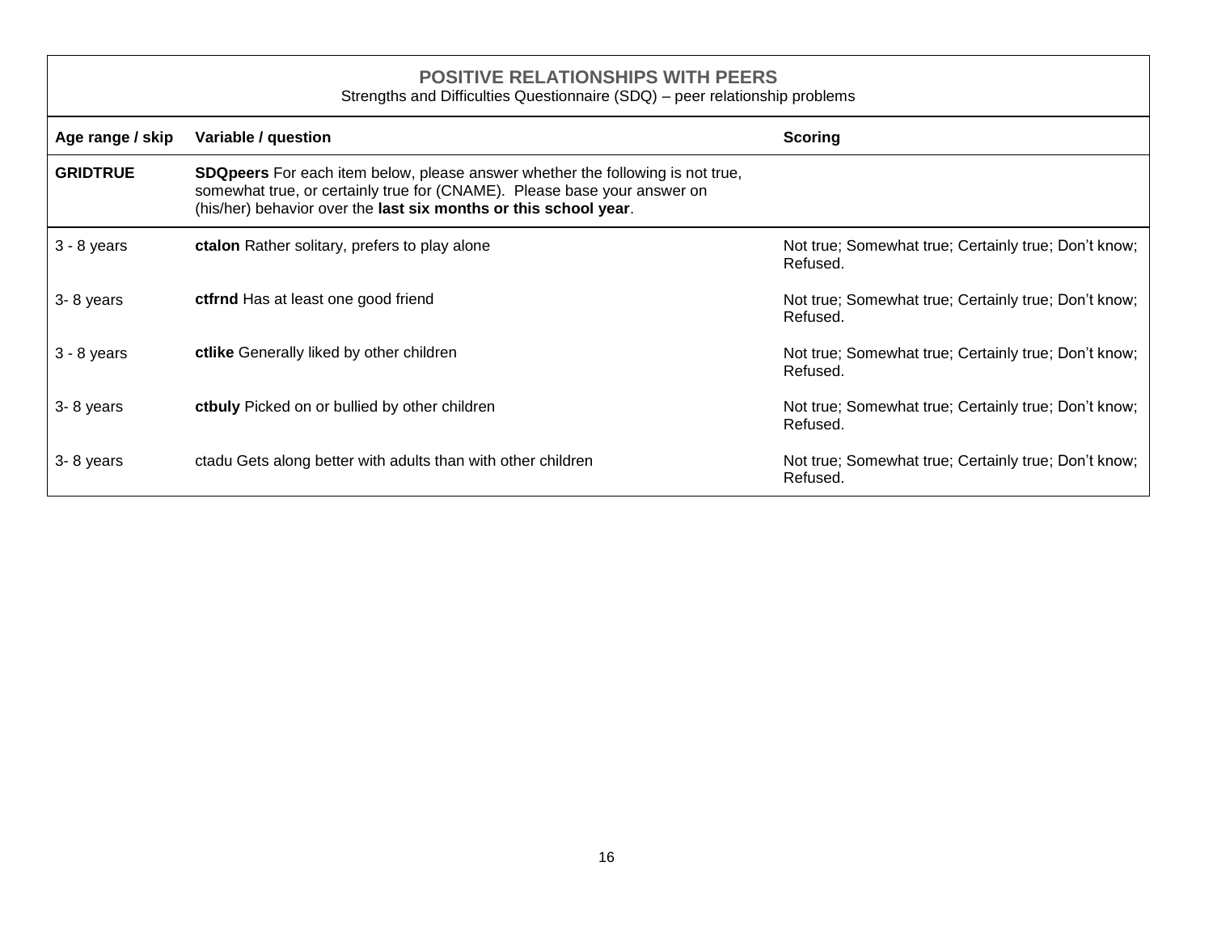| **POSITIVE RELATIONSHIPS WITH PEERS**<br>Strengths and Difficulties Questionnaire (SDQ) – peer relationship problems | | |
|---|---|---|
| **Age range / skip** | **Variable / question** | **Scoring** |
| **GRIDTRUE** | **SDQpeers** For each item below, please answer whether the following is not true, somewhat true, or certainly true for (CNAME). Please base your answer on (his/her) behavior over the **last six months or this school year**. | |
| 3 - 8 years | **ctalon** Rather solitary, prefers to play alone | Not true; Somewhat true; Certainly true; Don't know; Refused. |
| 3- 8 years | **ctfrnd** Has at least one good friend | Not true; Somewhat true; Certainly true; Don't know; Refused. |
| 3 - 8 years | **ctlike** Generally liked by other children | Not true; Somewhat true; Certainly true; Don't know; Refused. |
| 3- 8 years | **ctbuly** Picked on or bullied by other children | Not true; Somewhat true; Certainly true; Don't know; Refused. |
| 3- 8 years | ctadu Gets along better with adults than with other children | Not true; Somewhat true; Certainly true; Don't know; Refused. |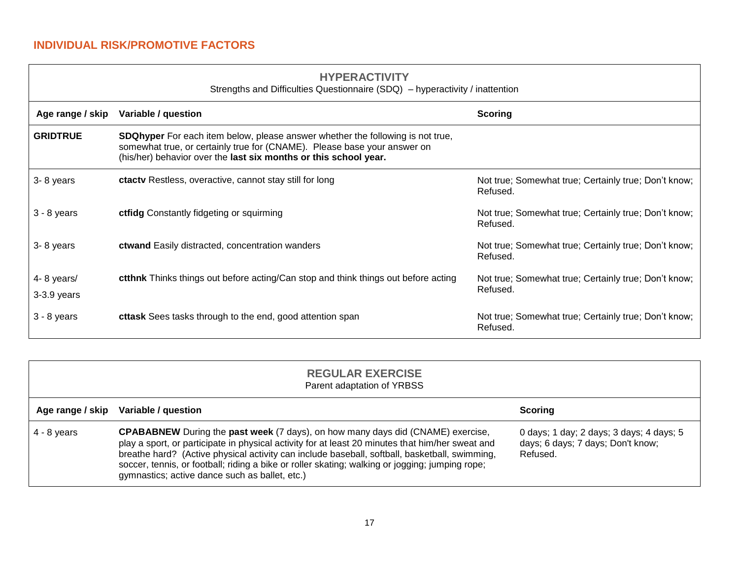## INDIVIDUAL RISK/PROMOTIVE FACTORS

### HYPERACTIVITY

Strengths and Difficulties Questionnaire (SDQ) – hyperactivity / inattention

| Age range / skip | Variable / question | Scoring |
|---|---|---|
| **GRIDTRUE** | **SDQhyper** For each item below, please answer whether the following is not true, somewhat true, or certainly true for (CNAME). Please base your answer on (his/her) behavior over the **last six months or this school year.** | |
| 3- 8 years | **ctactv** Restless, overactive, cannot stay still for long | Not true; Somewhat true; Certainly true; Don't know; Refused. |
| 3 - 8 years | **ctfidg** Constantly fidgeting or squirming | Not true; Somewhat true; Certainly true; Don't know; Refused. |
| 3- 8 years | **ctwand** Easily distracted, concentration wanders | Not true; Somewhat true; Certainly true; Don't know; Refused. |
| 4- 8 years/ 3-3.9 years | **ctthnk** Thinks things out before acting/Can stop and think things out before acting | Not true; Somewhat true; Certainly true; Don't know; Refused. |
| 3 - 8 years | **cttask** Sees tasks through to the end, good attention span | Not true; Somewhat true; Certainly true; Don't know; Refused. |

### REGULAR EXERCISE

Parent adaptation of YRBSS

| Age range / skip | Variable / question | Scoring |
|---|---|---|
| 4 - 8 years | **CPABABNEW** During the **past week** (7 days), on how many days did (CNAME) exercise, play a sport, or participate in physical activity for at least 20 minutes that him/her sweat and breathe hard? (Active physical activity can include baseball, softball, basketball, swimming, soccer, tennis, or football; riding a bike or roller skating; walking or jogging; jumping rope; gymnastics; active dance such as ballet, etc.) | 0 days; 1 day; 2 days; 3 days; 4 days; 5 days; 6 days; 7 days; Don't know; Refused. |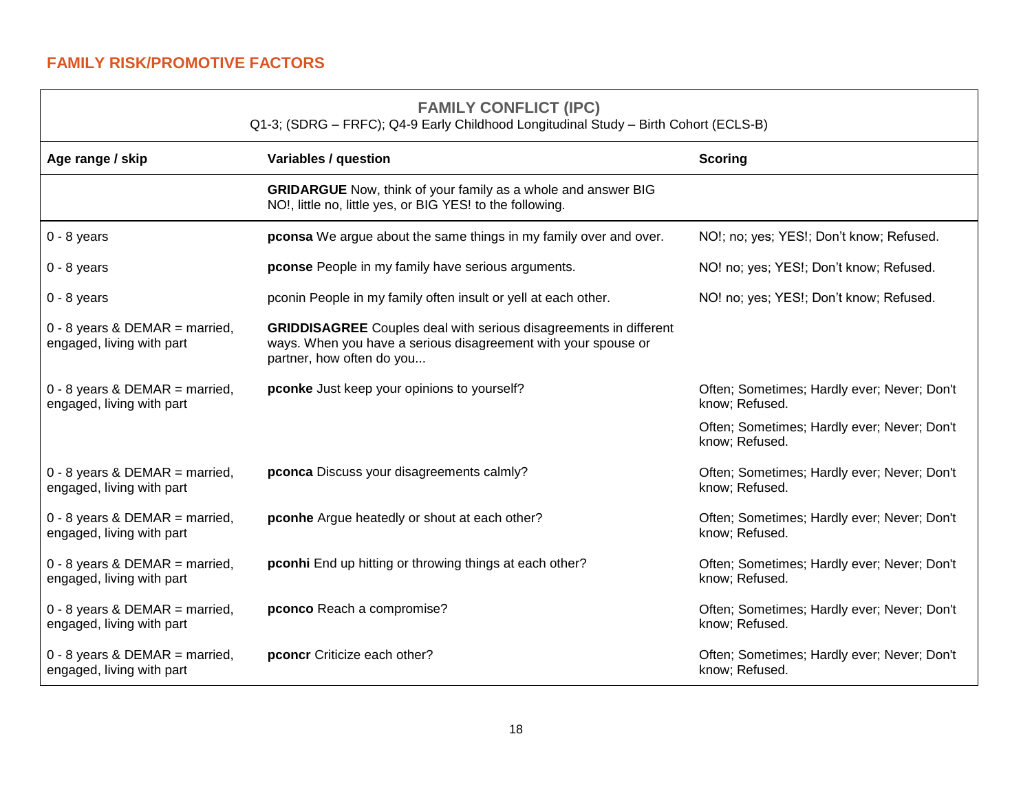## FAMILY RISK/PROMOTIVE FACTORS

| FAMILY CONFLICT (IPC)<br>Q1-3; (SDRG – FRFC); Q4-9 Early Childhood Longitudinal Study – Birth Cohort (ECLS-B) | | |
|---|---|---|
| **Age range / skip** | **Variables / question** | **Scoring** |
| | **GRIDARGUE** Now, think of your family as a whole and answer BIG NO!, little no, little yes, or BIG YES! to the following. | |
| 0 - 8 years | **pconsa** We argue about the same things in my family over and over. | NO!; no; yes; YES!; Don't know; Refused. |
| 0 - 8 years | **pconse** People in my family have serious arguments. | NO! no; yes; YES!; Don't know; Refused. |
| 0 - 8 years | pconin People in my family often insult or yell at each other. | NO! no; yes; YES!; Don't know; Refused. |
| 0 - 8 years & DEMAR = married, engaged, living with part | **GRIDDISAGREE** Couples deal with serious disagreements in different ways. When you have a serious disagreement with your spouse or partner, how often do you... | |
| 0 - 8 years & DEMAR = married, engaged, living with part | **pconke** Just keep your opinions to yourself? | Often; Sometimes; Hardly ever; Never; Don't know; Refused.<br>Often; Sometimes; Hardly ever; Never; Don't know; Refused. |
| 0 - 8 years & DEMAR = married, engaged, living with part | **pconca** Discuss your disagreements calmly? | Often; Sometimes; Hardly ever; Never; Don't know; Refused. |
| 0 - 8 years & DEMAR = married, engaged, living with part | **pconhe** Argue heatedly or shout at each other? | Often; Sometimes; Hardly ever; Never; Don't know; Refused. |
| 0 - 8 years & DEMAR = married, engaged, living with part | **pconhi** End up hitting or throwing things at each other? | Often; Sometimes; Hardly ever; Never; Don't know; Refused. |
| 0 - 8 years & DEMAR = married, engaged, living with part | **pconco** Reach a compromise? | Often; Sometimes; Hardly ever; Never; Don't know; Refused. |
| 0 - 8 years & DEMAR = married, engaged, living with part | **pconcr** Criticize each other? | Often; Sometimes; Hardly ever; Never; Don't know; Refused. |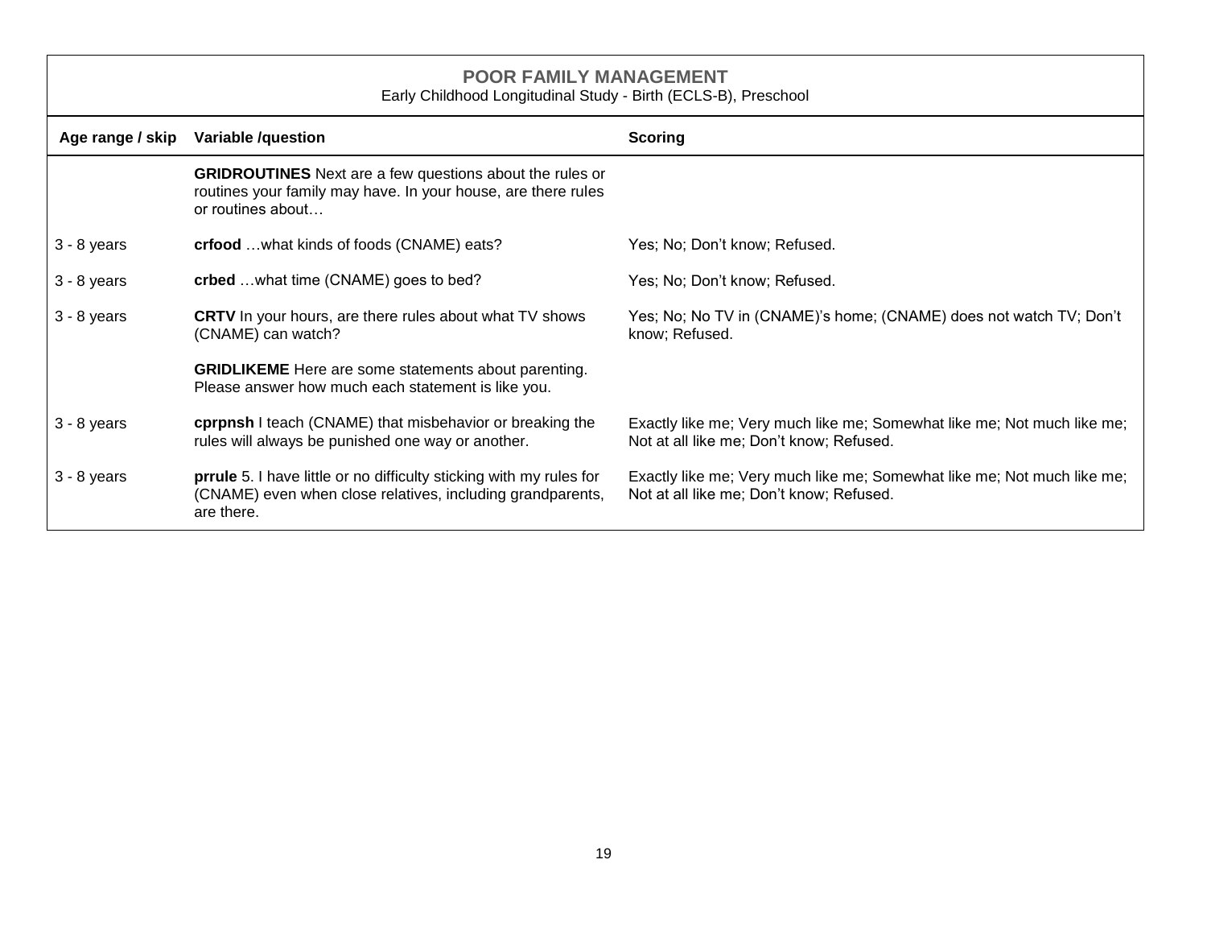## POOR FAMILY MANAGEMENT

Early Childhood Longitudinal Study - Birth (ECLS-B), Preschool

| Age range / skip | Variable /question | Scoring |
|---|---|---|
| | **GRIDROUTINES** Next are a few questions about the rules or routines your family may have. In your house, are there rules or routines about… | |
| 3 - 8 years | **crfood** …what kinds of foods (CNAME) eats? | Yes; No; Don't know; Refused. |
| 3 - 8 years | **crbed** …what time (CNAME) goes to bed? | Yes; No; Don't know; Refused. |
| 3 - 8 years | **CRTV** In your hours, are there rules about what TV shows (CNAME) can watch? | Yes; No; No TV in (CNAME)'s home; (CNAME) does not watch TV; Don't know; Refused. |
| | **GRIDLIKEME** Here are some statements about parenting. Please answer how much each statement is like you. | |
| 3 - 8 years | **cprpnsh** I teach (CNAME) that misbehavior or breaking the rules will always be punished one way or another. | Exactly like me; Very much like me; Somewhat like me; Not much like me; Not at all like me; Don't know; Refused. |
| 3 - 8 years | **prrule** 5. I have little or no difficulty sticking with my rules for (CNAME) even when close relatives, including grandparents, are there. | Exactly like me; Very much like me; Somewhat like me; Not much like me; Not at all like me; Don't know; Refused. |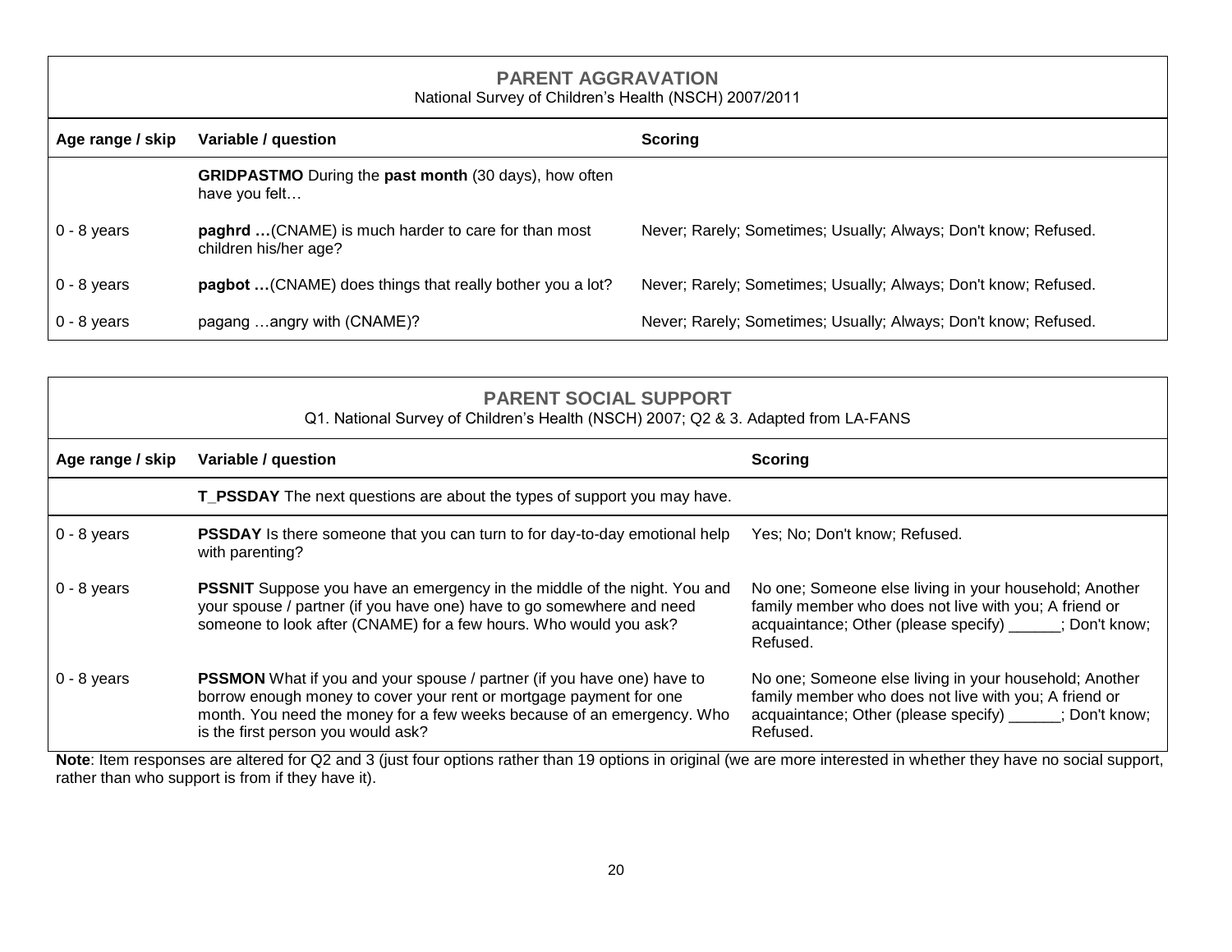## PARENT AGGRAVATION

National Survey of Children's Health (NSCH) 2007/2011

| Age range / skip | Variable / question | Scoring |
| --- | --- | --- |
| | **GRIDPASTMO** During the **past month** (30 days), how often have you felt… | |
| 0 - 8 years | **paghrd …**(CNAME) is much harder to care for than most children his/her age? | Never; Rarely; Sometimes; Usually; Always; Don't know; Refused. |
| 0 - 8 years | **pagbot …**(CNAME) does things that really bother you a lot? | Never; Rarely; Sometimes; Usually; Always; Don't know; Refused. |
| 0 - 8 years | pagang …angry with (CNAME)? | Never; Rarely; Sometimes; Usually; Always; Don't know; Refused. |

## PARENT SOCIAL SUPPORT

Q1. National Survey of Children's Health (NSCH) 2007; Q2 & 3. Adapted from LA-FANS

| Age range / skip | Variable / question | Scoring |
| --- | --- | --- |
| | **T_PSSDAY** The next questions are about the types of support you may have. | |
| 0 - 8 years | **PSSDAY** Is there someone that you can turn to for day-to-day emotional help with parenting? | Yes; No; Don't know; Refused. |
| 0 - 8 years | **PSSNIT** Suppose you have an emergency in the middle of the night. You and your spouse / partner (if you have one) have to go somewhere and need someone to look after (CNAME) for a few hours. Who would you ask? | No one; Someone else living in your household; Another family member who does not live with you; A friend or acquaintance; Other (please specify) ______; Don't know; Refused. |
| 0 - 8 years | **PSSMON** What if you and your spouse / partner (if you have one) have to borrow enough money to cover your rent or mortgage payment for one month. You need the money for a few weeks because of an emergency. Who is the first person you would ask? | No one; Someone else living in your household; Another family member who does not live with you; A friend or acquaintance; Other (please specify) ______; Don't know; Refused. |

**Note**: Item responses are altered for Q2 and 3 (just four options rather than 19 options in original (we are more interested in whether they have no social support, rather than who support is from if they have it).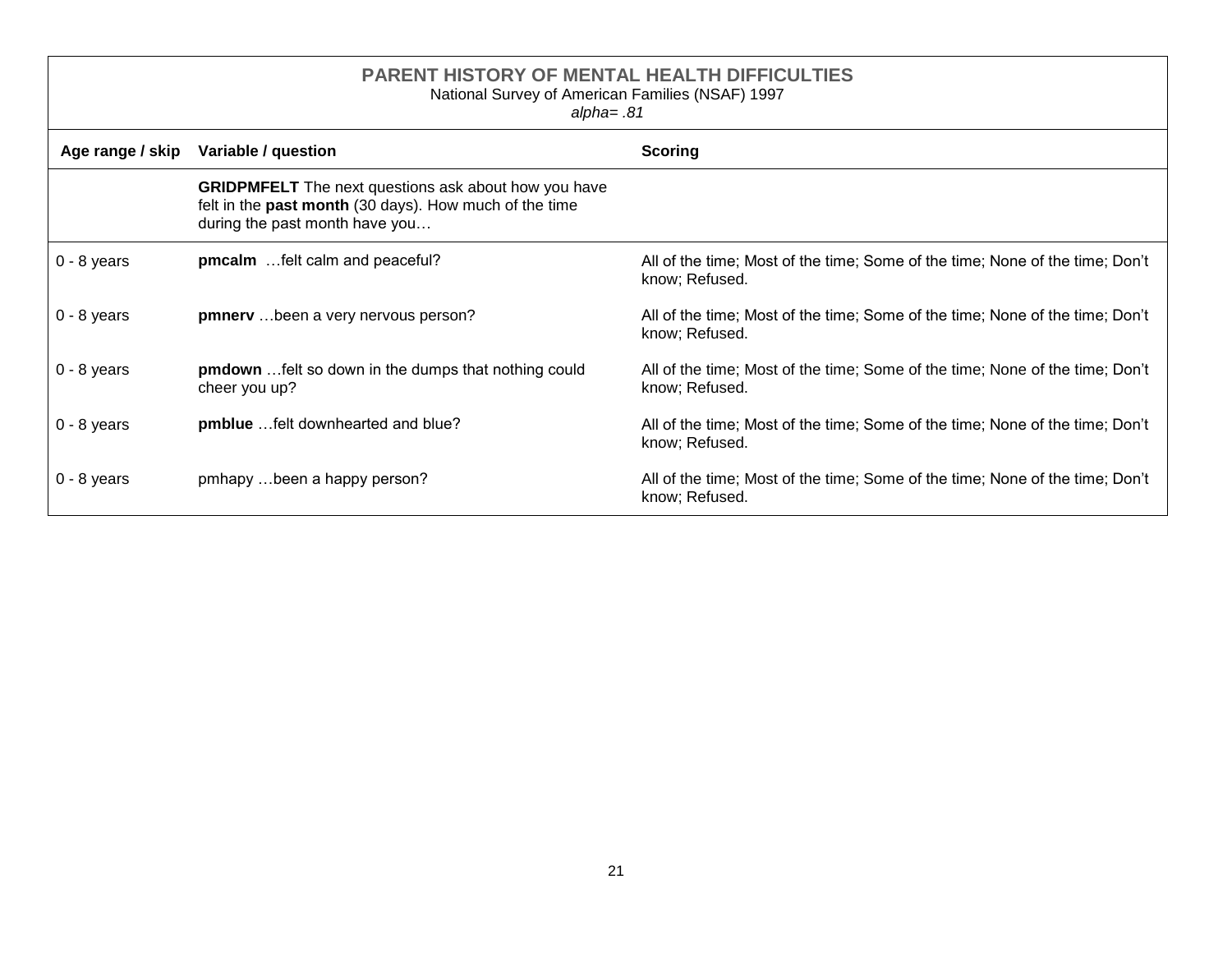## PARENT HISTORY OF MENTAL HEALTH DIFFICULTIES

National Survey of American Families (NSAF) 1997

*alpha= .81*

| Age range / skip | Variable / question | Scoring |
|---|---|---|
| | **GRIDPMFELT** The next questions ask about how you have felt in the **past month** (30 days). How much of the time during the past month have you… | |
| 0 - 8 years | **pmcalm** …felt calm and peaceful? | All of the time; Most of the time; Some of the time; None of the time; Don't know; Refused. |
| 0 - 8 years | **pmnerv** …been a very nervous person? | All of the time; Most of the time; Some of the time; None of the time; Don't know; Refused. |
| 0 - 8 years | **pmdown** …felt so down in the dumps that nothing could cheer you up? | All of the time; Most of the time; Some of the time; None of the time; Don't know; Refused. |
| 0 - 8 years | **pmblue** …felt downhearted and blue? | All of the time; Most of the time; Some of the time; None of the time; Don't know; Refused. |
| 0 - 8 years | pmhapy …been a happy person? | All of the time; Most of the time; Some of the time; None of the time; Don't know; Refused. |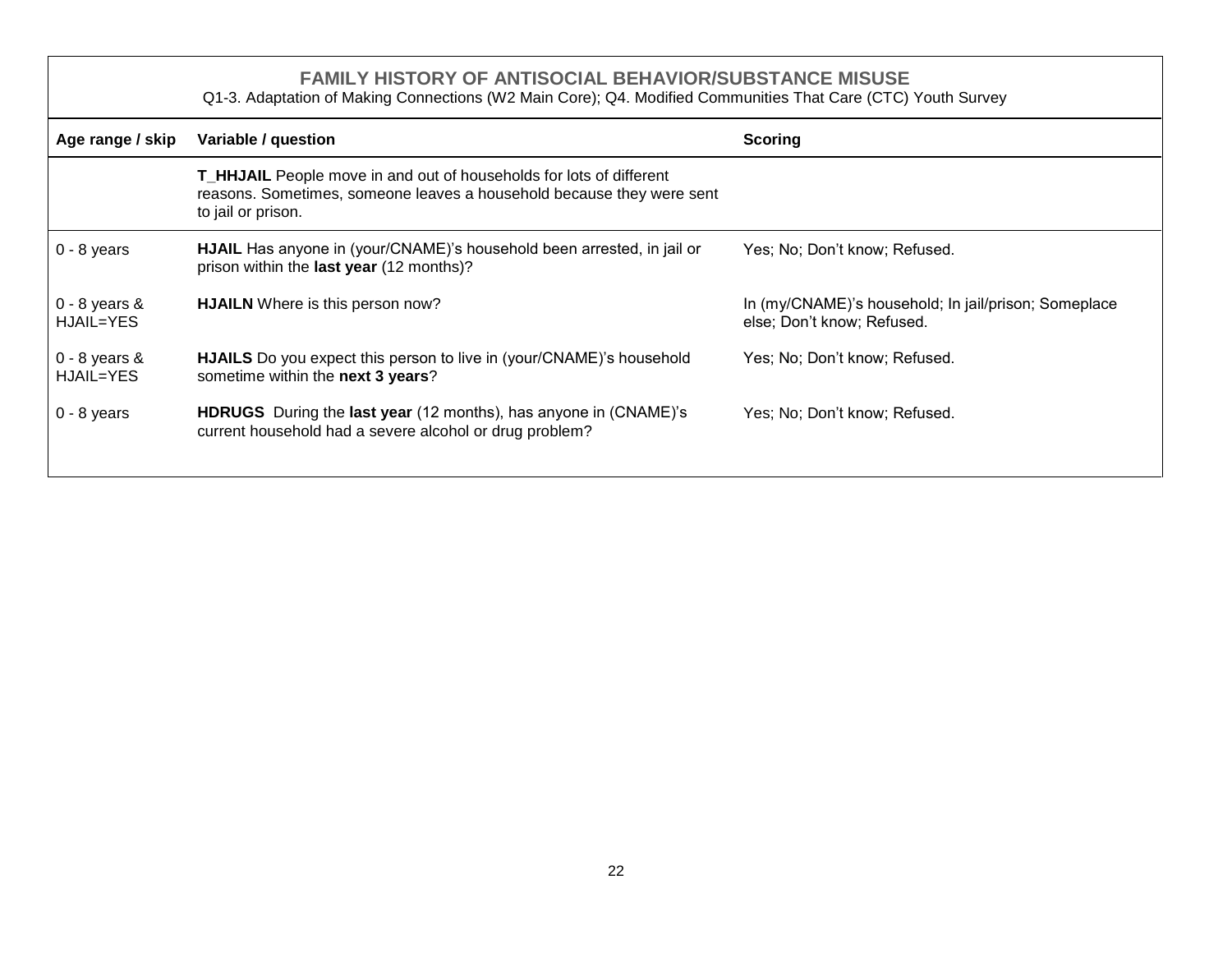## FAMILY HISTORY OF ANTISOCIAL BEHAVIOR/SUBSTANCE MISUSE

Q1-3. Adaptation of Making Connections (W2 Main Core); Q4. Modified Communities That Care (CTC) Youth Survey

| Age range / skip | Variable / question | Scoring |
|---|---|---|
| | **T_HHJAIL** People move in and out of households for lots of different reasons. Sometimes, someone leaves a household because they were sent to jail or prison. | |
| 0 - 8 years | **HJAIL** Has anyone in (your/CNAME)'s household been arrested, in jail or prison within the **last year** (12 months)? | Yes; No; Don't know; Refused. |
| 0 - 8 years & HJAIL=YES | **HJAILN** Where is this person now? | In (my/CNAME)'s household; In jail/prison; Someplace else; Don't know; Refused. |
| 0 - 8 years & HJAIL=YES | **HJAILS** Do you expect this person to live in (your/CNAME)'s household sometime within the **next 3 years**? | Yes; No; Don't know; Refused. |
| 0 - 8 years | **HDRUGS** During the **last year** (12 months), has anyone in (CNAME)'s current household had a severe alcohol or drug problem? | Yes; No; Don't know; Refused. |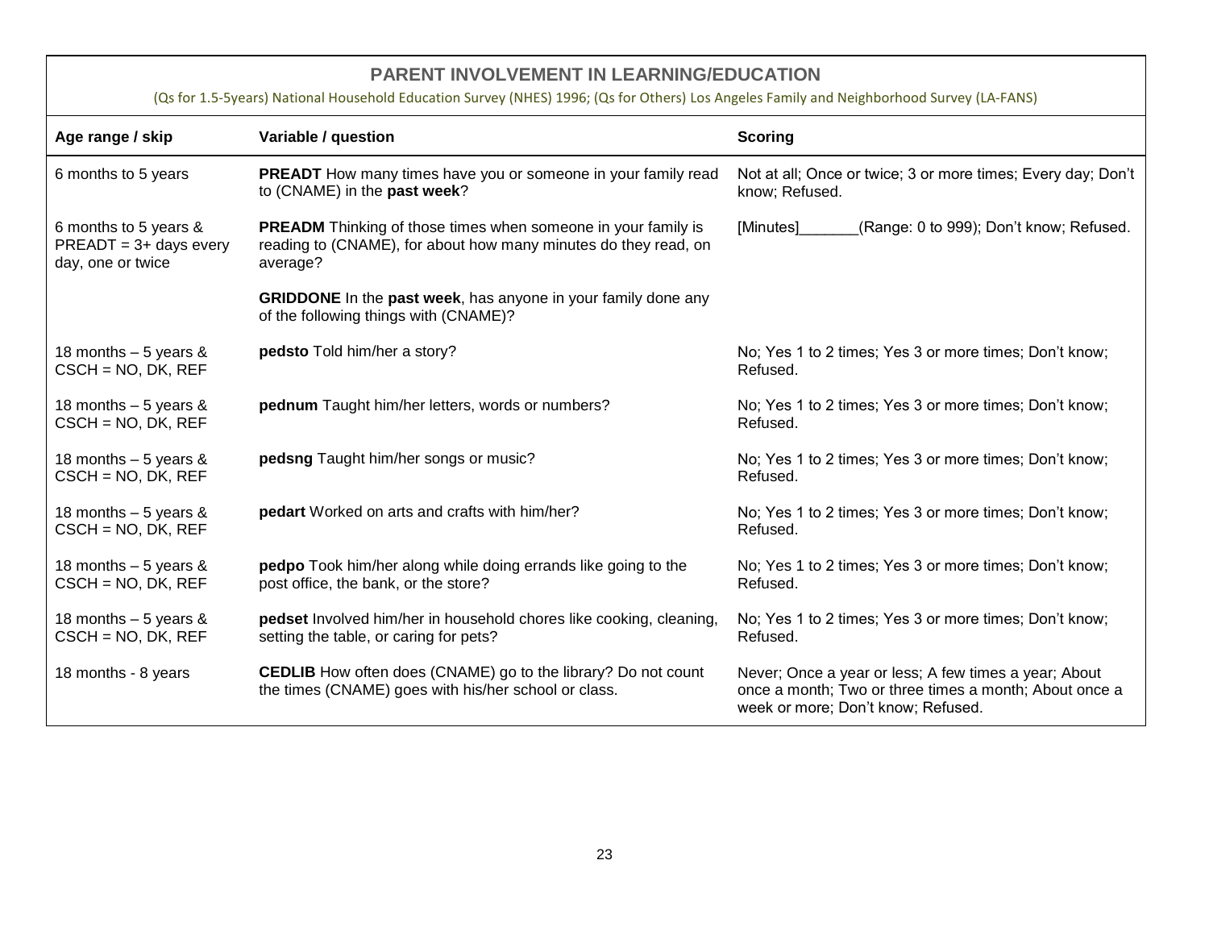## PARENT INVOLVEMENT IN LEARNING/EDUCATION

(Qs for 1.5-5years) National Household Education Survey (NHES) 1996; (Qs for Others) Los Angeles Family and Neighborhood Survey (LA-FANS)

| Age range / skip | Variable / question | Scoring |
|---|---|---|
| 6 months to 5 years | **PREADT** How many times have you or someone in your family read to (CNAME) in the **past week**? | Not at all; Once or twice; 3 or more times; Every day; Don't know; Refused. |
| 6 months to 5 years & PREADT = 3+ days every day, one or twice | **PREADM** Thinking of those times when someone in your family is reading to (CNAME), for about how many minutes do they read, on average? | [Minutes]_______(Range: 0 to 999); Don't know; Refused. |
| | **GRIDDONE** In the **past week**, has anyone in your family done any of the following things with (CNAME)? | |
| 18 months – 5 years & CSCH = NO, DK, REF | **pedsto** Told him/her a story? | No; Yes 1 to 2 times; Yes 3 or more times; Don't know; Refused. |
| 18 months – 5 years & CSCH = NO, DK, REF | **pednum** Taught him/her letters, words or numbers? | No; Yes 1 to 2 times; Yes 3 or more times; Don't know; Refused. |
| 18 months – 5 years & CSCH = NO, DK, REF | **pedsng** Taught him/her songs or music? | No; Yes 1 to 2 times; Yes 3 or more times; Don't know; Refused. |
| 18 months – 5 years & CSCH = NO, DK, REF | **pedart** Worked on arts and crafts with him/her? | No; Yes 1 to 2 times; Yes 3 or more times; Don't know; Refused. |
| 18 months – 5 years & CSCH = NO, DK, REF | **pedpo** Took him/her along while doing errands like going to the post office, the bank, or the store? | No; Yes 1 to 2 times; Yes 3 or more times; Don't know; Refused. |
| 18 months – 5 years & CSCH = NO, DK, REF | **pedset** Involved him/her in household chores like cooking, cleaning, setting the table, or caring for pets? | No; Yes 1 to 2 times; Yes 3 or more times; Don't know; Refused. |
| 18 months - 8 years | **CEDLIB** How often does (CNAME) go to the library? Do not count the times (CNAME) goes with his/her school or class. | Never; Once a year or less; A few times a year; About once a month; Two or three times a month; About once a week or more; Don't know; Refused. |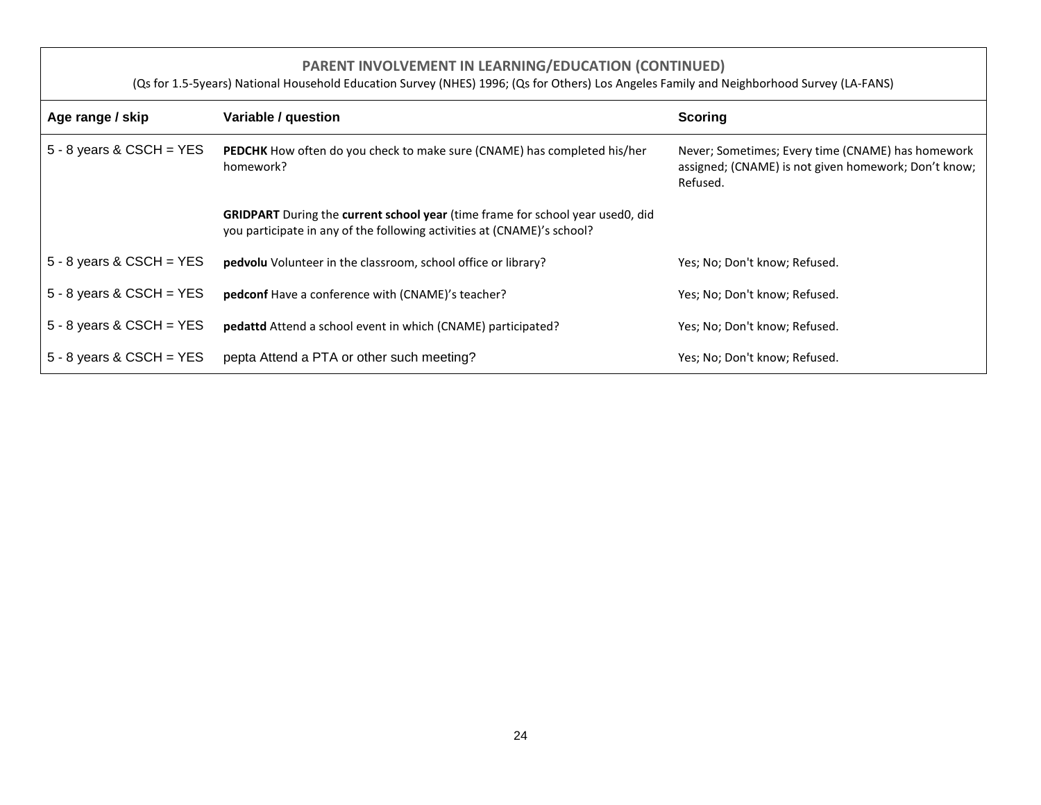## PARENT INVOLVEMENT IN LEARNING/EDUCATION (CONTINUED)

(Qs for 1.5-5years) National Household Education Survey (NHES) 1996; (Qs for Others) Los Angeles Family and Neighborhood Survey (LA-FANS)

| Age range / skip | Variable / question | Scoring |
|---|---|---|
| 5 - 8 years & CSCH = YES | **PEDCHK** How often do you check to make sure (CNAME) has completed his/her homework? | Never; Sometimes; Every time (CNAME) has homework assigned; (CNAME) is not given homework; Don't know; Refused. |
| | **GRIDPART** During the **current school year** (time frame for school year used0, did you participate in any of the following activities at (CNAME)'s school? | |
| 5 - 8 years & CSCH = YES | **pedvolu** Volunteer in the classroom, school office or library? | Yes; No; Don't know; Refused. |
| 5 - 8 years & CSCH = YES | **pedconf** Have a conference with (CNAME)'s teacher? | Yes; No; Don't know; Refused. |
| 5 - 8 years & CSCH = YES | **pedattd** Attend a school event in which (CNAME) participated? | Yes; No; Don't know; Refused. |
| 5 - 8 years & CSCH = YES | pepta Attend a PTA or other such meeting? | Yes; No; Don't know; Refused. |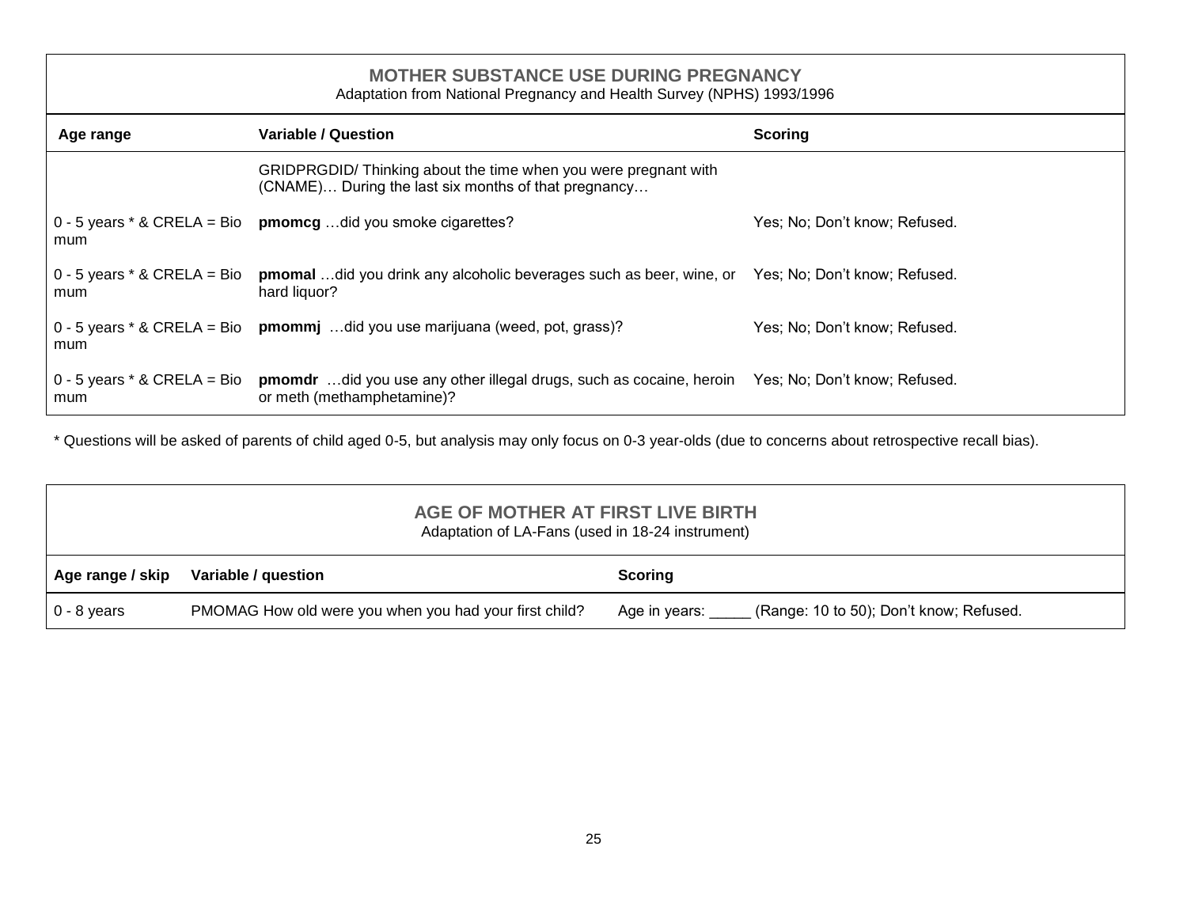## MOTHER SUBSTANCE USE DURING PREGNANCY

Adaptation from National Pregnancy and Health Survey (NPHS) 1993/1996

| Age range | Variable / Question | Scoring |
|---|---|---|
| | GRIDPRGDID/ Thinking about the time when you were pregnant with (CNAME)… During the last six months of that pregnancy… | |
| 0 - 5 years * & CRELA = Bio mum | **pmomcg** …did you smoke cigarettes? | Yes; No; Don’t know; Refused. |
| 0 - 5 years * & CRELA = Bio mum | **pmomal** …did you drink any alcoholic beverages such as beer, wine, or hard liquor? | Yes; No; Don’t know; Refused. |
| 0 - 5 years * & CRELA = Bio mum | **pmommj** …did you use marijuana (weed, pot, grass)? | Yes; No; Don’t know; Refused. |
| 0 - 5 years * & CRELA = Bio mum | **pmomdr** …did you use any other illegal drugs, such as cocaine, heroin or meth (methamphetamine)? | Yes; No; Don’t know; Refused. |

* Questions will be asked of parents of child aged 0-5, but analysis may only focus on 0-3 year-olds (due to concerns about retrospective recall bias).

## AGE OF MOTHER AT FIRST LIVE BIRTH

Adaptation of LA-Fans (used in 18-24 instrument)

| Age range / skip | Variable / question | Scoring |
|---|---|---|
| 0 - 8 years | PMOMAG How old were you when you had your first child? | Age in years: _____ (Range: 10 to 50); Don’t know; Refused. |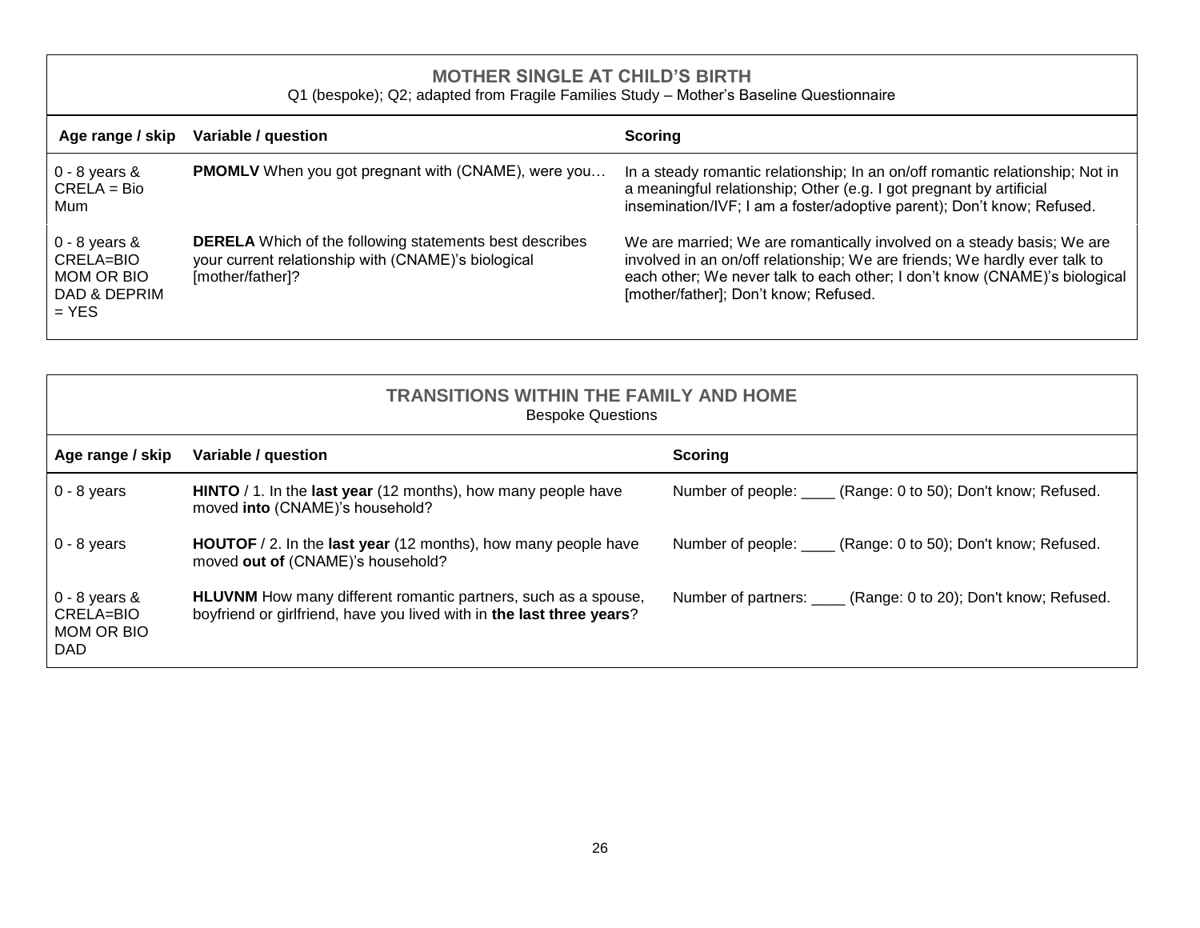## MOTHER SINGLE AT CHILD'S BIRTH

Q1 (bespoke); Q2; adapted from Fragile Families Study – Mother's Baseline Questionnaire

| Age range / skip | Variable / question | Scoring |
|---|---|---|
| 0 - 8 years & CRELA = Bio Mum | **PMOMLV** When you got pregnant with (CNAME), were you… | In a steady romantic relationship; In an on/off romantic relationship; Not in a meaningful relationship; Other (e.g. I got pregnant by artificial insemination/IVF; I am a foster/adoptive parent); Don't know; Refused. |
| 0 - 8 years & CRELA=BIO MOM OR BIO DAD & DEPRIM = YES | **DERELA** Which of the following statements best describes your current relationship with (CNAME)'s biological [mother/father]? | We are married; We are romantically involved on a steady basis; We are involved in an on/off relationship; We are friends; We hardly ever talk to each other; We never talk to each other; I don't know (CNAME)'s biological [mother/father]; Don't know; Refused. |

## TRANSITIONS WITHIN THE FAMILY AND HOME

Bespoke Questions

| Age range / skip | Variable / question | Scoring |
|---|---|---|
| 0 - 8 years | **HINTO** / 1. In the **last year** (12 months), how many people have moved **into** (CNAME)'s household? | Number of people: ____ (Range: 0 to 50); Don't know; Refused. |
| 0 - 8 years | **HOUTOF** / 2. In the **last year** (12 months), how many people have moved **out of** (CNAME)'s household? | Number of people: ____ (Range: 0 to 50); Don't know; Refused. |
| 0 - 8 years & CRELA=BIO MOM OR BIO DAD | **HLUVNM** How many different romantic partners, such as a spouse, boyfriend or girlfriend, have you lived with in **the last three years**? | Number of partners: ____ (Range: 0 to 20); Don't know; Refused. |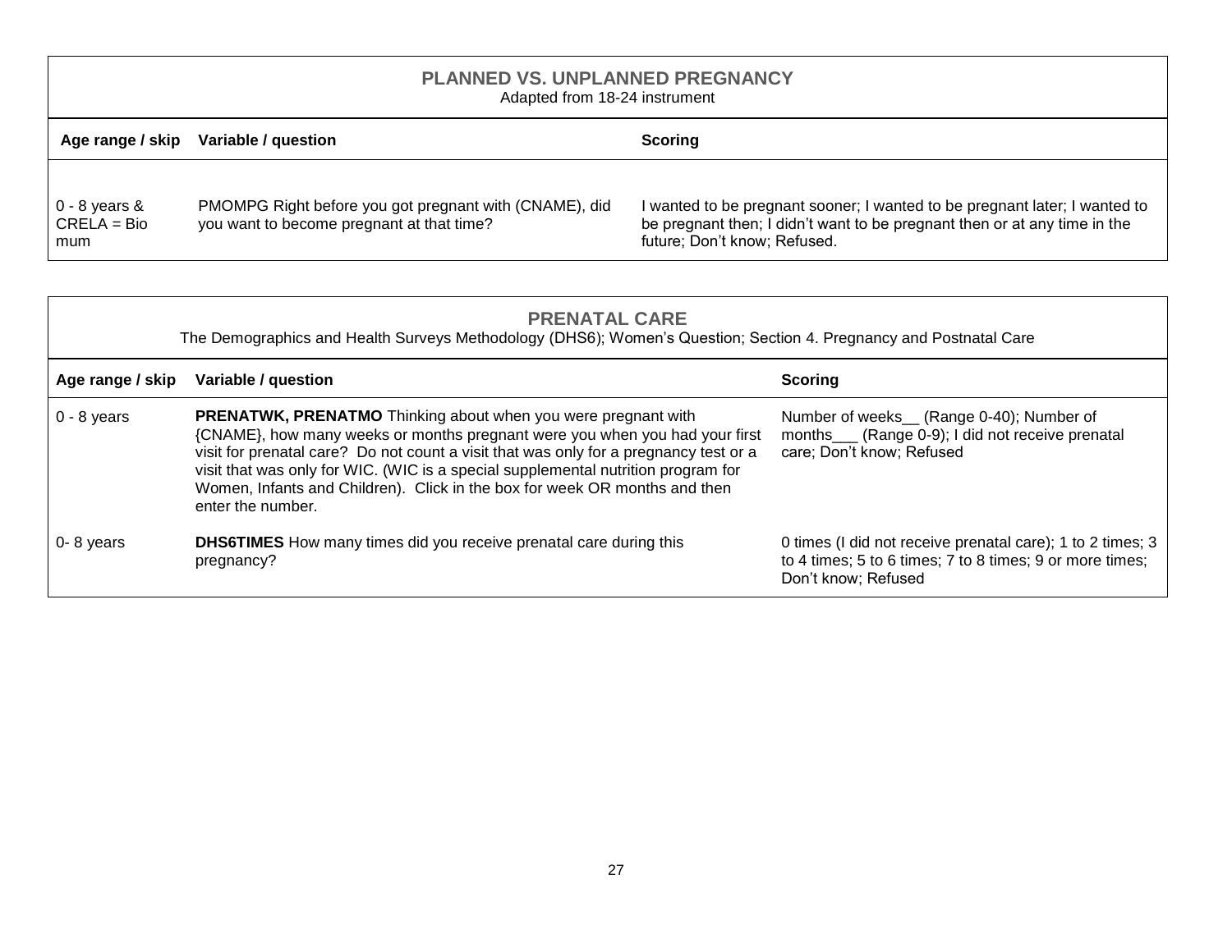## PLANNED VS. UNPLANNED PREGNANCY

Adapted from 18-24 instrument

| Age range / skip | Variable / question | Scoring |
|---|---|---|
| 0 - 8 years & CRELA = Bio mum | PMOMPG Right before you got pregnant with (CNAME), did you want to become pregnant at that time? | I wanted to be pregnant sooner; I wanted to be pregnant later; I wanted to be pregnant then; I didn't want to be pregnant then or at any time in the future; Don't know; Refused. |

## PRENATAL CARE

The Demographics and Health Surveys Methodology (DHS6); Women's Question; Section 4. Pregnancy and Postnatal Care

| Age range / skip | Variable / question | Scoring |
|---|---|---|
| 0 - 8 years | **PRENATWK, PRENATMO** Thinking about when you were pregnant with {CNAME}, how many weeks or months pregnant were you when you had your first visit for prenatal care? Do not count a visit that was only for a pregnancy test or a visit that was only for WIC. (WIC is a special supplemental nutrition program for Women, Infants and Children). Click in the box for week OR months and then enter the number. | Number of weeks__ (Range 0-40); Number of months___ (Range 0-9); I did not receive prenatal care; Don't know; Refused |
| 0- 8 years | **DHS6TIMES** How many times did you receive prenatal care during this pregnancy? | 0 times (I did not receive prenatal care); 1 to 2 times; 3 to 4 times; 5 to 6 times; 7 to 8 times; 9 or more times; Don't know; Refused |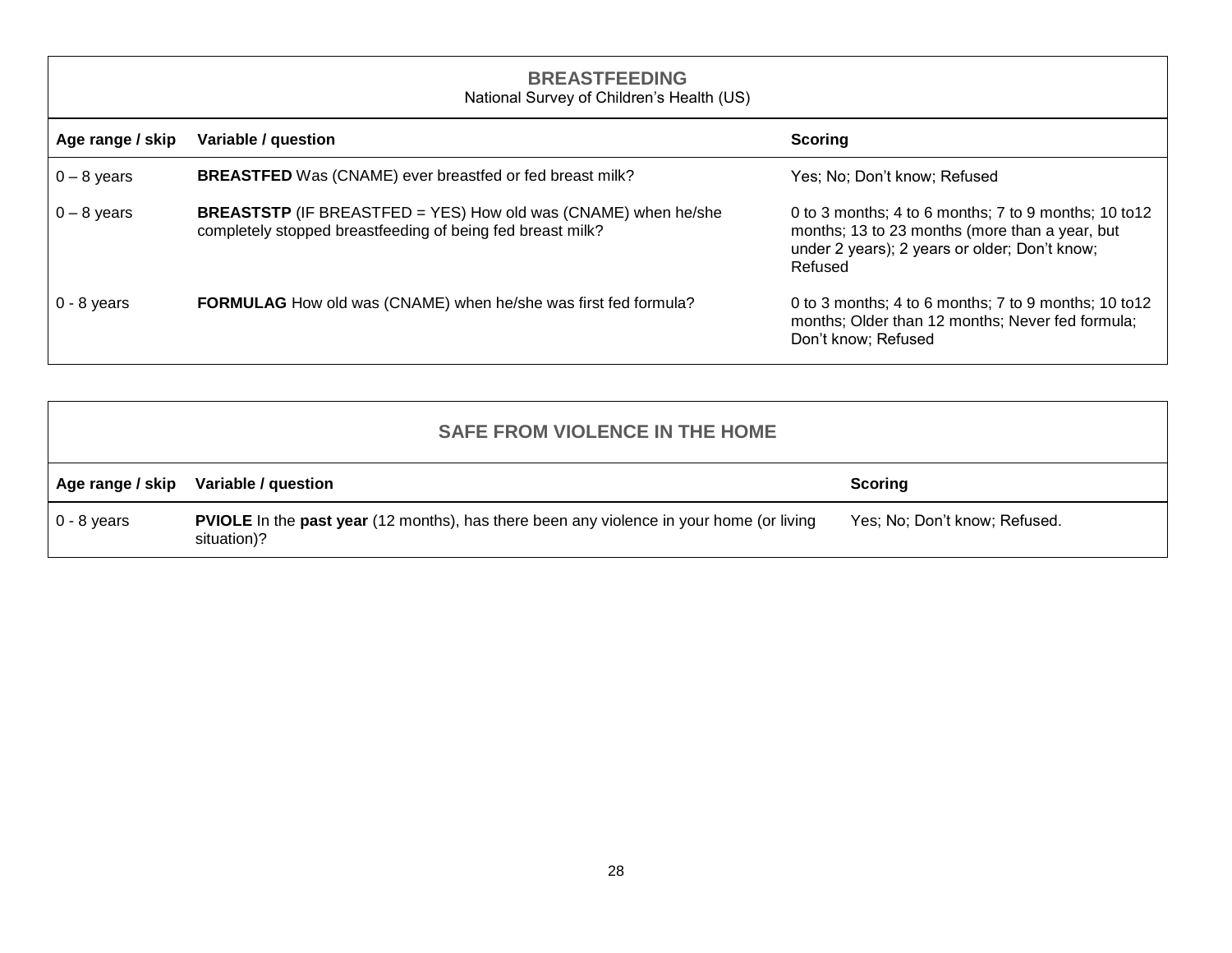## BREASTFEEDING

National Survey of Children's Health (US)

| Age range / skip | Variable / question | Scoring |
|---|---|---|
| 0 – 8 years | **BREASTFED** Was (CNAME) ever breastfed or fed breast milk? | Yes; No; Don't know; Refused |
| 0 – 8 years | **BREASTSTP** (IF BREASTFED = YES) How old was (CNAME) when he/she completely stopped breastfeeding of being fed breast milk? | 0 to 3 months; 4 to 6 months; 7 to 9 months; 10 to12 months; 13 to 23 months (more than a year, but under 2 years); 2 years or older; Don't know; Refused |
| 0 - 8 years | **FORMULAG** How old was (CNAME) when he/she was first fed formula? | 0 to 3 months; 4 to 6 months; 7 to 9 months; 10 to12 months; Older than 12 months; Never fed formula; Don't know; Refused |

## SAFE FROM VIOLENCE IN THE HOME

| Age range / skip | Variable / question | Scoring |
|---|---|---|
| 0 - 8 years | **PVIOLE** In the **past year** (12 months), has there been any violence in your home (or living situation)? | Yes; No; Don't know; Refused. |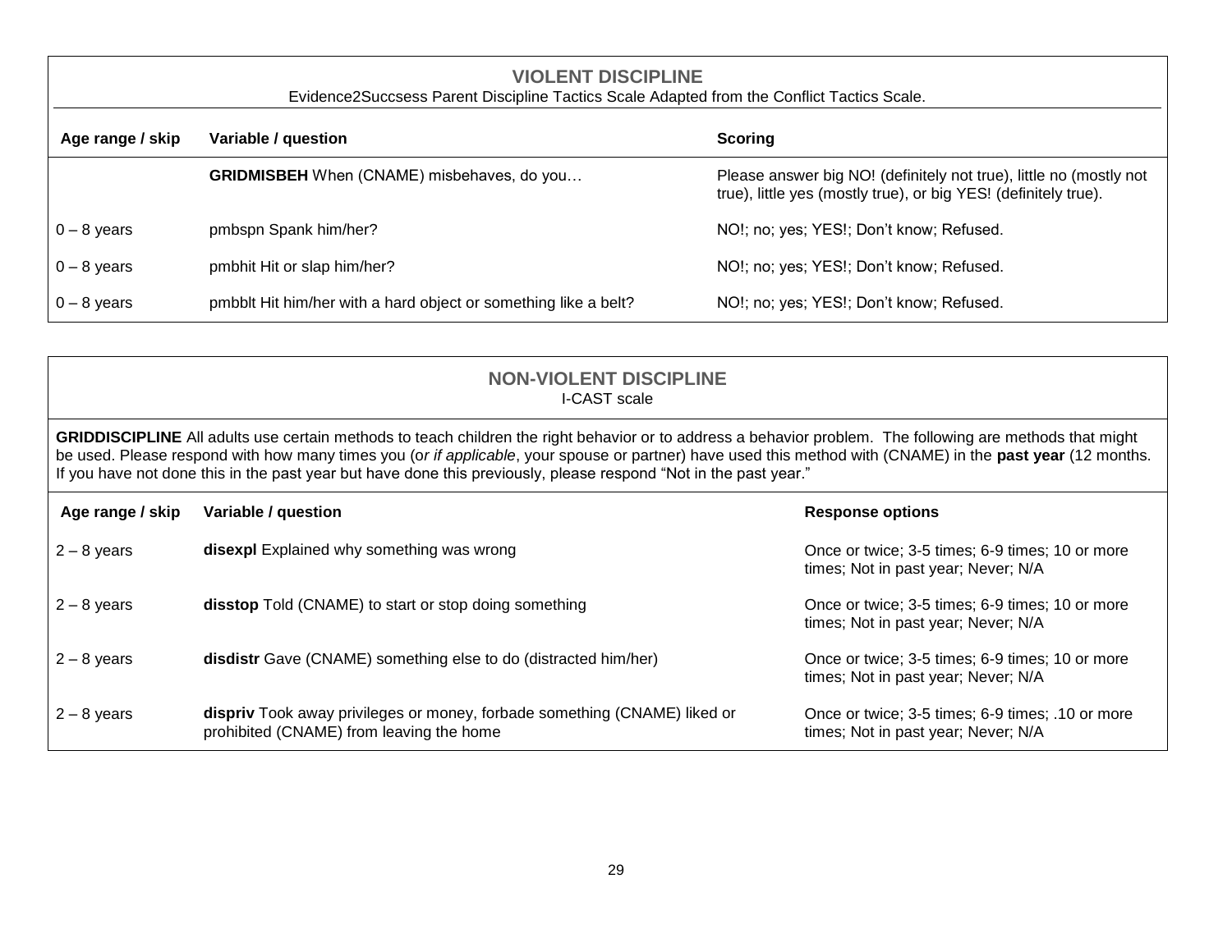## VIOLENT DISCIPLINE

Evidence2Succsess Parent Discipline Tactics Scale Adapted from the Conflict Tactics Scale.

| Age range / skip | Variable / question | Scoring |
| --- | --- | --- |
| | **GRIDMISBEH** When (CNAME) misbehaves, do you… | Please answer big NO! (definitely not true), little no (mostly not true), little yes (mostly true), or big YES! (definitely true). |
| 0 – 8 years | pmbspn Spank him/her? | NO!; no; yes; YES!; Don't know; Refused. |
| 0 – 8 years | pmbhit Hit or slap him/her? | NO!; no; yes; YES!; Don't know; Refused. |
| 0 – 8 years | pmbblt Hit him/her with a hard object or something like a belt? | NO!; no; yes; YES!; Don't know; Refused. |

## NON-VIOLENT DISCIPLINE

I-CAST scale

**GRIDDISCIPLINE** All adults use certain methods to teach children the right behavior or to address a behavior problem. The following are methods that might be used. Please respond with how many times you (or *if applicable*, your spouse or partner) have used this method with (CNAME) in the **past year** (12 months. If you have not done this in the past year but have done this previously, please respond "Not in the past year."

| Age range / skip | Variable / question | Response options |
| --- | --- | --- |
| 2 – 8 years | **disexpl** Explained why something was wrong | Once or twice; 3-5 times; 6-9 times; 10 or more times; Not in past year; Never; N/A |
| 2 – 8 years | **disstop** Told (CNAME) to start or stop doing something | Once or twice; 3-5 times; 6-9 times; 10 or more times; Not in past year; Never; N/A |
| 2 – 8 years | **disdistr** Gave (CNAME) something else to do (distracted him/her) | Once or twice; 3-5 times; 6-9 times; 10 or more times; Not in past year; Never; N/A |
| 2 – 8 years | **dispriv** Took away privileges or money, forbade something (CNAME) liked or prohibited (CNAME) from leaving the home | Once or twice; 3-5 times; 6-9 times; .10 or more times; Not in past year; Never; N/A |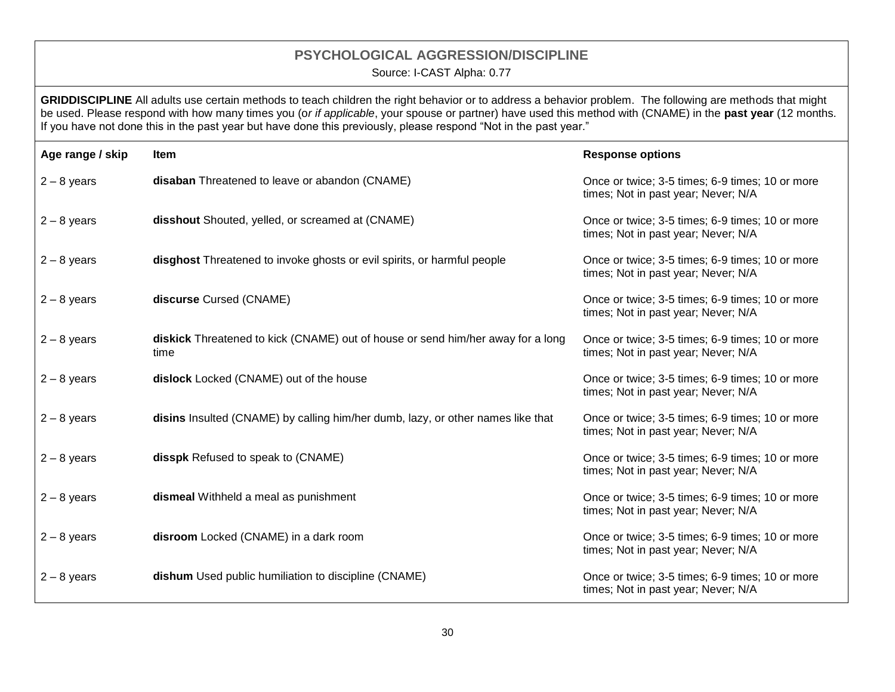## PSYCHOLOGICAL AGGRESSION/DISCIPLINE

Source: I-CAST Alpha: 0.77

**GRIDDISCIPLINE** All adults use certain methods to teach children the right behavior or to address a behavior problem. The following are methods that might be used. Please respond with how many times you (or *if applicable*, your spouse or partner) have used this method with (CNAME) in the **past year** (12 months. If you have not done this in the past year but have done this previously, please respond "Not in the past year."

| Age range / skip | Item | Response options |
|---|---|---|
| 2 – 8 years | **disaban** Threatened to leave or abandon (CNAME) | Once or twice; 3-5 times; 6-9 times; 10 or more times; Not in past year; Never; N/A |
| 2 – 8 years | **disshout** Shouted, yelled, or screamed at (CNAME) | Once or twice; 3-5 times; 6-9 times; 10 or more times; Not in past year; Never; N/A |
| 2 – 8 years | **disghost** Threatened to invoke ghosts or evil spirits, or harmful people | Once or twice; 3-5 times; 6-9 times; 10 or more times; Not in past year; Never; N/A |
| 2 – 8 years | **discurse** Cursed (CNAME) | Once or twice; 3-5 times; 6-9 times; 10 or more times; Not in past year; Never; N/A |
| 2 – 8 years | **diskick** Threatened to kick (CNAME) out of house or send him/her away for a long time | Once or twice; 3-5 times; 6-9 times; 10 or more times; Not in past year; Never; N/A |
| 2 – 8 years | **dislock** Locked (CNAME) out of the house | Once or twice; 3-5 times; 6-9 times; 10 or more times; Not in past year; Never; N/A |
| 2 – 8 years | **disins** Insulted (CNAME) by calling him/her dumb, lazy, or other names like that | Once or twice; 3-5 times; 6-9 times; 10 or more times; Not in past year; Never; N/A |
| 2 – 8 years | **disspk** Refused to speak to (CNAME) | Once or twice; 3-5 times; 6-9 times; 10 or more times; Not in past year; Never; N/A |
| 2 – 8 years | **dismeal** Withheld a meal as punishment | Once or twice; 3-5 times; 6-9 times; 10 or more times; Not in past year; Never; N/A |
| 2 – 8 years | **disroom** Locked (CNAME) in a dark room | Once or twice; 3-5 times; 6-9 times; 10 or more times; Not in past year; Never; N/A |
| 2 – 8 years | **dishum** Used public humiliation to discipline (CNAME) | Once or twice; 3-5 times; 6-9 times; 10 or more times; Not in past year; Never; N/A |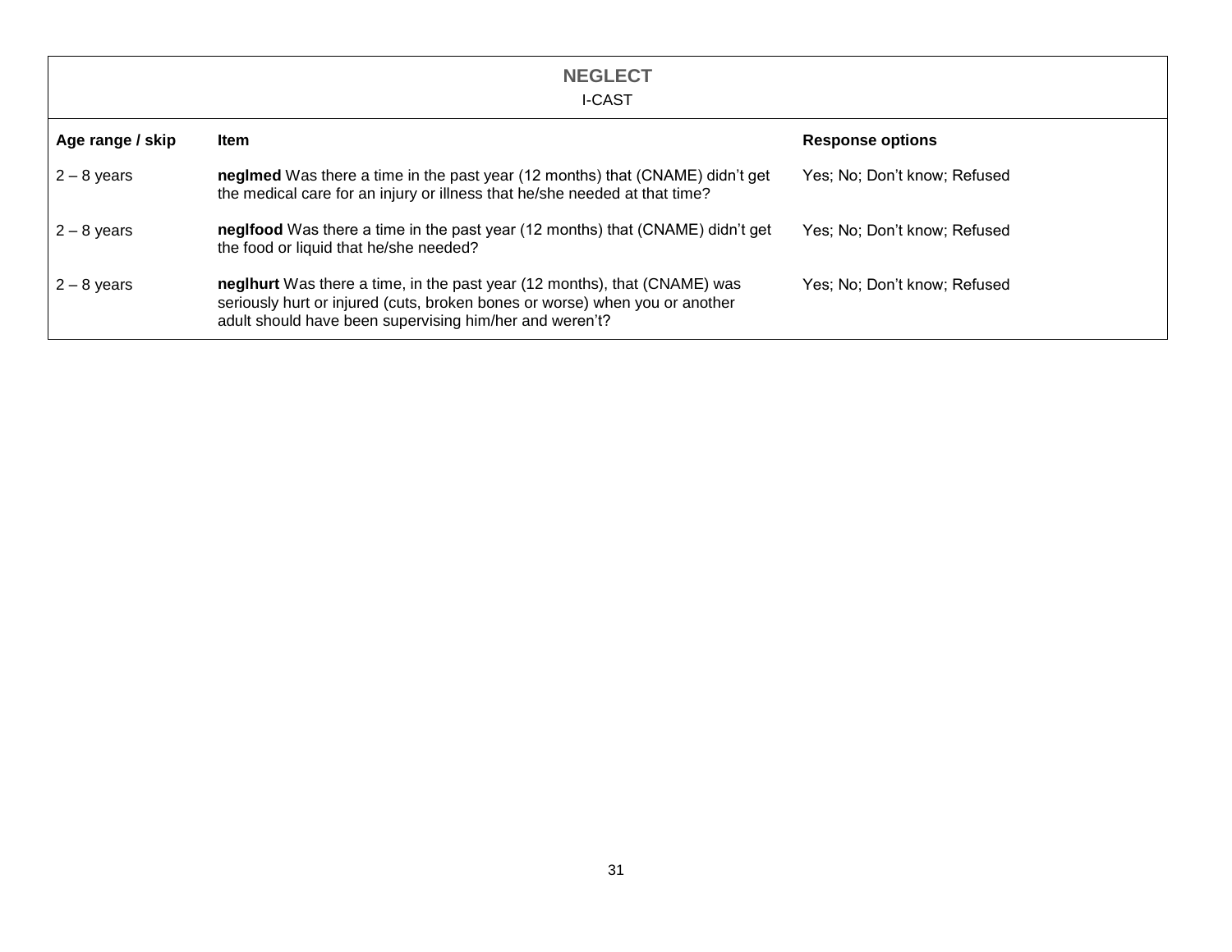## NEGLECT

I-CAST

| Age range / skip | Item | Response options |
|---|---|---|
| 2 – 8 years | **neglmed** Was there a time in the past year (12 months) that (CNAME) didn't get the medical care for an injury or illness that he/she needed at that time? | Yes; No; Don't know; Refused |
| 2 – 8 years | **neglfood** Was there a time in the past year (12 months) that (CNAME) didn't get the food or liquid that he/she needed? | Yes; No; Don't know; Refused |
| 2 – 8 years | **neglhurt** Was there a time, in the past year (12 months), that (CNAME) was seriously hurt or injured (cuts, broken bones or worse) when you or another adult should have been supervising him/her and weren't? | Yes; No; Don't know; Refused |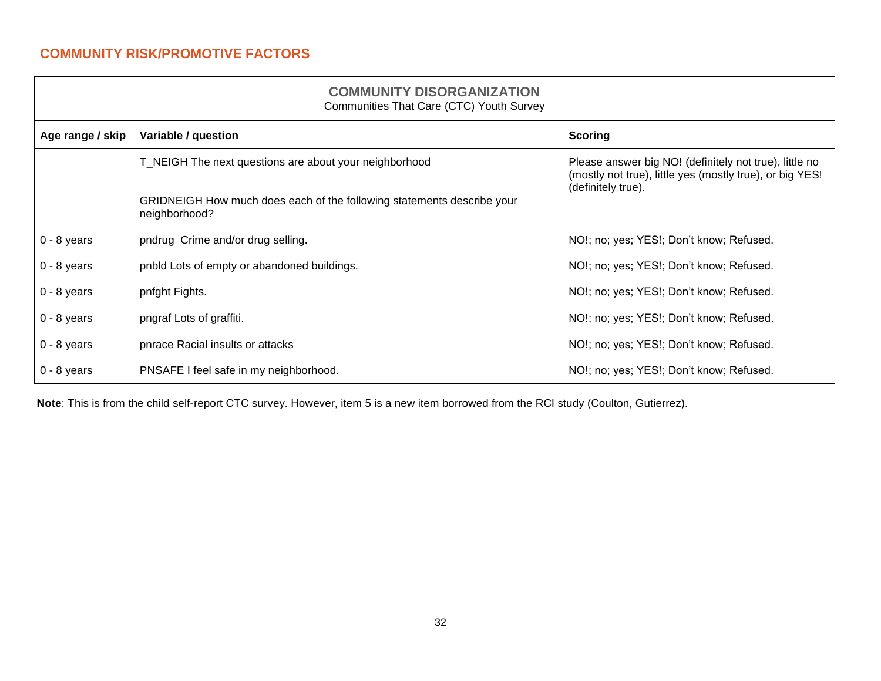## COMMUNITY RISK/PROMOTIVE FACTORS

| COMMUNITY DISORGANIZATION<br>Communities That Care (CTC) Youth Survey | | |
|---|---|---|
| **Age range / skip** | **Variable / question** | **Scoring** |
| | T_NEIGH The next questions are about your neighborhood<br><br>GRIDNEIGH How much does each of the following statements describe your neighborhood? | Please answer big NO! (definitely not true), little no (mostly not true), little yes (mostly true), or big YES! (definitely true). |
| 0 - 8 years | pndrug  Crime and/or drug selling. | NO!; no; yes; YES!; Don't know; Refused. |
| 0 - 8 years | pnbld Lots of empty or abandoned buildings. | NO!; no; yes; YES!; Don't know; Refused. |
| 0 - 8 years | pnfght Fights. | NO!; no; yes; YES!; Don't know; Refused. |
| 0 - 8 years | pngraf Lots of graffiti. | NO!; no; yes; YES!; Don't know; Refused. |
| 0 - 8 years | pnrace Racial insults or attacks | NO!; no; yes; YES!; Don't know; Refused. |
| 0 - 8 years | PNSAFE I feel safe in my neighborhood. | NO!; no; yes; YES!; Don't know; Refused. |

**Note**: This is from the child self-report CTC survey. However, item 5 is a new item borrowed from the RCI study (Coulton, Gutierrez).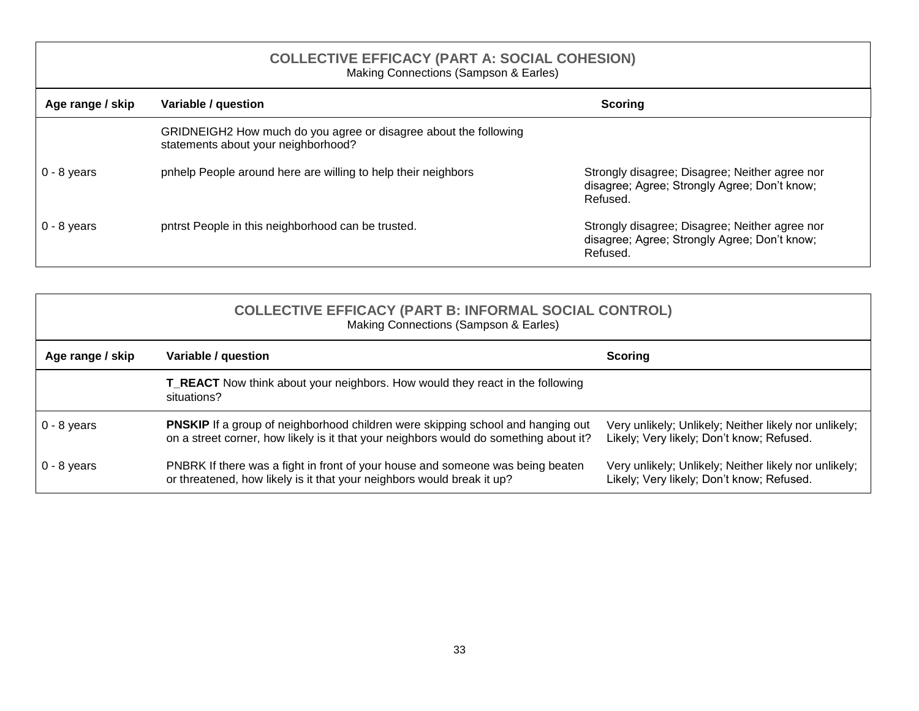## COLLECTIVE EFFICACY (PART A: SOCIAL COHESION)

Making Connections (Sampson & Earles)

| Age range / skip | Variable / question | Scoring |
|---|---|---|
| | GRIDNEIGH2 How much do you agree or disagree about the following statements about your neighborhood? | |
| 0 - 8 years | pnhelp People around here are willing to help their neighbors | Strongly disagree; Disagree; Neither agree nor disagree; Agree; Strongly Agree; Don't know; Refused. |
| 0 - 8 years | pntrst People in this neighborhood can be trusted. | Strongly disagree; Disagree; Neither agree nor disagree; Agree; Strongly Agree; Don't know; Refused. |

## COLLECTIVE EFFICACY (PART B: INFORMAL SOCIAL CONTROL)

Making Connections (Sampson & Earles)

| Age range / skip | Variable / question | Scoring |
|---|---|---|
| | **T_REACT** Now think about your neighbors. How would they react in the following situations? | |
| 0 - 8 years | **PNSKIP** If a group of neighborhood children were skipping school and hanging out on a street corner, how likely is it that your neighbors would do something about it? | Very unlikely; Unlikely; Neither likely nor unlikely; Likely; Very likely; Don't know; Refused. |
| 0 - 8 years | PNBRK If there was a fight in front of your house and someone was being beaten or threatened, how likely is it that your neighbors would break it up? | Very unlikely; Unlikely; Neither likely nor unlikely; Likely; Very likely; Don't know; Refused. |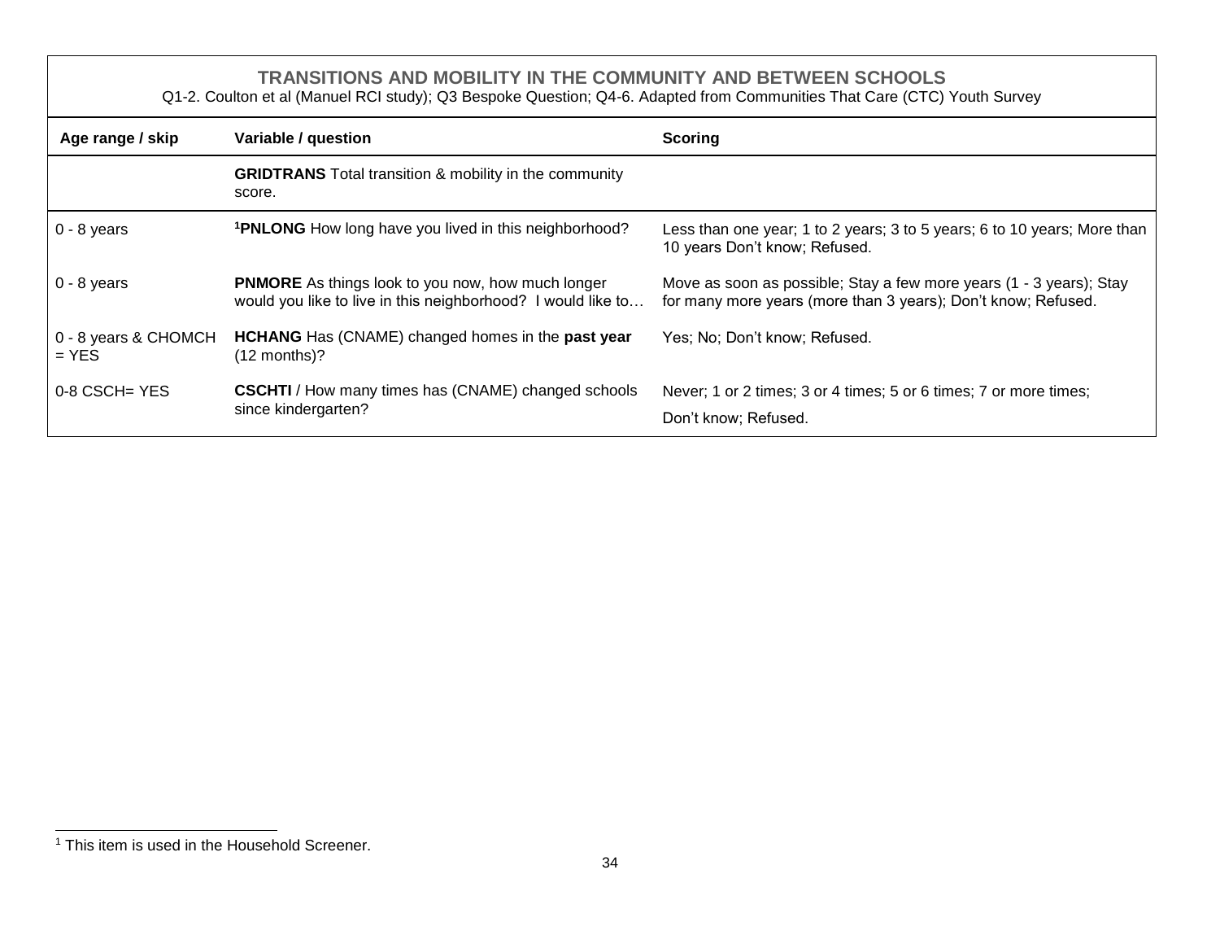## TRANSITIONS AND MOBILITY IN THE COMMUNITY AND BETWEEN SCHOOLS

Q1-2. Coulton et al (Manuel RCI study); Q3 Bespoke Question; Q4-6. Adapted from Communities That Care (CTC) Youth Survey

| Age range / skip | Variable / question | Scoring |
|---|---|---|
| | **GRIDTRANS** Total transition & mobility in the community score. | |
| 0 - 8 years | [1]**PNLONG** How long have you lived in this neighborhood? | Less than one year; 1 to 2 years; 3 to 5 years; 6 to 10 years; More than 10 years Don't know; Refused. |
| 0 - 8 years | **PNMORE** As things look to you now, how much longer would you like to live in this neighborhood? I would like to… | Move as soon as possible; Stay a few more years (1 - 3 years); Stay for many more years (more than 3 years); Don't know; Refused. |
| 0 - 8 years & CHOMCH = YES | **HCHANG** Has (CNAME) changed homes in the **past year** (12 months)? | Yes; No; Don't know; Refused. |
| 0-8 CSCH= YES | **CSCHTI** / How many times has (CNAME) changed schools since kindergarten? | Never; 1 or 2 times; 3 or 4 times; 5 or 6 times; 7 or more times; Don't know; Refused. |

[1] This item is used in the Household Screener.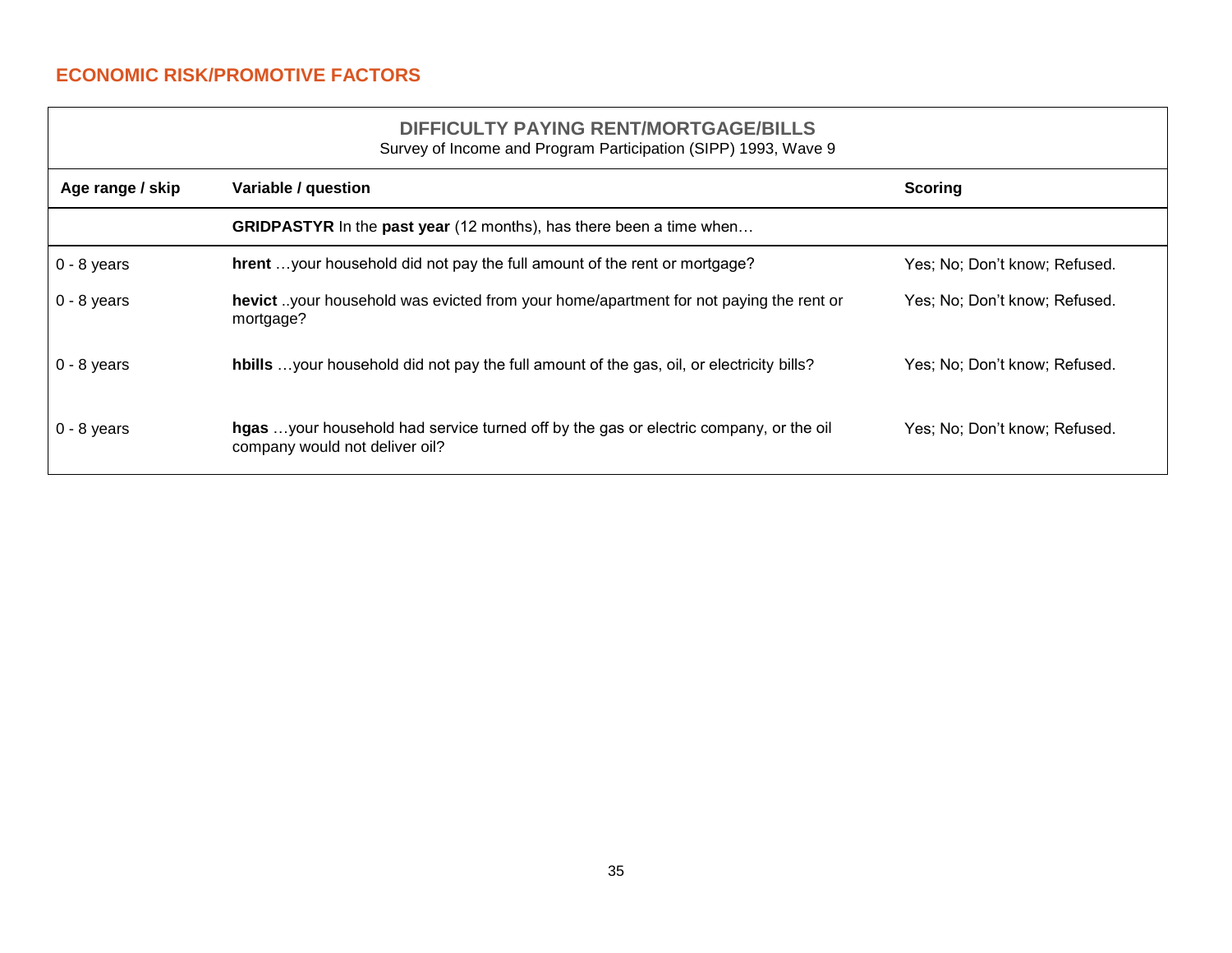## ECONOMIC RISK/PROMOTIVE FACTORS

### DIFFICULTY PAYING RENT/MORTGAGE/BILLS

Survey of Income and Program Participation (SIPP) 1993, Wave 9

| Age range / skip | Variable / question | Scoring |
|---|---|---|
| | **GRIDPASTYR** In the **past year** (12 months), has there been a time when… | |
| 0 - 8 years | **hrent** …your household did not pay the full amount of the rent or mortgage? | Yes; No; Don't know; Refused. |
| 0 - 8 years | **hevict** ..your household was evicted from your home/apartment for not paying the rent or mortgage? | Yes; No; Don't know; Refused. |
| 0 - 8 years | **hbills** …your household did not pay the full amount of the gas, oil, or electricity bills? | Yes; No; Don't know; Refused. |
| 0 - 8 years | **hgas** …your household had service turned off by the gas or electric company, or the oil company would not deliver oil? | Yes; No; Don't know; Refused. |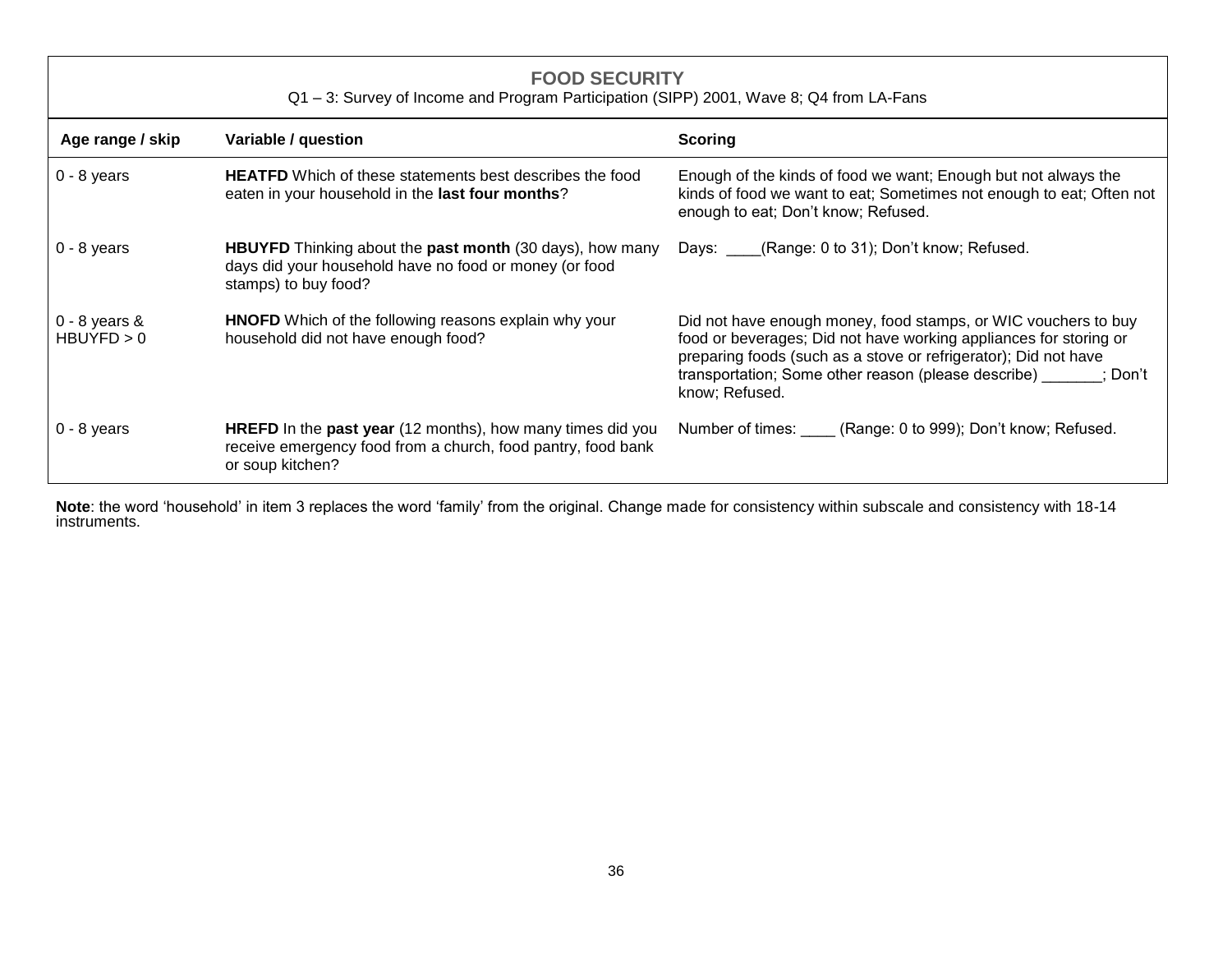## FOOD SECURITY

Q1 – 3: Survey of Income and Program Participation (SIPP) 2001, Wave 8; Q4 from LA-Fans

| Age range / skip | Variable / question | Scoring |
|---|---|---|
| 0 - 8 years | **HEATFD** Which of these statements best describes the food eaten in your household in the **last four months**? | Enough of the kinds of food we want; Enough but not always the kinds of food we want to eat; Sometimes not enough to eat; Often not enough to eat; Don't know; Refused. |
| 0 - 8 years | **HBUYFD** Thinking about the **past month** (30 days), how many days did your household have no food or money (or food stamps) to buy food? | Days: ____(Range: 0 to 31); Don't know; Refused. |
| 0 - 8 years & HBUYFD > 0 | **HNOFD** Which of the following reasons explain why your household did not have enough food? | Did not have enough money, food stamps, or WIC vouchers to buy food or beverages; Did not have working appliances for storing or preparing foods (such as a stove or refrigerator); Did not have transportation; Some other reason (please describe) _______; Don't know; Refused. |
| 0 - 8 years | **HREFD** In the **past year** (12 months), how many times did you receive emergency food from a church, food pantry, food bank or soup kitchen? | Number of times: ____ (Range: 0 to 999); Don't know; Refused. |

**Note**: the word 'household' in item 3 replaces the word 'family' from the original. Change made for consistency within subscale and consistency with 18-14 instruments.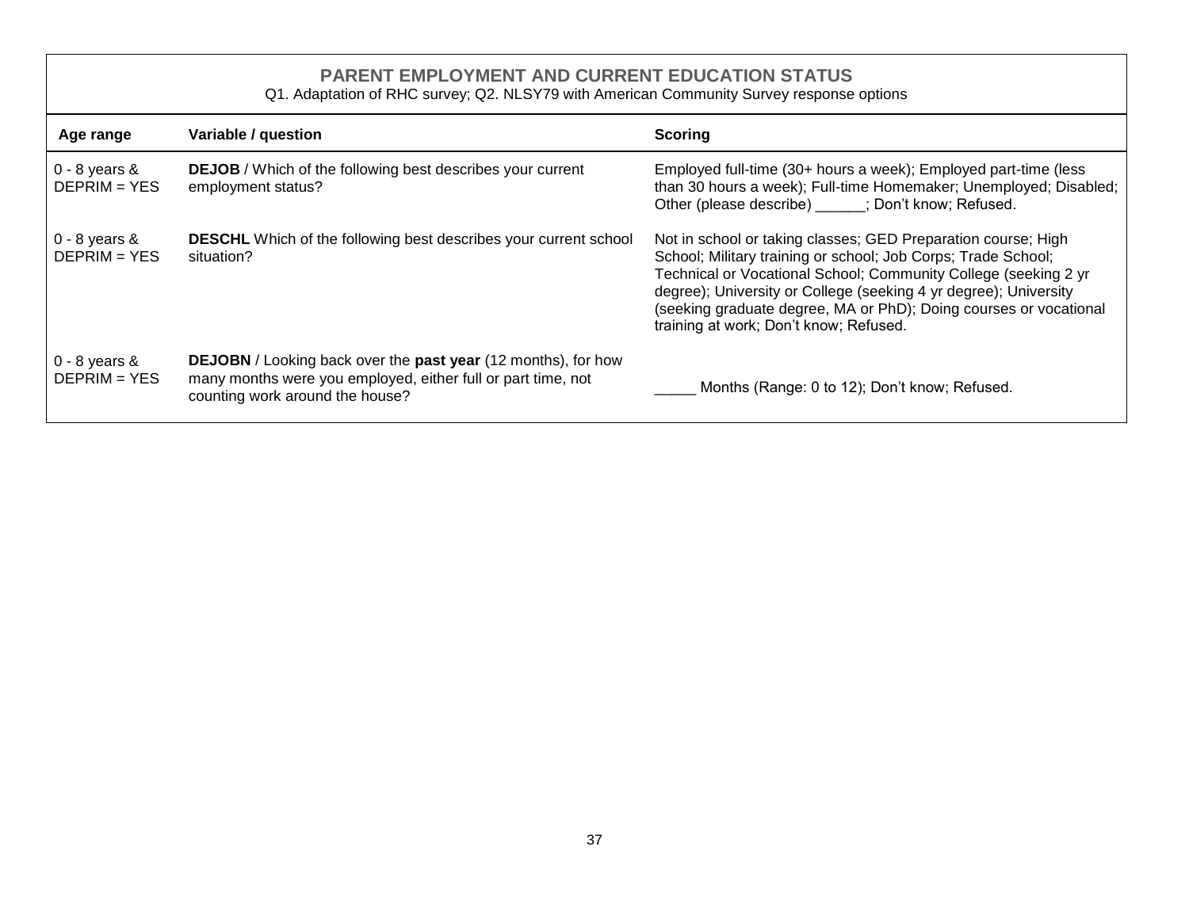## PARENT EMPLOYMENT AND CURRENT EDUCATION STATUS

Q1. Adaptation of RHC survey; Q2. NLSY79 with American Community Survey response options

| Age range | Variable / question | Scoring |
|---|---|---|
| 0 - 8 years & DEPRIM = YES | **DEJOB** / Which of the following best describes your current employment status? | Employed full-time (30+ hours a week); Employed part-time (less than 30 hours a week); Full-time Homemaker; Unemployed; Disabled; Other (please describe) ______; Don't know; Refused. |
| 0 - 8 years & DEPRIM = YES | **DESCHL** Which of the following best describes your current school situation? | Not in school or taking classes; GED Preparation course; High School; Military training or school; Job Corps; Trade School; Technical or Vocational School; Community College (seeking 2 yr degree); University or College (seeking 4 yr degree); University (seeking graduate degree, MA or PhD); Doing courses or vocational training at work; Don't know; Refused. |
| 0 - 8 years & DEPRIM = YES | **DEJOBN** / Looking back over the **past year** (12 months), for how many months were you employed, either full or part time, not counting work around the house? | _____ Months (Range: 0 to 12); Don't know; Refused. |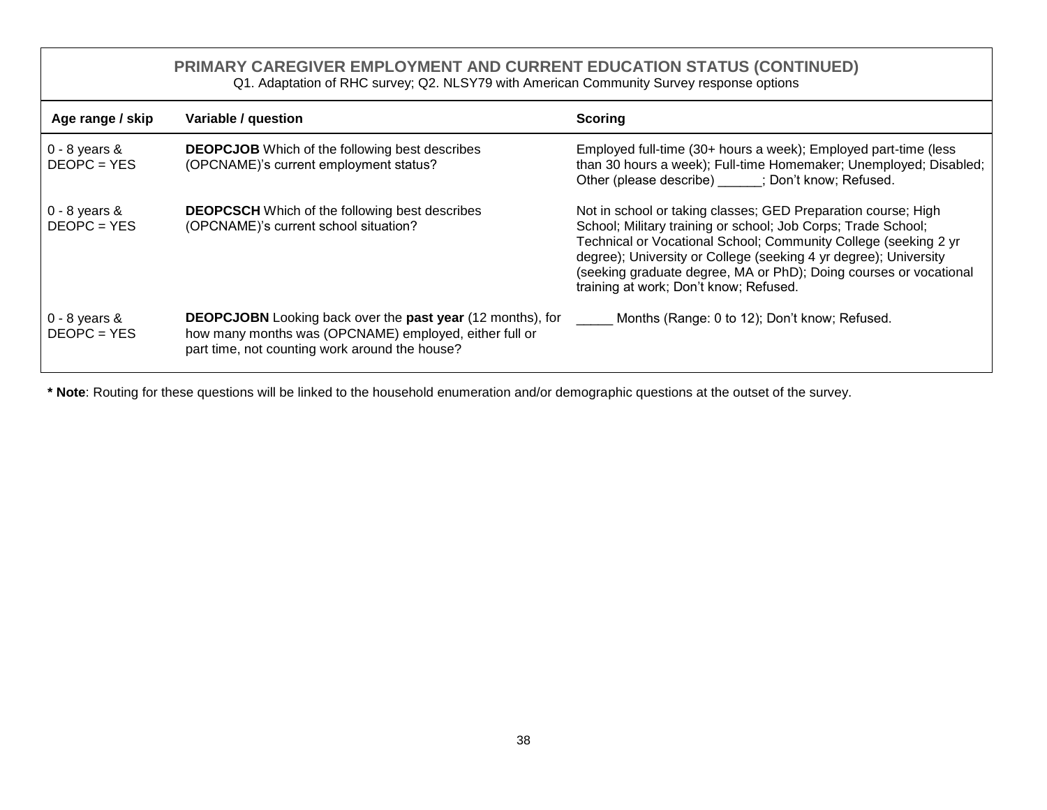## PRIMARY CAREGIVER EMPLOYMENT AND CURRENT EDUCATION STATUS (CONTINUED)

Q1. Adaptation of RHC survey; Q2. NLSY79 with American Community Survey response options

| Age range / skip | Variable / question | Scoring |
|---|---|---|
| 0 - 8 years & DEOPC = YES | **DEOPCJOB** Which of the following best describes (OPCNAME)'s current employment status? | Employed full-time (30+ hours a week); Employed part-time (less than 30 hours a week); Full-time Homemaker; Unemployed; Disabled; Other (please describe) ______; Don't know; Refused. |
| 0 - 8 years & DEOPC = YES | **DEOPCSCH** Which of the following best describes (OPCNAME)'s current school situation? | Not in school or taking classes; GED Preparation course; High School; Military training or school; Job Corps; Trade School; Technical or Vocational School; Community College (seeking 2 yr degree); University or College (seeking 4 yr degree); University (seeking graduate degree, MA or PhD); Doing courses or vocational training at work; Don't know; Refused. |
| 0 - 8 years & DEOPC = YES | **DEOPCJOBN** Looking back over the **past year** (12 months), for how many months was (OPCNAME) employed, either full or part time, not counting work around the house? | _____ Months (Range: 0 to 12); Don't know; Refused. |

**\* Note**: Routing for these questions will be linked to the household enumeration and/or demographic questions at the outset of the survey.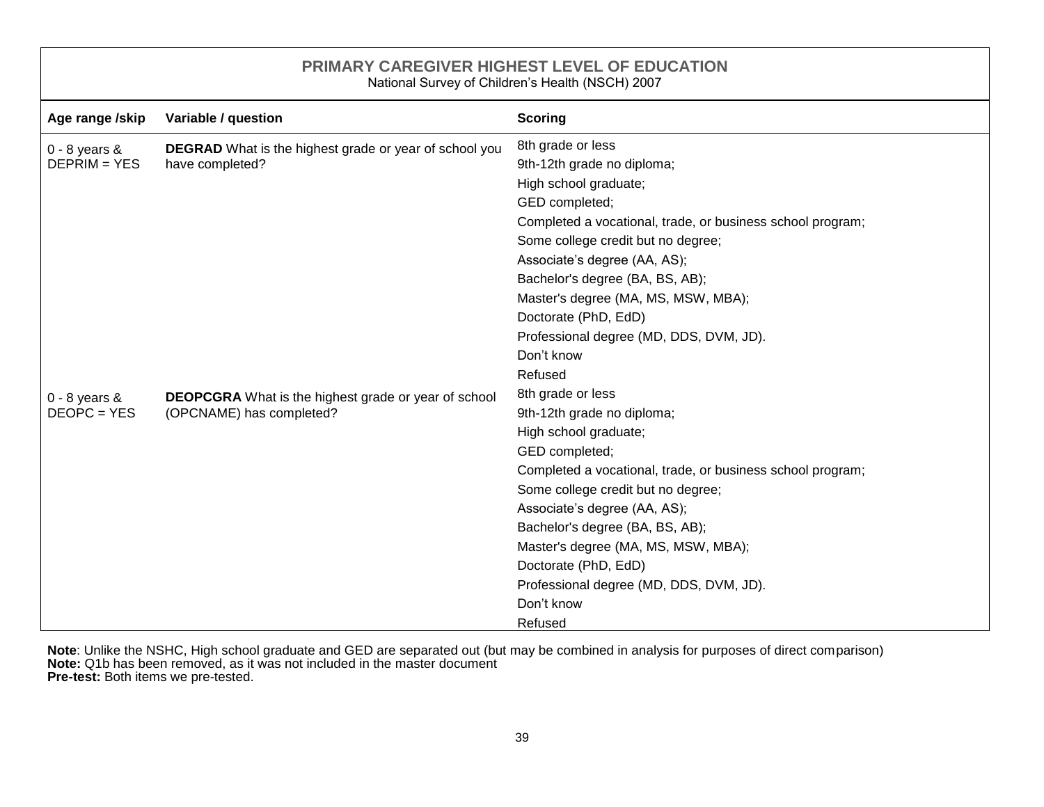## PRIMARY CAREGIVER HIGHEST LEVEL OF EDUCATION

National Survey of Children's Health (NSCH) 2007

| Age range /skip | Variable / question | Scoring |
|---|---|---|
| 0 - 8 years & DEPRIM = YES | **DEGRAD** What is the highest grade or year of school you have completed? | 8th grade or less<br>9th-12th grade no diploma;<br>High school graduate;<br>GED completed;<br>Completed a vocational, trade, or business school program;<br>Some college credit but no degree;<br>Associate's degree (AA, AS);<br>Bachelor's degree (BA, BS, AB);<br>Master's degree (MA, MS, MSW, MBA);<br>Doctorate (PhD, EdD)<br>Professional degree (MD, DDS, DVM, JD).<br>Don't know<br>Refused |
| 0 - 8 years & DEOPC = YES | **DEOPCGRA** What is the highest grade or year of school (OPCNAME) has completed? | 8th grade or less<br>9th-12th grade no diploma;<br>High school graduate;<br>GED completed;<br>Completed a vocational, trade, or business school program;<br>Some college credit but no degree;<br>Associate's degree (AA, AS);<br>Bachelor's degree (BA, BS, AB);<br>Master's degree (MA, MS, MSW, MBA);<br>Doctorate (PhD, EdD)<br>Professional degree (MD, DDS, DVM, JD).<br>Don't know<br>Refused |

**Note**: Unlike the NSHC, High school graduate and GED are separated out (but may be combined in analysis for purposes of direct comparison)
**Note:** Q1b has been removed, as it was not included in the master document
**Pre-test:** Both items we pre-tested.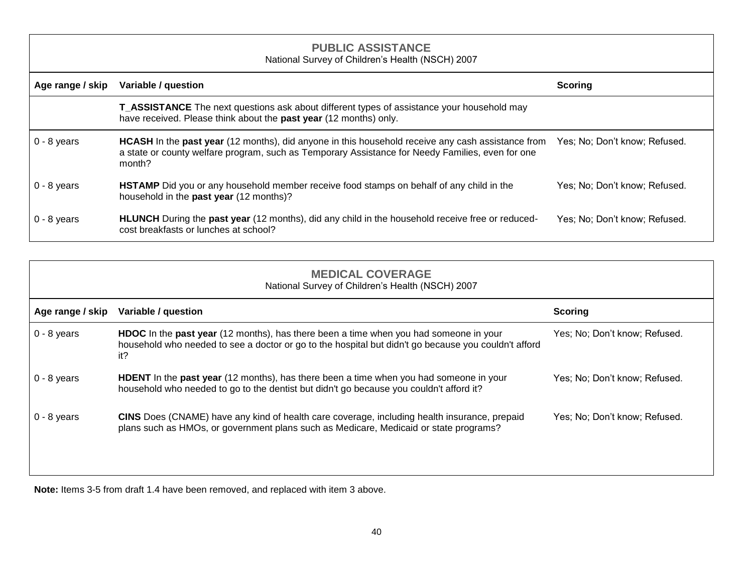## PUBLIC ASSISTANCE

National Survey of Children's Health (NSCH) 2007

| Age range / skip | Variable / question | Scoring |
|---|---|---|
| | **T_ASSISTANCE** The next questions ask about different types of assistance your household may have received. Please think about the **past year** (12 months) only. | |
| 0 - 8 years | **HCASH** In the **past year** (12 months), did anyone in this household receive any cash assistance from a state or county welfare program, such as Temporary Assistance for Needy Families, even for one month? | Yes; No; Don't know; Refused. |
| 0 - 8 years | **HSTAMP** Did you or any household member receive food stamps on behalf of any child in the household in the **past year** (12 months)? | Yes; No; Don't know; Refused. |
| 0 - 8 years | **HLUNCH** During the **past year** (12 months), did any child in the household receive free or reduced-cost breakfasts or lunches at school? | Yes; No; Don't know; Refused. |

## MEDICAL COVERAGE

National Survey of Children's Health (NSCH) 2007

| Age range / skip | Variable / question | Scoring |
|---|---|---|
| 0 - 8 years | **HDOC** In the **past year** (12 months), has there been a time when you had someone in your household who needed to see a doctor or go to the hospital but didn't go because you couldn't afford it? | Yes; No; Don't know; Refused. |
| 0 - 8 years | **HDENT** In the **past year** (12 months), has there been a time when you had someone in your household who needed to go to the dentist but didn't go because you couldn't afford it? | Yes; No; Don't know; Refused. |
| 0 - 8 years | **CINS** Does (CNAME) have any kind of health care coverage, including health insurance, prepaid plans such as HMOs, or government plans such as Medicare, Medicaid or state programs? | Yes; No; Don't know; Refused. |

**Note:** Items 3-5 from draft 1.4 have been removed, and replaced with item 3 above.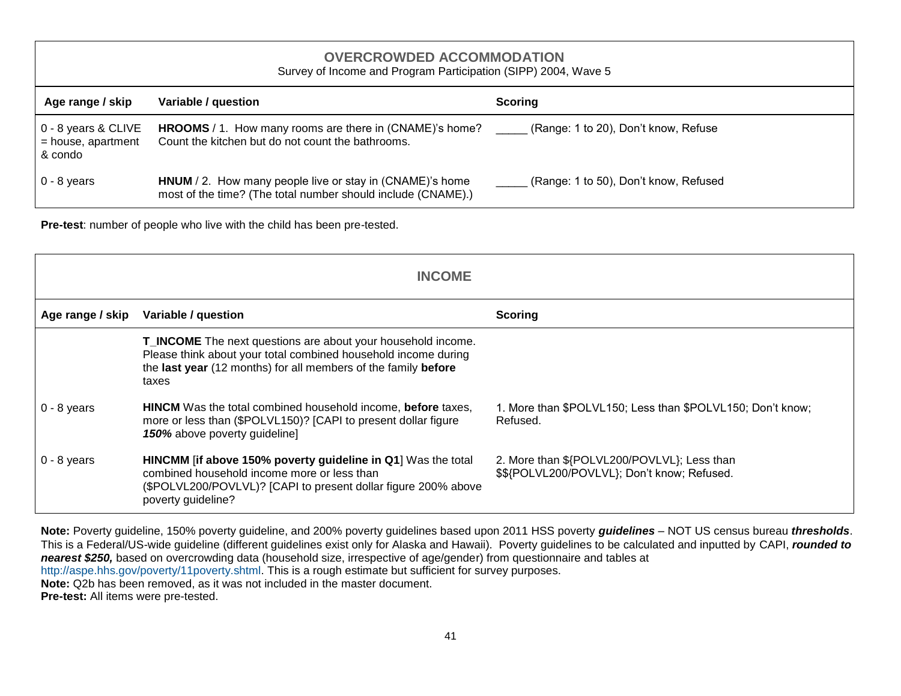| **OVERCROWDED ACCOMMODATION**<br>Survey of Income and Program Participation (SIPP) 2004, Wave 5 | | |
|---|---|---|
| **Age range / skip** | **Variable / question** | **Scoring** |
| 0 - 8 years & CLIVE = house, apartment & condo | **HROOMS** / 1. How many rooms are there in (CNAME)'s home? Count the kitchen but do not count the bathrooms. | _____ (Range: 1 to 20), Don't know, Refuse |
| 0 - 8 years | **HNUM** / 2. How many people live or stay in (CNAME)'s home most of the time? (The total number should include (CNAME).) | _____ (Range: 1 to 50), Don't know, Refused |

**Pre-test**: number of people who live with the child has been pre-tested.

| **INCOME** | | |
|---|---|---|
| **Age range / skip** | **Variable / question** | **Scoring** |
| | **T_INCOME** The next questions are about your household income. Please think about your total combined household income during the **last year** (12 months) for all members of the family **before** taxes | |
| 0 - 8 years | **HINCM** Was the total combined household income, **before** taxes, more or less than ($POLVL150)? [CAPI to present dollar figure ***150%*** above poverty guideline] | 1. More than $POLVL150; Less than $POLVL150; Don't know; Refused. |
| 0 - 8 years | **HINCMM** [**if above 150% poverty guideline in Q1**] Was the total combined household income more or less than ($POLVL200/POVLVL)? [CAPI to present dollar figure 200% above poverty guideline? | 2. More than ${POLVL200/POVLVL}; Less than $${POLVL200/POVLVL}; Don't know; Refused. |

**Note:** Poverty guideline, 150% poverty guideline, and 200% poverty guidelines based upon 2011 HSS poverty ***guidelines*** – NOT US census bureau ***thresholds***. This is a Federal/US-wide guideline (different guidelines exist only for Alaska and Hawaii). Poverty guidelines to be calculated and inputted by CAPI, ***rounded to nearest $250,*** based on overcrowding data (household size, irrespective of age/gender) from questionnaire and tables at http://aspe.hhs.gov/poverty/11poverty.shtml. This is a rough estimate but sufficient for survey purposes.
**Note:** Q2b has been removed, as it was not included in the master document.
**Pre-test:** All items were pre-tested.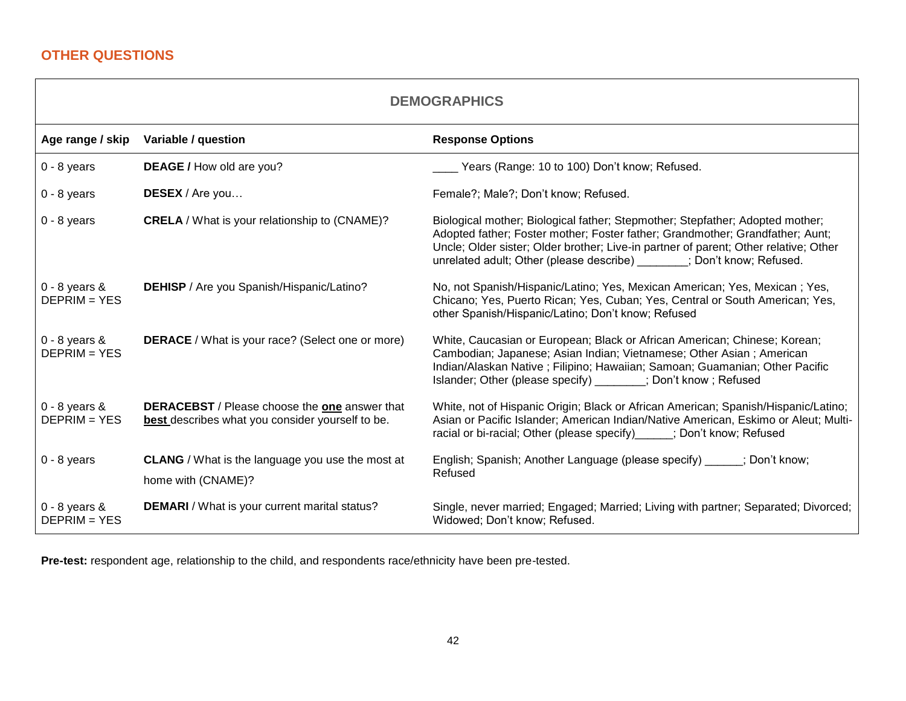## OTHER QUESTIONS

| DEMOGRAPHICS | | |
|---|---|---|
| **Age range / skip** | **Variable / question** | **Response Options** |
| 0 - 8 years | **DEAGE /** How old are you? | ____ Years (Range: 10 to 100) Don't know; Refused. |
| 0 - 8 years | **DESEX** / Are you… | Female?; Male?; Don't know; Refused. |
| 0 - 8 years | **CRELA** / What is your relationship to (CNAME)? | Biological mother; Biological father; Stepmother; Stepfather; Adopted mother; Adopted father; Foster mother; Foster father; Grandmother; Grandfather; Aunt; Uncle; Older sister; Older brother; Live-in partner of parent; Other relative; Other unrelated adult; Other (please describe) ________; Don't know; Refused. |
| 0 - 8 years & DEPRIM = YES | **DEHISP** / Are you Spanish/Hispanic/Latino? | No, not Spanish/Hispanic/Latino; Yes, Mexican American; Yes, Mexican ; Yes, Chicano; Yes, Puerto Rican; Yes, Cuban; Yes, Central or South American; Yes, other Spanish/Hispanic/Latino; Don't know; Refused |
| 0 - 8 years & DEPRIM = YES | **DERACE** / What is your race? (Select one or more) | White, Caucasian or European; Black or African American; Chinese; Korean; Cambodian; Japanese; Asian Indian; Vietnamese; Other Asian ; American Indian/Alaskan Native ; Filipino; Hawaiian; Samoan; Guamanian; Other Pacific Islander; Other (please specify) ________; Don't know ; Refused |
| 0 - 8 years & DEPRIM = YES | **DERACEBST** / Please choose the **one** answer that **best** describes what you consider yourself to be. | White, not of Hispanic Origin; Black or African American; Spanish/Hispanic/Latino; Asian or Pacific Islander; American Indian/Native American, Eskimo or Aleut; Multi-racial or bi-racial; Other (please specify)______; Don't know; Refused |
| 0 - 8 years | **CLANG** / What is the language you use the most at home with (CNAME)? | English; Spanish; Another Language (please specify) ______; Don't know; Refused |
| 0 - 8 years & DEPRIM = YES | **DEMARI** / What is your current marital status? | Single, never married; Engaged; Married; Living with partner; Separated; Divorced; Widowed; Don't know; Refused. |

**Pre-test:** respondent age, relationship to the child, and respondents race/ethnicity have been pre-tested.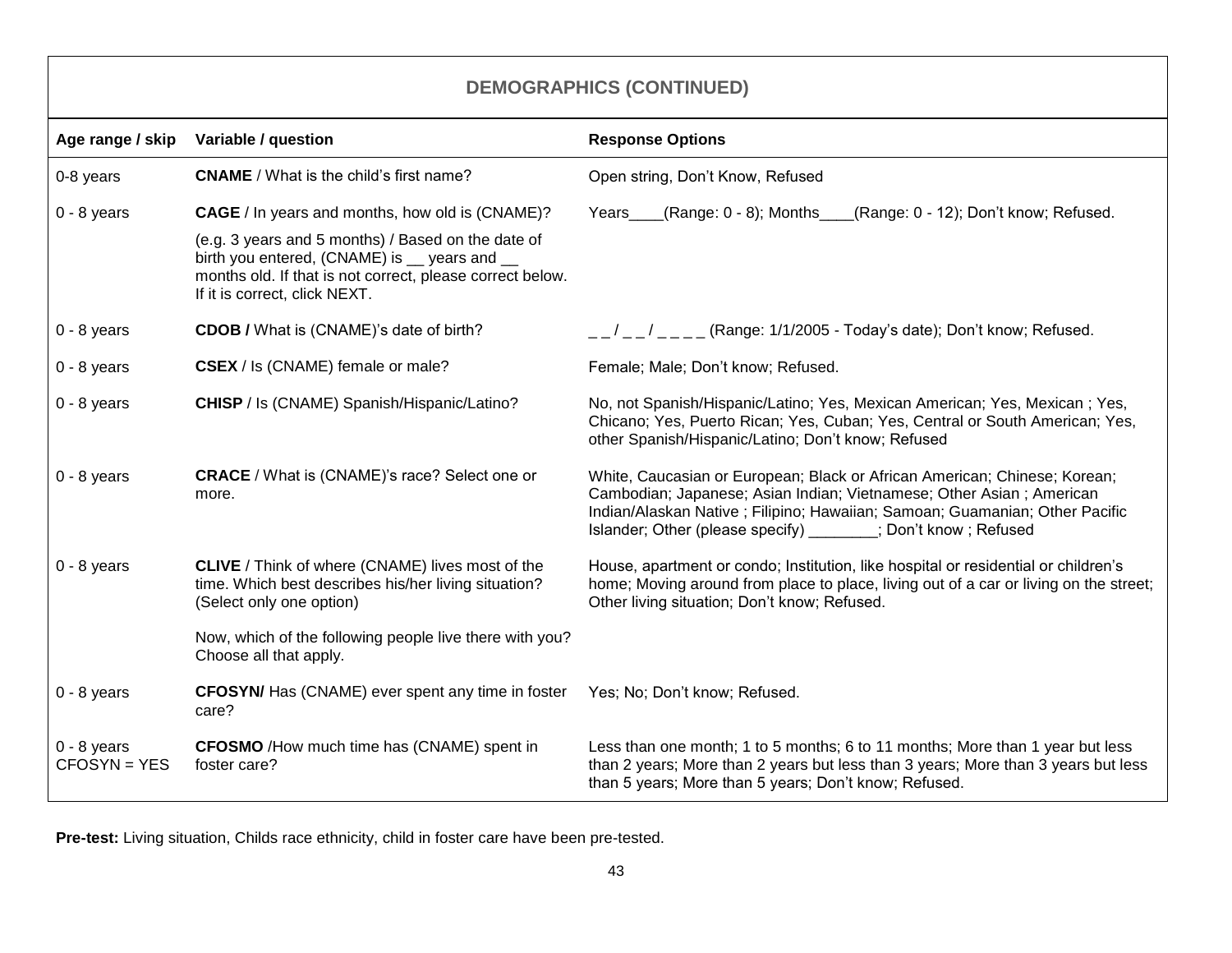| DEMOGRAPHICS (CONTINUED) | | |
|---|---|---|
| **Age range / skip** | **Variable / question** | **Response Options** |
| 0-8 years | **CNAME** / What is the child's first name? | Open string, Don't Know, Refused |
| 0 - 8 years | **CAGE** / In years and months, how old is (CNAME)? (e.g. 3 years and 5 months) / Based on the date of birth you entered, (CNAME) is __ years and __ months old. If that is not correct, please correct below. If it is correct, click NEXT. | Years____(Range: 0 - 8); Months____(Range: 0 - 12); Don't know; Refused. |
| 0 - 8 years | **CDOB /** What is (CNAME)'s date of birth? | _ _ / _ _ / _ _ _ _ (Range: 1/1/2005 - Today's date); Don't know; Refused. |
| 0 - 8 years | **CSEX** / Is (CNAME) female or male? | Female; Male; Don't know; Refused. |
| 0 - 8 years | **CHISP** / Is (CNAME) Spanish/Hispanic/Latino? | No, not Spanish/Hispanic/Latino; Yes, Mexican American; Yes, Mexican ; Yes, Chicano; Yes, Puerto Rican; Yes, Cuban; Yes, Central or South American; Yes, other Spanish/Hispanic/Latino; Don't know; Refused |
| 0 - 8 years | **CRACE** / What is (CNAME)'s race? Select one or more. | White, Caucasian or European; Black or African American; Chinese; Korean; Cambodian; Japanese; Asian Indian; Vietnamese; Other Asian ; American Indian/Alaskan Native ; Filipino; Hawaiian; Samoan; Guamanian; Other Pacific Islander; Other (please specify) ________; Don't know ; Refused |
| 0 - 8 years | **CLIVE** / Think of where (CNAME) lives most of the time. Which best describes his/her living situation? (Select only one option) Now, which of the following people live there with you? Choose all that apply. | House, apartment or condo; Institution, like hospital or residential or children's home; Moving around from place to place, living out of a car or living on the street; Other living situation; Don't know; Refused. |
| 0 - 8 years | **CFOSYN/** Has (CNAME) ever spent any time in foster care? | Yes; No; Don't know; Refused. |
| 0 - 8 years CFOSYN = YES | **CFOSMO** /How much time has (CNAME) spent in foster care? | Less than one month; 1 to 5 months; 6 to 11 months; More than 1 year but less than 2 years; More than 2 years but less than 3 years; More than 3 years but less than 5 years; More than 5 years; Don't know; Refused. |

**Pre-test:** Living situation, Childs race ethnicity, child in foster care have been pre-tested.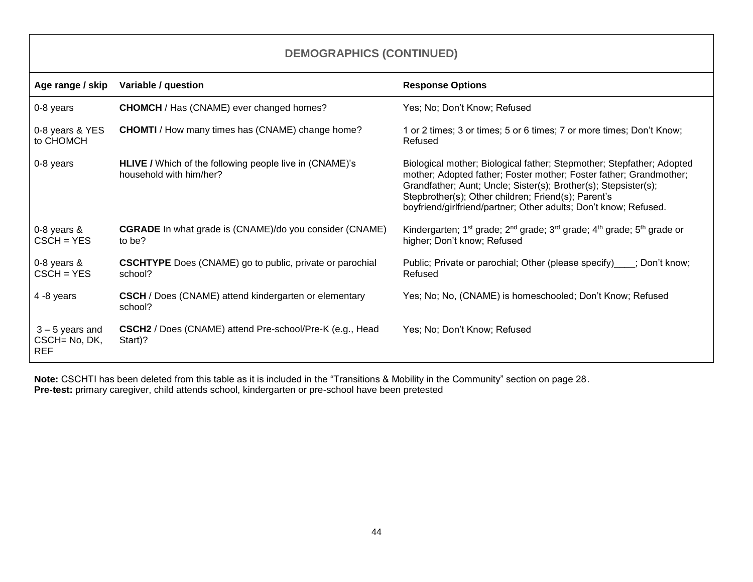## DEMOGRAPHICS (CONTINUED)

| Age range / skip | Variable / question | Response Options |
|---|---|---|
| 0-8 years | **CHOMCH** / Has (CNAME) ever changed homes? | Yes; No; Don't Know; Refused |
| 0-8 years & YES to CHOMCH | **CHOMTI** / How many times has (CNAME) change home? | 1 or 2 times; 3 or times; 5 or 6 times; 7 or more times; Don't Know; Refused |
| 0-8 years | **HLIVE /** Which of the following people live in (CNAME)'s household with him/her? | Biological mother; Biological father; Stepmother; Stepfather; Adopted mother; Adopted father; Foster mother; Foster father; Grandmother; Grandfather; Aunt; Uncle; Sister(s); Brother(s); Stepsister(s); Stepbrother(s); Other children; Friend(s); Parent's boyfriend/girlfriend/partner; Other adults; Don't know; Refused. |
| 0-8 years & CSCH = YES | **CGRADE** In what grade is (CNAME)/do you consider (CNAME) to be? | Kindergarten; 1st grade; 2nd grade; 3rd grade; 4th grade; 5th grade or higher; Don't know; Refused |
| 0-8 years & CSCH = YES | **CSCHTYPE** Does (CNAME) go to public, private or parochial school? | Public; Private or parochial; Other (please specify)____; Don't know; Refused |
| 4 -8 years | **CSCH** / Does (CNAME) attend kindergarten or elementary school? | Yes; No; No, (CNAME) is homeschooled; Don't Know; Refused |
| 3 – 5 years and CSCH= No, DK, REF | **CSCH2** / Does (CNAME) attend Pre-school/Pre-K (e.g., Head Start)? | Yes; No; Don't Know; Refused |

**Note:** CSCHTI has been deleted from this table as it is included in the "Transitions & Mobility in the Community" section on page 28.
**Pre-test:** primary caregiver, child attends school, kindergarten or pre-school have been pretested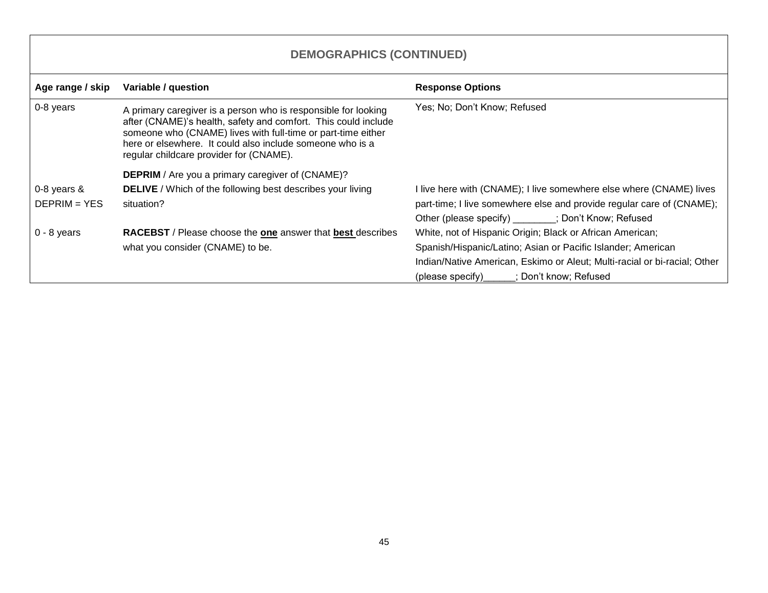## DEMOGRAPHICS (CONTINUED)

| Age range / skip | Variable / question | Response Options |
| --- | --- | --- |
| 0-8 years | A primary caregiver is a person who is responsible for looking after (CNAME)'s health, safety and comfort. This could include someone who (CNAME) lives with full-time or part-time either here or elsewhere. It could also include someone who is a regular childcare provider for (CNAME).<br><br>**DEPRIM** / Are you a primary caregiver of (CNAME)? | Yes; No; Don't Know; Refused |
| 0-8 years & DEPRIM = YES | **DELIVE** / Which of the following best describes your living situation? | I live here with (CNAME); I live somewhere else where (CNAME) lives part-time; I live somewhere else and provide regular care of (CNAME); Other (please specify) ________; Don't Know; Refused |
| 0 - 8 years | **RACEBST** / Please choose the **one** answer that **best** describes what you consider (CNAME) to be. | White, not of Hispanic Origin; Black or African American; Spanish/Hispanic/Latino; Asian or Pacific Islander; American Indian/Native American, Eskimo or Aleut; Multi-racial or bi-racial; Other (please specify)______; Don't know; Refused |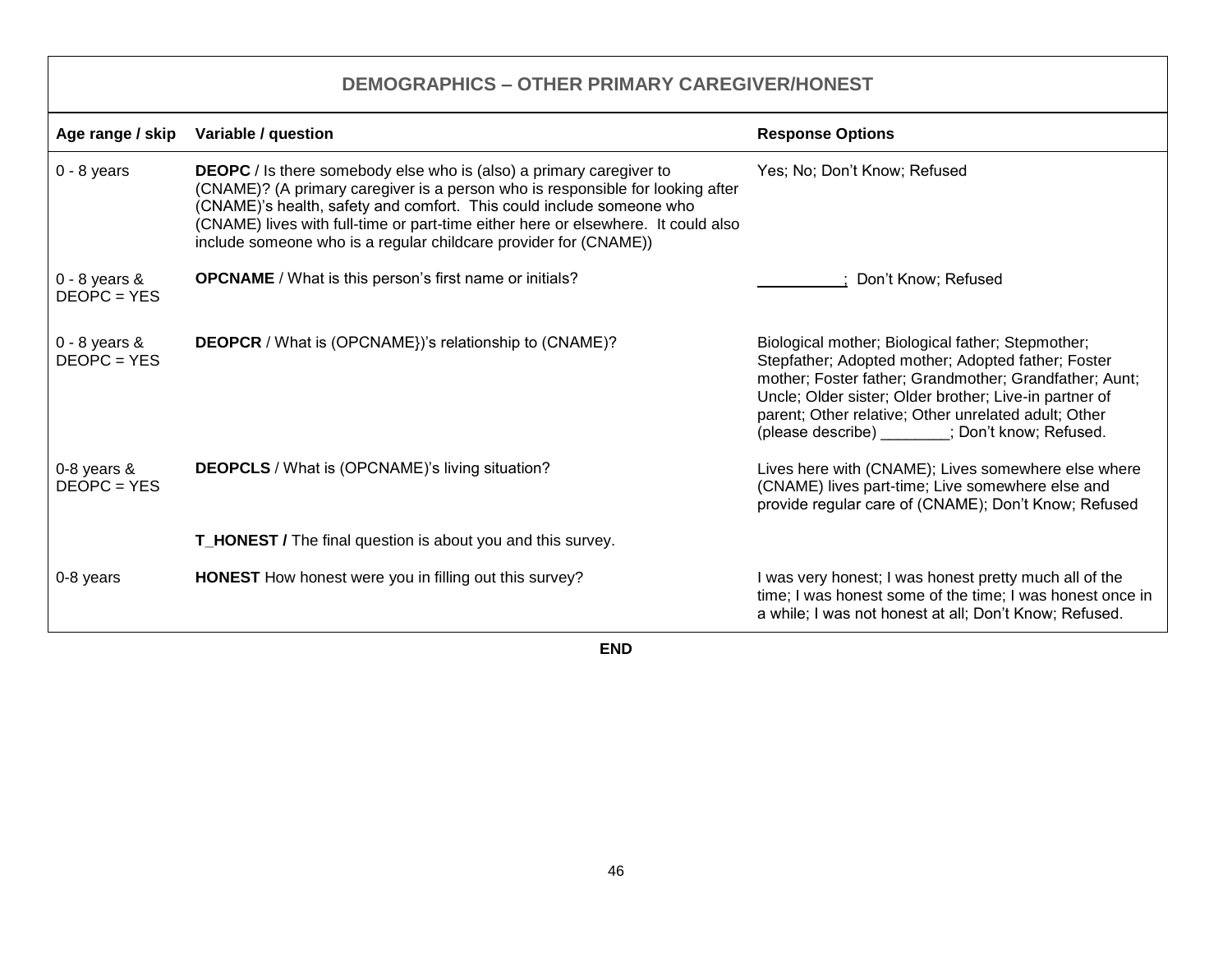## DEMOGRAPHICS – OTHER PRIMARY CAREGIVER/HONEST

| Age range / skip | Variable / question | Response Options |
|---|---|---|
| 0 - 8 years | **DEOPC** / Is there somebody else who is (also) a primary caregiver to (CNAME)? (A primary caregiver is a person who is responsible for looking after (CNAME)'s health, safety and comfort. This could include someone who (CNAME) lives with full-time or part-time either here or elsewhere. It could also include someone who is a regular childcare provider for (CNAME)) | Yes; No; Don't Know; Refused |
| 0 - 8 years & DEOPC = YES | **OPCNAME** / What is this person's first name or initials? | __________; Don't Know; Refused |
| 0 - 8 years & DEOPC = YES | **DEOPCR** / What is (OPCNAME})'s relationship to (CNAME)? | Biological mother; Biological father; Stepmother; Stepfather; Adopted mother; Adopted father; Foster mother; Foster father; Grandmother; Grandfather; Aunt; Uncle; Older sister; Older brother; Live-in partner of parent; Other relative; Other unrelated adult; Other (please describe) ________; Don't know; Refused. |
| 0-8 years & DEOPC = YES | **DEOPCLS** / What is (OPCNAME)'s living situation? | Lives here with (CNAME); Lives somewhere else where (CNAME) lives part-time; Live somewhere else and provide regular care of (CNAME); Don't Know; Refused |
| | **T_HONEST /** The final question is about you and this survey. | |
| 0-8 years | **HONEST** How honest were you in filling out this survey? | I was very honest; I was honest pretty much all of the time; I was honest some of the time; I was honest once in a while; I was not honest at all; Don't Know; Refused. |

**END**